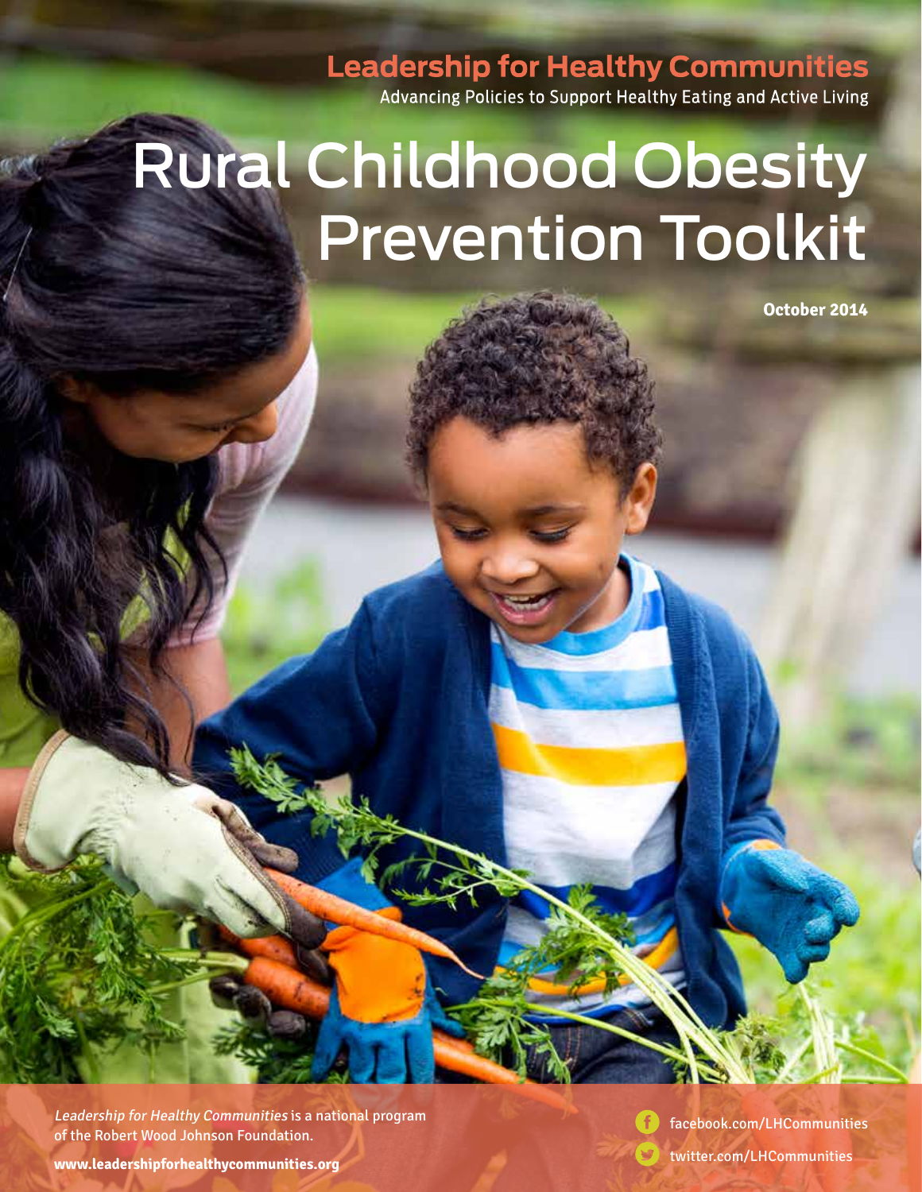**Leadership for Healthy Communities**

Advancing Policies to Support Healthy Eating and Active Living

# Rural Childhood Obesity Prevention Toolkit

**October 2014**

*Leadership for Healthy Communities* is a national program of the Robert Wood Johnson Foundation.

**www.leadershipforhealthycommunities.org**

facebook.com/LHCommunities

twitter.com/LHCommunities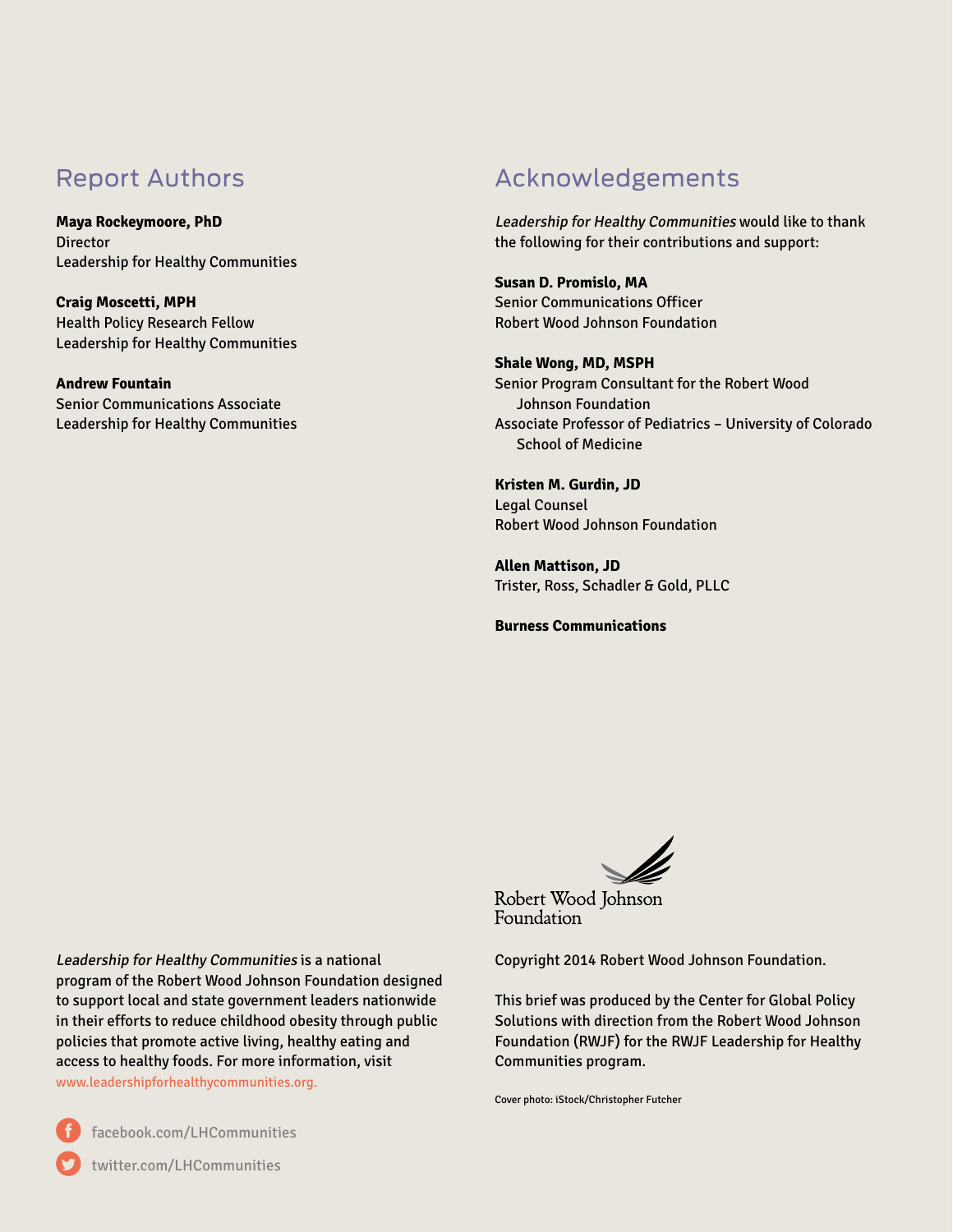## Report Authors

**Maya Rockeymoore, PhD**
Director
Leadership for Healthy Communities

**Craig Moscetti, MPH**
Health Policy Research Fellow
Leadership for Healthy Communities

**Andrew Fountain**
Senior Communications Associate
Leadership for Healthy Communities

## Acknowledgements

*Leadership for Healthy Communities* would like to thank the following for their contributions and support:

**Susan D. Promislo, MA**
Senior Communications Officer
Robert Wood Johnson Foundation

**Shale Wong, MD, MSPH**
Senior Program Consultant for the Robert Wood Johnson Foundation
Associate Professor of Pediatrics – University of Colorado School of Medicine

**Kristen M. Gurdin, JD**
Legal Counsel
Robert Wood Johnson Foundation

**Allen Mattison, JD**
Trister, Ross, Schadler & Gold, PLLC

**Burness Communications**

*Leadership for Healthy Communities* is a national program of the Robert Wood Johnson Foundation designed to support local and state government leaders nationwide in their efforts to reduce childhood obesity through public policies that promote active living, healthy eating and access to healthy foods. For more information, visit www.leadershipforhealthycommunities.org.

facebook.com/LHCommunities

twitter.com/LHCommunities

Robert Wood Johnson Foundation

Copyright 2014 Robert Wood Johnson Foundation.

This brief was produced by the Center for Global Policy Solutions with direction from the Robert Wood Johnson Foundation (RWJF) for the RWJF Leadership for Healthy Communities program.

Cover photo: iStock/Christopher Futcher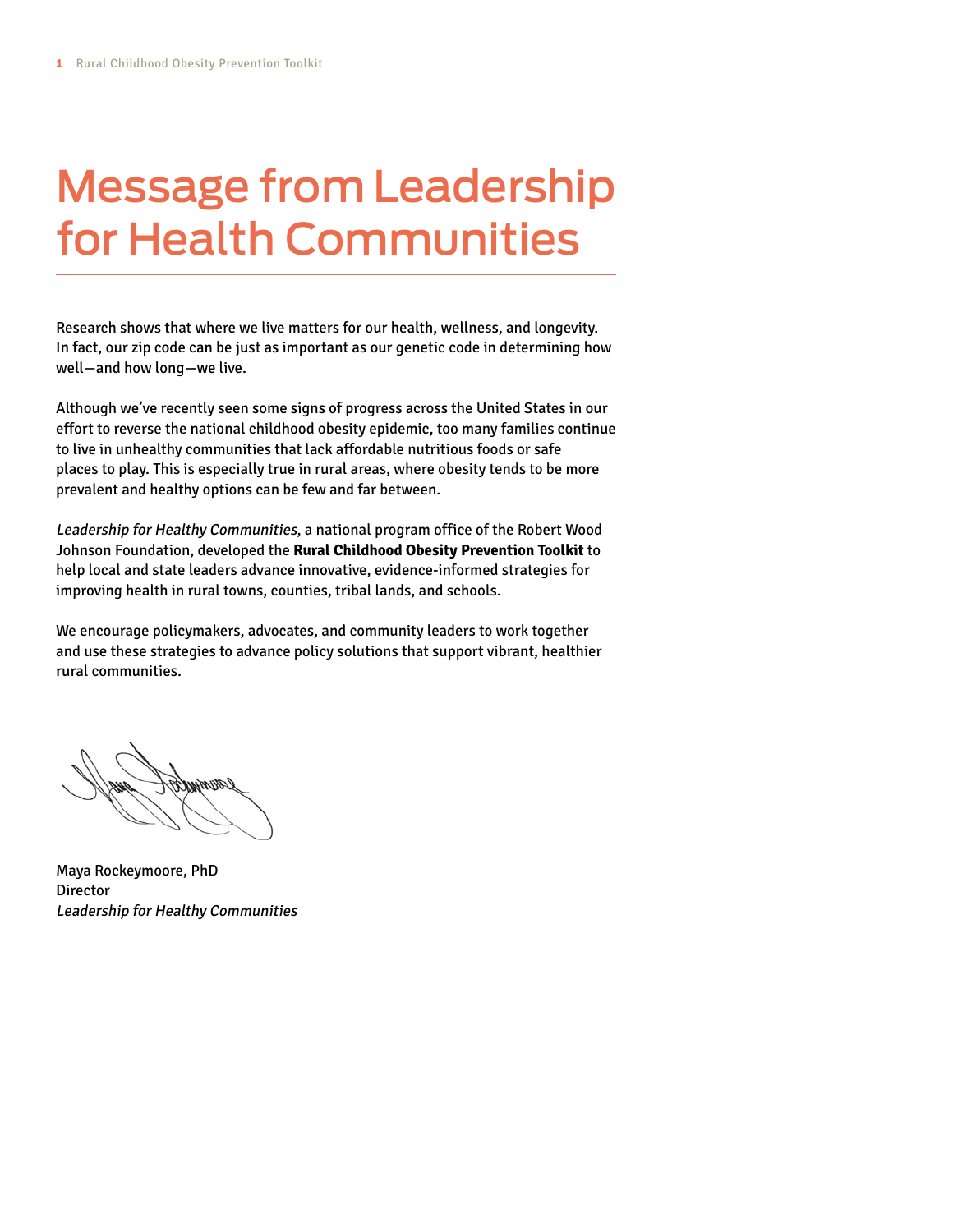# Message from Leadership for Health Communities

Research shows that where we live matters for our health, wellness, and longevity. In fact, our zip code can be just as important as our genetic code in determining how well—and how long—we live.

Although we've recently seen some signs of progress across the United States in our effort to reverse the national childhood obesity epidemic, too many families continue to live in unhealthy communities that lack affordable nutritious foods or safe places to play. This is especially true in rural areas, where obesity tends to be more prevalent and healthy options can be few and far between.

*Leadership for Healthy Communities,* a national program office of the Robert Wood Johnson Foundation, developed the **Rural Childhood Obesity Prevention Toolkit** to help local and state leaders advance innovative, evidence-informed strategies for improving health in rural towns, counties, tribal lands, and schools.

We encourage policymakers, advocates, and community leaders to work together and use these strategies to advance policy solutions that support vibrant, healthier rural communities.

Maya Rockeymoore, PhD
Director
*Leadership for Healthy Communities*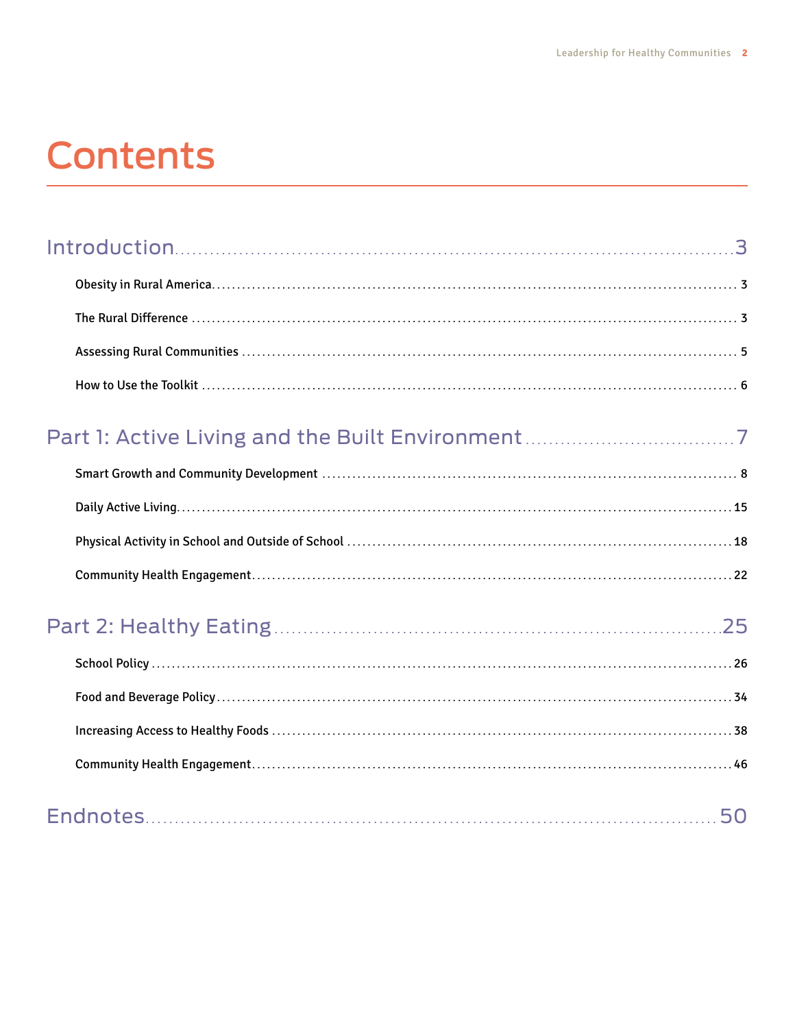# Contents

## Introduction ........ 3

- Obesity in Rural America ........ 3
- The Rural Difference ........ 3
- Assessing Rural Communities ........ 5
- How to Use the Toolkit ........ 6

## Part 1: Active Living and the Built Environment ........ 7

- Smart Growth and Community Development ........ 8
- Daily Active Living ........ 15
- Physical Activity in School and Outside of School ........ 18
- Community Health Engagement ........ 22

## Part 2: Healthy Eating ........ 25

- School Policy ........ 26
- Food and Beverage Policy ........ 34
- Increasing Access to Healthy Foods ........ 38
- Community Health Engagement ........ 46

## Endnotes ........ 50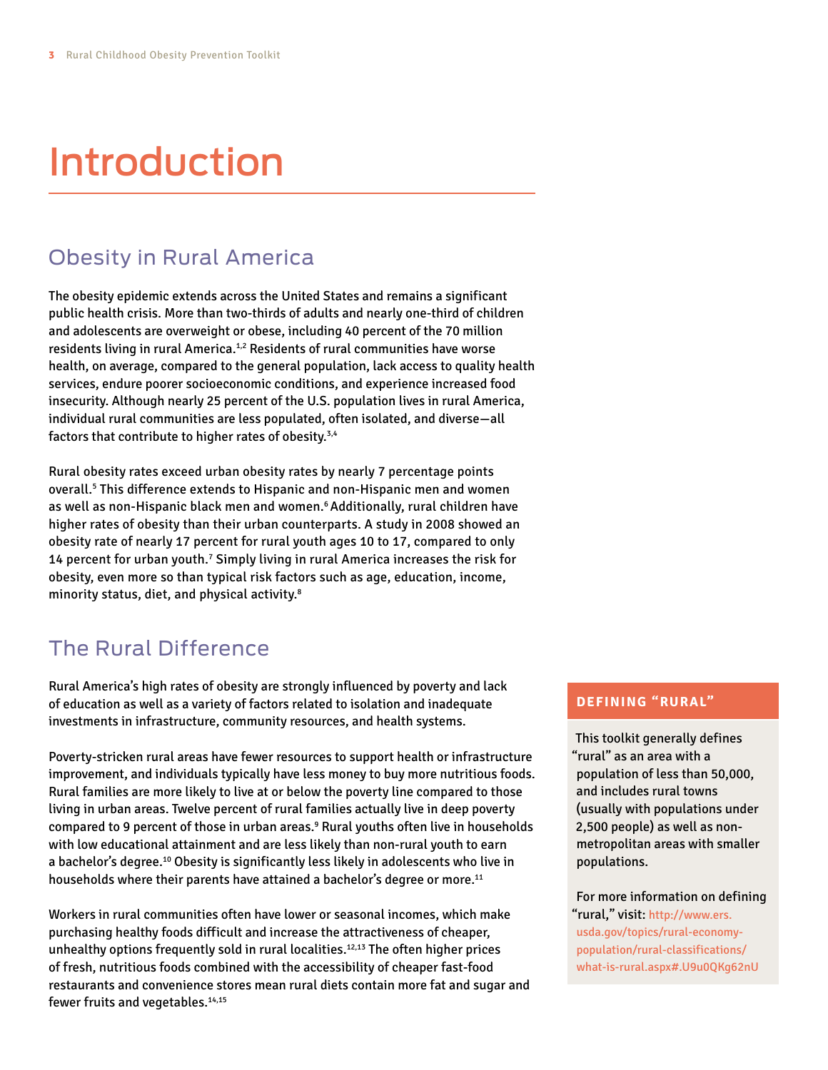# Introduction

## Obesity in Rural America

The obesity epidemic extends across the United States and remains a significant public health crisis. More than two-thirds of adults and nearly one-third of children and adolescents are overweight or obese, including 40 percent of the 70 million residents living in rural America.[1,2] Residents of rural communities have worse health, on average, compared to the general population, lack access to quality health services, endure poorer socioeconomic conditions, and experience increased food insecurity. Although nearly 25 percent of the U.S. population lives in rural America, individual rural communities are less populated, often isolated, and diverse—all factors that contribute to higher rates of obesity.[3,4]

Rural obesity rates exceed urban obesity rates by nearly 7 percentage points overall.[5] This difference extends to Hispanic and non-Hispanic men and women as well as non-Hispanic black men and women.[6] Additionally, rural children have higher rates of obesity than their urban counterparts. A study in 2008 showed an obesity rate of nearly 17 percent for rural youth ages 10 to 17, compared to only 14 percent for urban youth.[7] Simply living in rural America increases the risk for obesity, even more so than typical risk factors such as age, education, income, minority status, diet, and physical activity.[8]

## The Rural Difference

Rural America's high rates of obesity are strongly influenced by poverty and lack of education as well as a variety of factors related to isolation and inadequate investments in infrastructure, community resources, and health systems.

Poverty-stricken rural areas have fewer resources to support health or infrastructure improvement, and individuals typically have less money to buy more nutritious foods. Rural families are more likely to live at or below the poverty line compared to those living in urban areas. Twelve percent of rural families actually live in deep poverty compared to 9 percent of those in urban areas.[9] Rural youths often live in households with low educational attainment and are less likely than non-rural youth to earn a bachelor's degree.[10] Obesity is significantly less likely in adolescents who live in households where their parents have attained a bachelor's degree or more.[11]

Workers in rural communities often have lower or seasonal incomes, which make purchasing healthy foods difficult and increase the attractiveness of cheaper, unhealthy options frequently sold in rural localities.[12,13] The often higher prices of fresh, nutritious foods combined with the accessibility of cheaper fast-food restaurants and convenience stores mean rural diets contain more fat and sugar and fewer fruits and vegetables.[14,15]

**DEFINING "RURAL"**

This toolkit generally defines "rural" as an area with a population of less than 50,000, and includes rural towns (usually with populations under 2,500 people) as well as non-metropolitan areas with smaller populations.

For more information on defining "rural," visit: http://www.ers.usda.gov/topics/rural-economy-population/rural-classifications/what-is-rural.aspx#.U9u0QKg62nU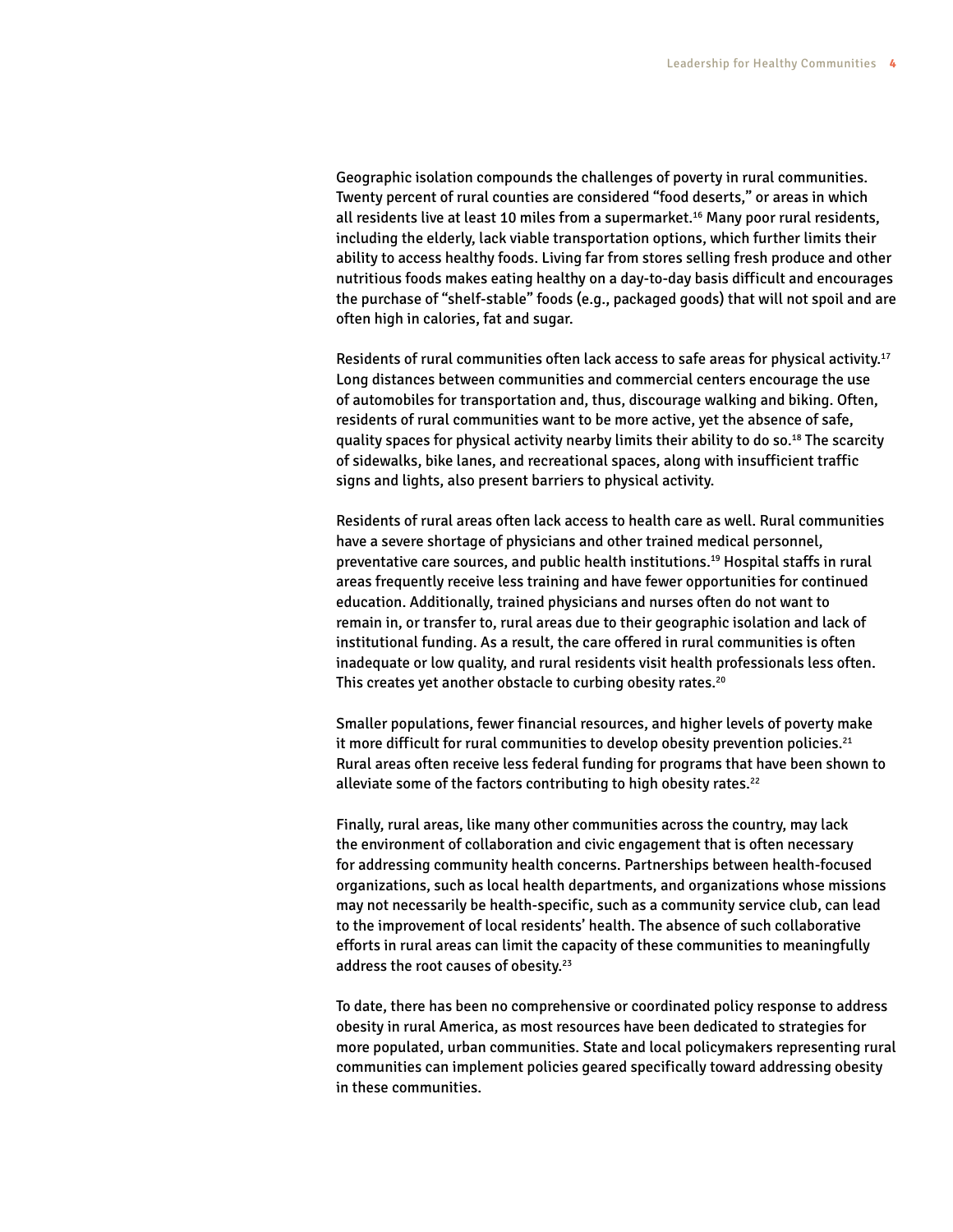Geographic isolation compounds the challenges of poverty in rural communities. Twenty percent of rural counties are considered "food deserts," or areas in which all residents live at least 10 miles from a supermarket.[16] Many poor rural residents, including the elderly, lack viable transportation options, which further limits their ability to access healthy foods. Living far from stores selling fresh produce and other nutritious foods makes eating healthy on a day-to-day basis difficult and encourages the purchase of "shelf-stable" foods (e.g., packaged goods) that will not spoil and are often high in calories, fat and sugar.

Residents of rural communities often lack access to safe areas for physical activity.[17] Long distances between communities and commercial centers encourage the use of automobiles for transportation and, thus, discourage walking and biking. Often, residents of rural communities want to be more active, yet the absence of safe, quality spaces for physical activity nearby limits their ability to do so.[18] The scarcity of sidewalks, bike lanes, and recreational spaces, along with insufficient traffic signs and lights, also present barriers to physical activity.

Residents of rural areas often lack access to health care as well. Rural communities have a severe shortage of physicians and other trained medical personnel, preventative care sources, and public health institutions.[19] Hospital staffs in rural areas frequently receive less training and have fewer opportunities for continued education. Additionally, trained physicians and nurses often do not want to remain in, or transfer to, rural areas due to their geographic isolation and lack of institutional funding. As a result, the care offered in rural communities is often inadequate or low quality, and rural residents visit health professionals less often. This creates yet another obstacle to curbing obesity rates.[20]

Smaller populations, fewer financial resources, and higher levels of poverty make it more difficult for rural communities to develop obesity prevention policies.[21] Rural areas often receive less federal funding for programs that have been shown to alleviate some of the factors contributing to high obesity rates.[22]

Finally, rural areas, like many other communities across the country, may lack the environment of collaboration and civic engagement that is often necessary for addressing community health concerns. Partnerships between health-focused organizations, such as local health departments, and organizations whose missions may not necessarily be health-specific, such as a community service club, can lead to the improvement of local residents' health. The absence of such collaborative efforts in rural areas can limit the capacity of these communities to meaningfully address the root causes of obesity.[23]

To date, there has been no comprehensive or coordinated policy response to address obesity in rural America, as most resources have been dedicated to strategies for more populated, urban communities. State and local policymakers representing rural communities can implement policies geared specifically toward addressing obesity in these communities.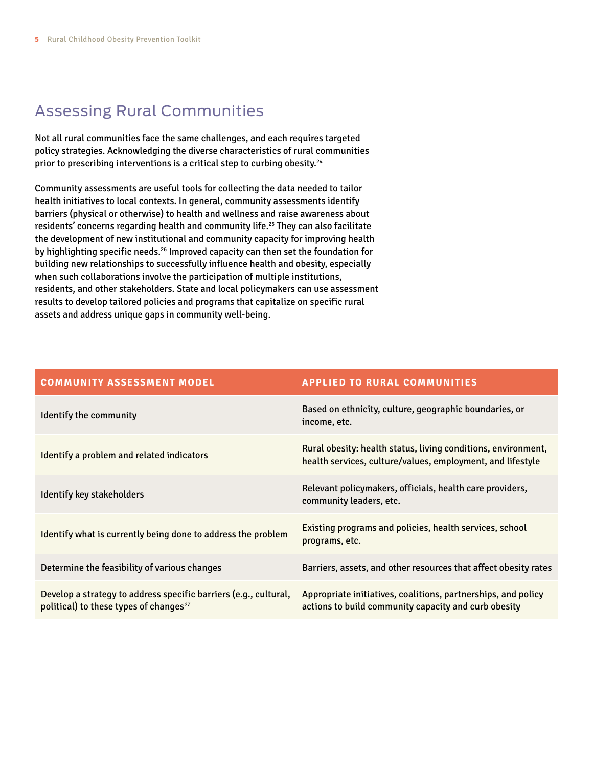## Assessing Rural Communities

Not all rural communities face the same challenges, and each requires targeted policy strategies. Acknowledging the diverse characteristics of rural communities prior to prescribing interventions is a critical step to curbing obesity.[24]

Community assessments are useful tools for collecting the data needed to tailor health initiatives to local contexts. In general, community assessments identify barriers (physical or otherwise) to health and wellness and raise awareness about residents' concerns regarding health and community life.[25] They can also facilitate the development of new institutional and community capacity for improving health by highlighting specific needs.[26] Improved capacity can then set the foundation for building new relationships to successfully influence health and obesity, especially when such collaborations involve the participation of multiple institutions, residents, and other stakeholders. State and local policymakers can use assessment results to develop tailored policies and programs that capitalize on specific rural assets and address unique gaps in community well-being.

| COMMUNITY ASSESSMENT MODEL | APPLIED TO RURAL COMMUNITIES |
| --- | --- |
| Identify the community | Based on ethnicity, culture, geographic boundaries, or income, etc. |
| Identify a problem and related indicators | Rural obesity: health status, living conditions, environment, health services, culture/values, employment, and lifestyle |
| Identify key stakeholders | Relevant policymakers, officials, health care providers, community leaders, etc. |
| Identify what is currently being done to address the problem | Existing programs and policies, health services, school programs, etc. |
| Determine the feasibility of various changes | Barriers, assets, and other resources that affect obesity rates |
| Develop a strategy to address specific barriers (e.g., cultural, political) to these types of changes[27] | Appropriate initiatives, coalitions, partnerships, and policy actions to build community capacity and curb obesity |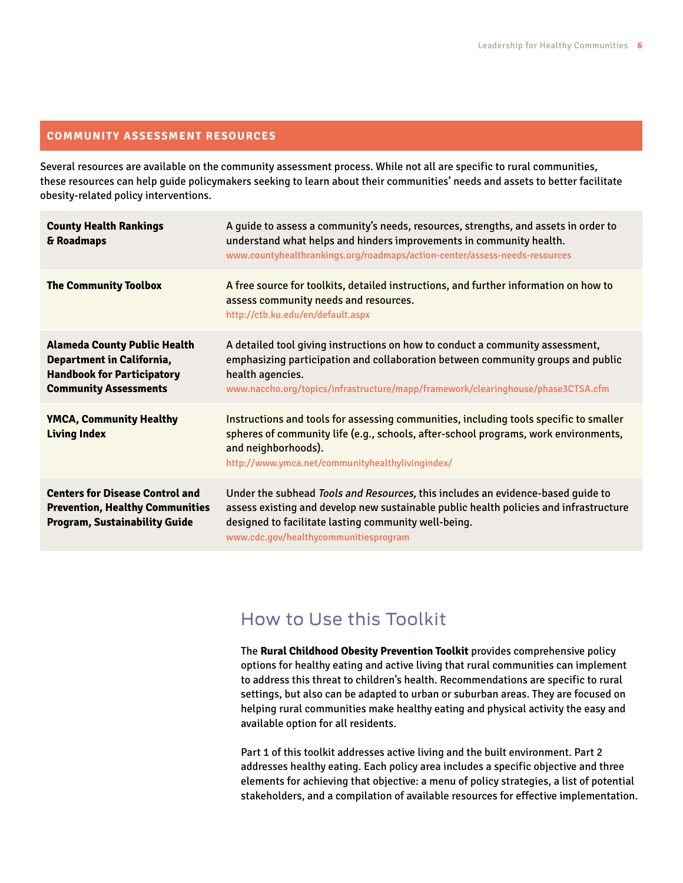## COMMUNITY ASSESSMENT RESOURCES

Several resources are available on the community assessment process. While not all are specific to rural communities, these resources can help guide policymakers seeking to learn about their communities' needs and assets to better facilitate obesity-related policy interventions.

| Resource | Description |
|---|---|
| **County Health Rankings & Roadmaps** | A guide to assess a community's needs, resources, strengths, and assets in order to understand what helps and hinders improvements in community health. www.countyhealthrankings.org/roadmaps/action-center/assess-needs-resources |
| **The Community Toolbox** | A free source for toolkits, detailed instructions, and further information on how to assess community needs and resources. http://ctb.ku.edu/en/default.aspx |
| **Alameda County Public Health Department in California, Handbook for Participatory Community Assessments** | A detailed tool giving instructions on how to conduct a community assessment, emphasizing participation and collaboration between community groups and public health agencies. www.naccho.org/topics/infrastructure/mapp/framework/clearinghouse/phase3CTSA.cfm |
| **YMCA, Community Healthy Living Index** | Instructions and tools for assessing communities, including tools specific to smaller spheres of community life (e.g., schools, after-school programs, work environments, and neighborhoods). http://www.ymca.net/communityhealthylivingindex/ |
| **Centers for Disease Control and Prevention, Healthy Communities Program, Sustainability Guide** | Under the subhead *Tools and Resources,* this includes an evidence-based guide to assess existing and develop new sustainable public health policies and infrastructure designed to facilitate lasting community well-being. www.cdc.gov/healthycommunitiesprogram |

## How to Use this Toolkit

The **Rural Childhood Obesity Prevention Toolkit** provides comprehensive policy options for healthy eating and active living that rural communities can implement to address this threat to children's health. Recommendations are specific to rural settings, but also can be adapted to urban or suburban areas. They are focused on helping rural communities make healthy eating and physical activity the easy and available option for all residents.

Part 1 of this toolkit addresses active living and the built environment. Part 2 addresses healthy eating. Each policy area includes a specific objective and three elements for achieving that objective: a menu of policy strategies, a list of potential stakeholders, and a compilation of available resources for effective implementation.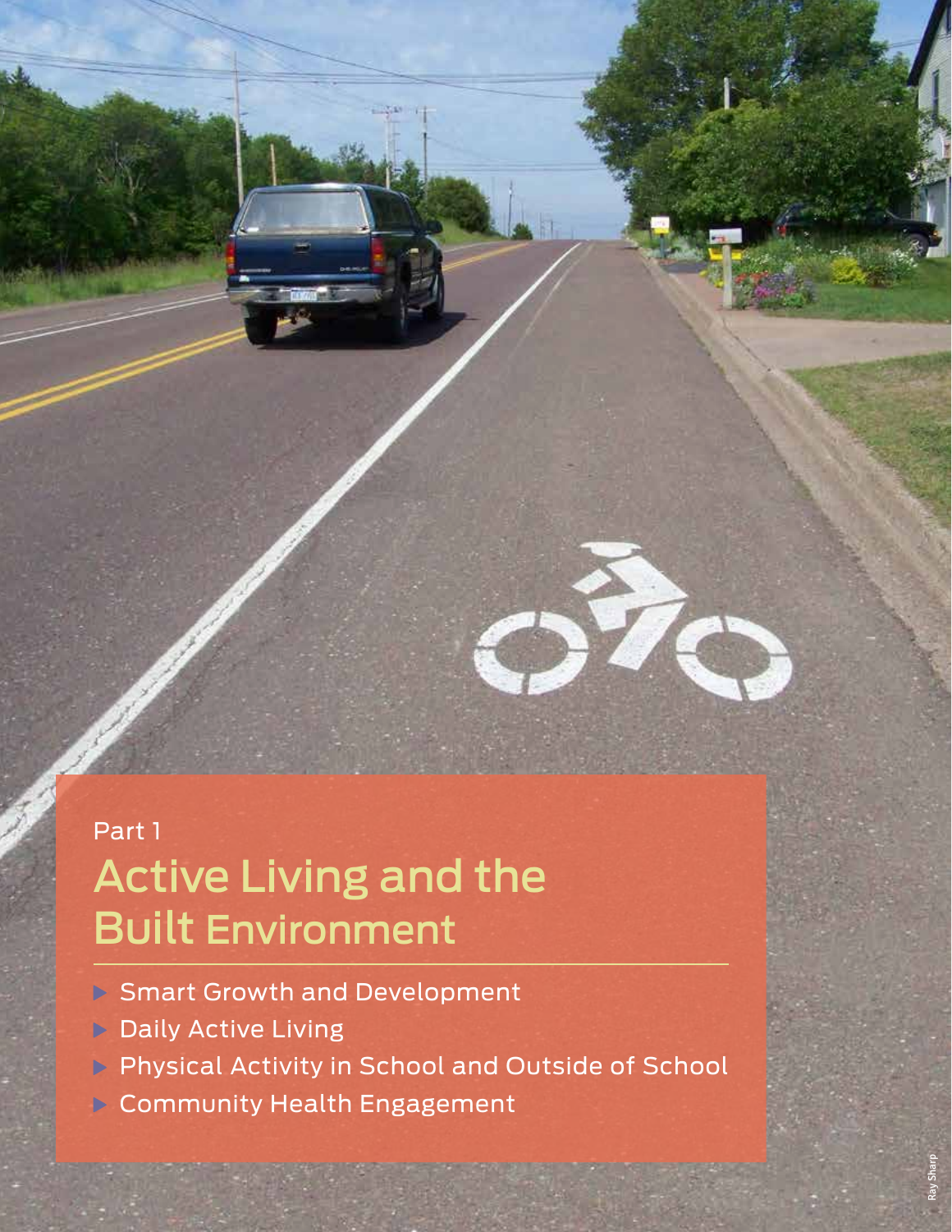Part 1

# Active Living and the Built Environment

- Smart Growth and Development
- Daily Active Living
- Physical Activity in School and Outside of School
- Community Health Engagement

Ray Sharp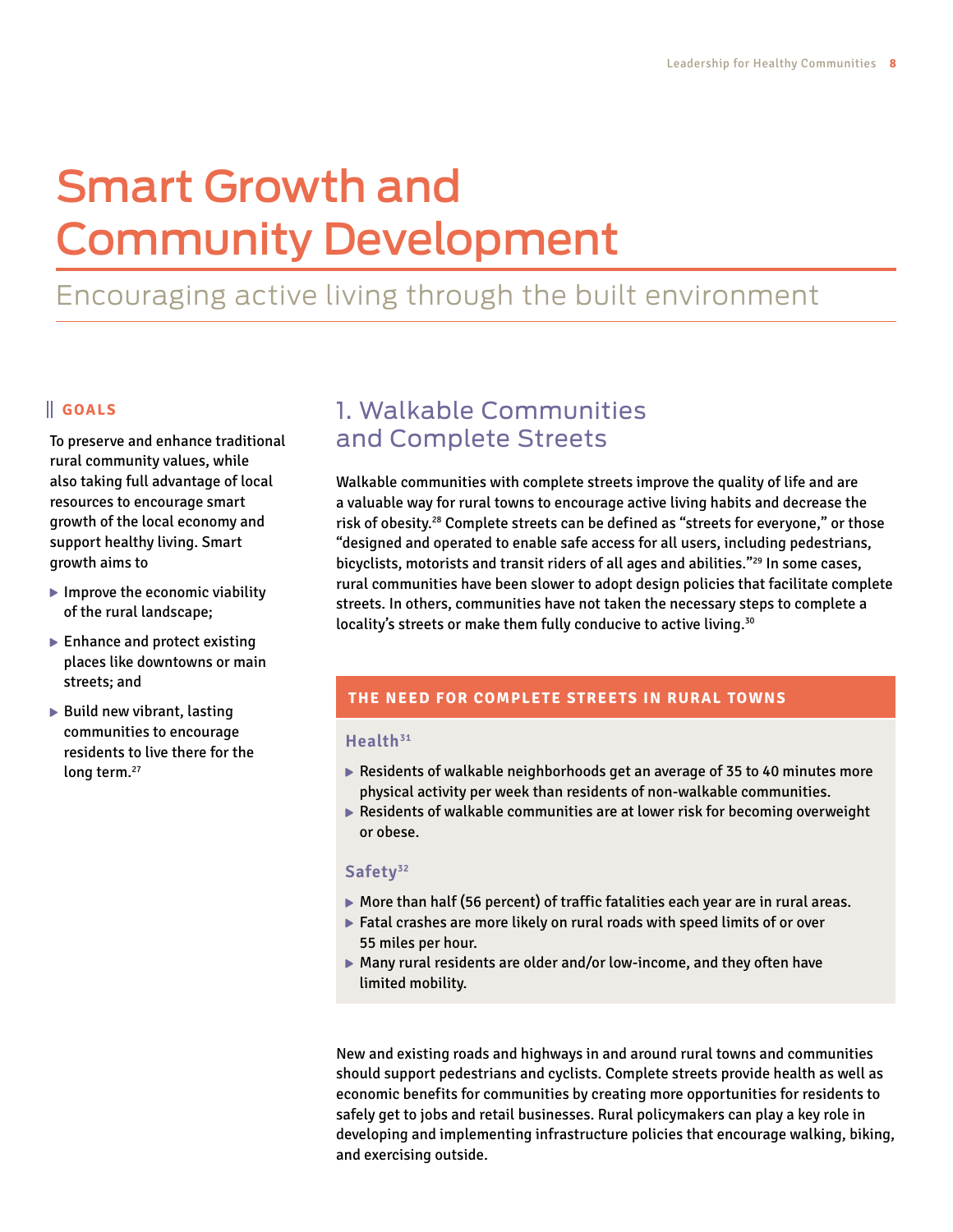# Smart Growth and Community Development

## Encouraging active living through the built environment

### GOALS

To preserve and enhance traditional rural community values, while also taking full advantage of local resources to encourage smart growth of the local economy and support healthy living. Smart growth aims to

- Improve the economic viability of the rural landscape;
- Enhance and protect existing places like downtowns or main streets; and
- Build new vibrant, lasting communities to encourage residents to live there for the long term.[27]

## 1. Walkable Communities and Complete Streets

Walkable communities with complete streets improve the quality of life and are a valuable way for rural towns to encourage active living habits and decrease the risk of obesity.[28] Complete streets can be defined as "streets for everyone," or those "designed and operated to enable safe access for all users, including pedestrians, bicyclists, motorists and transit riders of all ages and abilities."[29] In some cases, rural communities have been slower to adopt design policies that facilitate complete streets. In others, communities have not taken the necessary steps to complete a locality's streets or make them fully conducive to active living.[30]

### THE NEED FOR COMPLETE STREETS IN RURAL TOWNS

**Health**[31]

- Residents of walkable neighborhoods get an average of 35 to 40 minutes more physical activity per week than residents of non-walkable communities.
- Residents of walkable communities are at lower risk for becoming overweight or obese.

**Safety**[32]

- More than half (56 percent) of traffic fatalities each year are in rural areas.
- Fatal crashes are more likely on rural roads with speed limits of or over 55 miles per hour.
- Many rural residents are older and/or low-income, and they often have limited mobility.

New and existing roads and highways in and around rural towns and communities should support pedestrians and cyclists. Complete streets provide health as well as economic benefits for communities by creating more opportunities for residents to safely get to jobs and retail businesses. Rural policymakers can play a key role in developing and implementing infrastructure policies that encourage walking, biking, and exercising outside.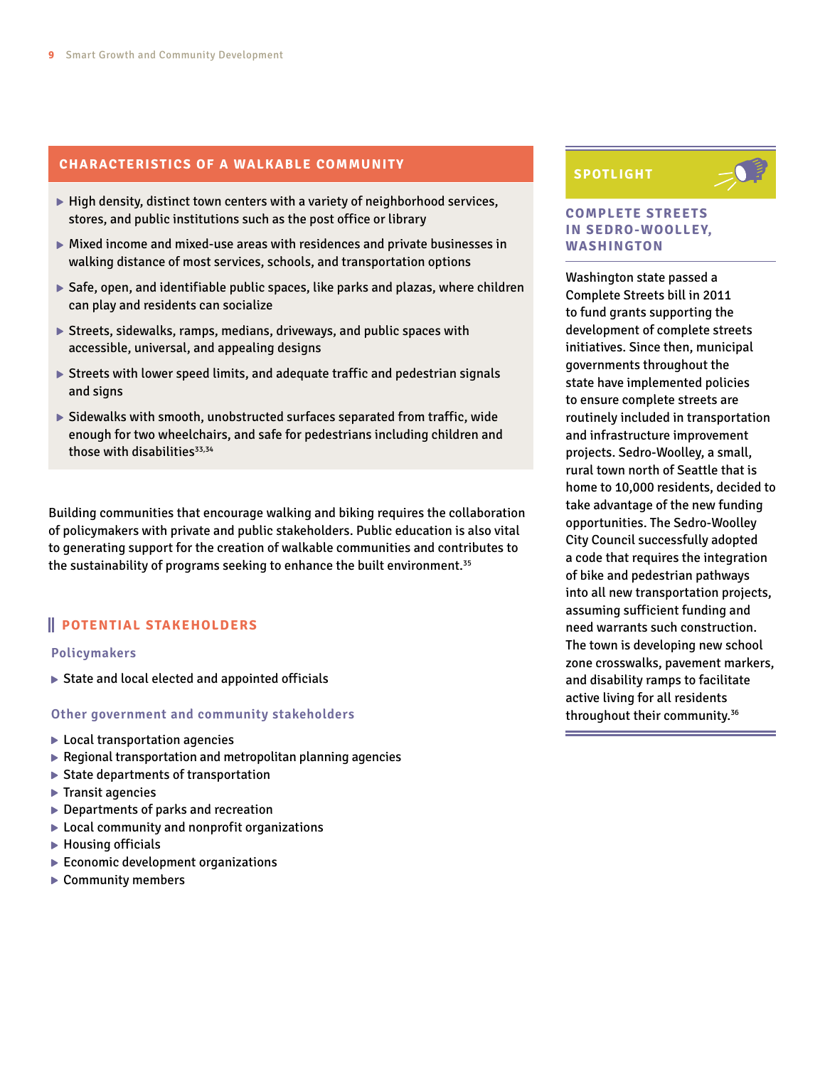## CHARACTERISTICS OF A WALKABLE COMMUNITY

- High density, distinct town centers with a variety of neighborhood services, stores, and public institutions such as the post office or library
- Mixed income and mixed-use areas with residences and private businesses in walking distance of most services, schools, and transportation options
- Safe, open, and identifiable public spaces, like parks and plazas, where children can play and residents can socialize
- Streets, sidewalks, ramps, medians, driveways, and public spaces with accessible, universal, and appealing designs
- Streets with lower speed limits, and adequate traffic and pedestrian signals and signs
- Sidewalks with smooth, unobstructed surfaces separated from traffic, wide enough for two wheelchairs, and safe for pedestrians including children and those with disabilities[33,34]

Building communities that encourage walking and biking requires the collaboration of policymakers with private and public stakeholders. Public education is also vital to generating support for the creation of walkable communities and contributes to the sustainability of programs seeking to enhance the built environment.[35]

## POTENTIAL STAKEHOLDERS

### Policymakers

- State and local elected and appointed officials

### Other government and community stakeholders

- Local transportation agencies
- Regional transportation and metropolitan planning agencies
- State departments of transportation
- Transit agencies
- Departments of parks and recreation
- Local community and nonprofit organizations
- Housing officials
- Economic development organizations
- Community members

## SPOTLIGHT

### COMPLETE STREETS IN SEDRO-WOOLLEY, WASHINGTON

Washington state passed a Complete Streets bill in 2011 to fund grants supporting the development of complete streets initiatives. Since then, municipal governments throughout the state have implemented policies to ensure complete streets are routinely included in transportation and infrastructure improvement projects. Sedro-Woolley, a small, rural town north of Seattle that is home to 10,000 residents, decided to take advantage of the new funding opportunities. The Sedro-Woolley City Council successfully adopted a code that requires the integration of bike and pedestrian pathways into all new transportation projects, assuming sufficient funding and need warrants such construction. The town is developing new school zone crosswalks, pavement markers, and disability ramps to facilitate active living for all residents throughout their community.[36]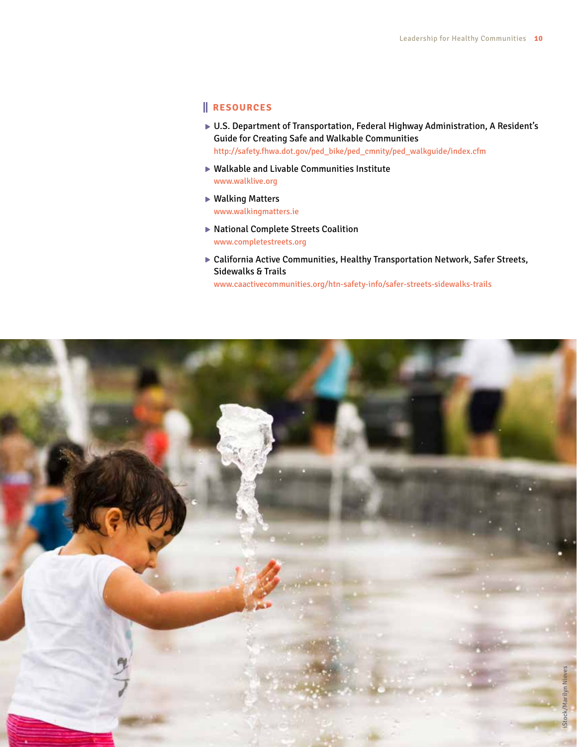## RESOURCES

- U.S. Department of Transportation, Federal Highway Administration, A Resident's Guide for Creating Safe and Walkable Communities
  http://safety.fhwa.dot.gov/ped_bike/ped_cmnity/ped_walkguide/index.cfm
- Walkable and Livable Communities Institute
  www.walklive.org
- Walking Matters
  www.walkingmatters.ie
- National Complete Streets Coalition
  www.completestreets.org
- California Active Communities, Healthy Transportation Network, Safer Streets, Sidewalks & Trails
  www.caactivecommunities.org/htn-safety-info/safer-streets-sidewalks-trails

iStock/Marilyn Nieves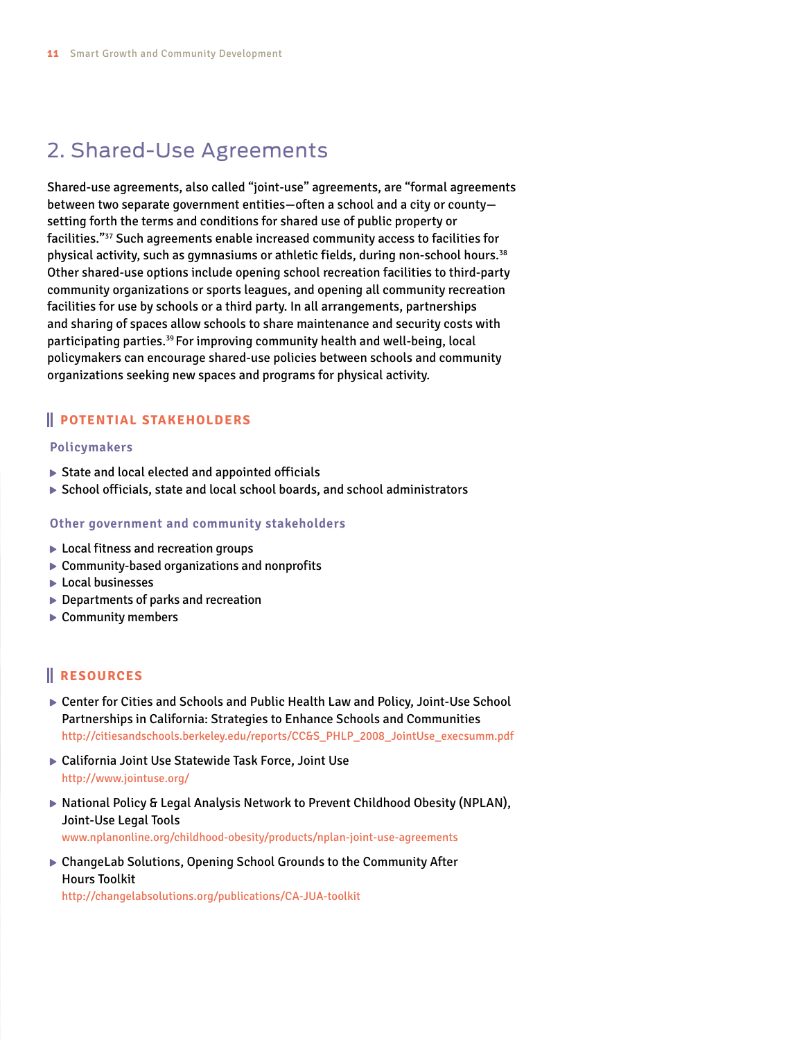## 2. Shared-Use Agreements

Shared-use agreements, also called "joint-use" agreements, are "formal agreements between two separate government entities—often a school and a city or county—setting forth the terms and conditions for shared use of public property or facilities."[37] Such agreements enable increased community access to facilities for physical activity, such as gymnasiums or athletic fields, during non-school hours.[38] Other shared-use options include opening school recreation facilities to third-party community organizations or sports leagues, and opening all community recreation facilities for use by schools or a third party. In all arrangements, partnerships and sharing of spaces allow schools to share maintenance and security costs with participating parties.[39] For improving community health and well-being, local policymakers can encourage shared-use policies between schools and community organizations seeking new spaces and programs for physical activity.

### POTENTIAL STAKEHOLDERS

#### Policymakers

- State and local elected and appointed officials
- School officials, state and local school boards, and school administrators

#### Other government and community stakeholders

- Local fitness and recreation groups
- Community-based organizations and nonprofits
- Local businesses
- Departments of parks and recreation
- Community members

### RESOURCES

- Center for Cities and Schools and Public Health Law and Policy, Joint-Use School Partnerships in California: Strategies to Enhance Schools and Communities
  http://citiesandschools.berkeley.edu/reports/CC&S_PHLP_2008_JointUse_execsumm.pdf
- California Joint Use Statewide Task Force, Joint Use
  http://www.jointuse.org/
- National Policy & Legal Analysis Network to Prevent Childhood Obesity (NPLAN), Joint-Use Legal Tools
  www.nplanonline.org/childhood-obesity/products/nplan-joint-use-agreements
- ChangeLab Solutions, Opening School Grounds to the Community After Hours Toolkit
  http://changelabsolutions.org/publications/CA-JUA-toolkit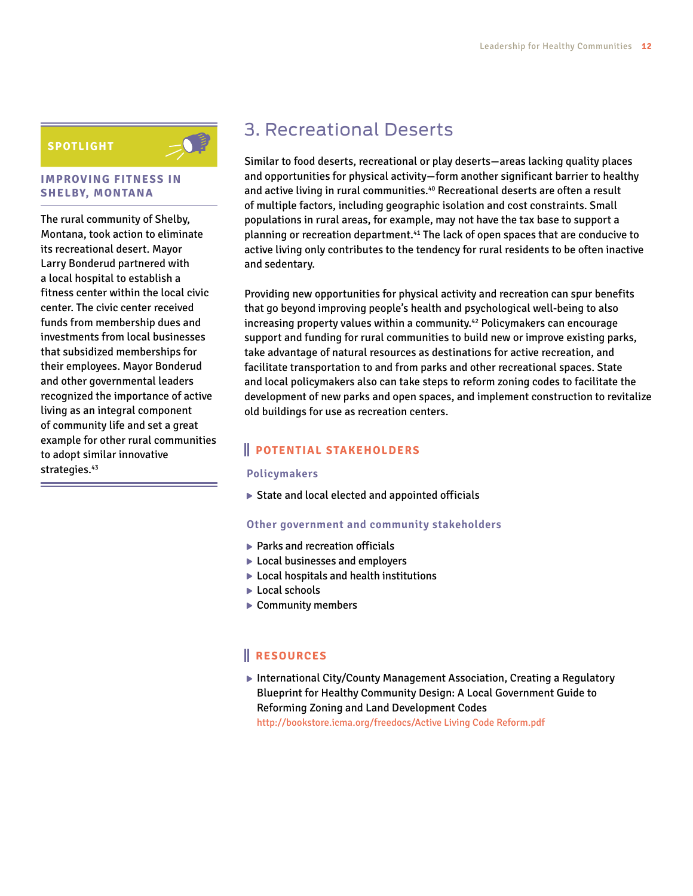## 3. Recreational Deserts

Similar to food deserts, recreational or play deserts—areas lacking quality places and opportunities for physical activity—form another significant barrier to healthy and active living in rural communities.[40] Recreational deserts are often a result of multiple factors, including geographic isolation and cost constraints. Small populations in rural areas, for example, may not have the tax base to support a planning or recreation department.[41] The lack of open spaces that are conducive to active living only contributes to the tendency for rural residents to be often inactive and sedentary.

Providing new opportunities for physical activity and recreation can spur benefits that go beyond improving people's health and psychological well-being to also increasing property values within a community.[42] Policymakers can encourage support and funding for rural communities to build new or improve existing parks, take advantage of natural resources as destinations for active recreation, and facilitate transportation to and from parks and other recreational spaces. State and local policymakers also can take steps to reform zoning codes to facilitate the development of new parks and open spaces, and implement construction to revitalize old buildings for use as recreation centers.

### SPOTLIGHT

#### IMPROVING FITNESS IN SHELBY, MONTANA

The rural community of Shelby, Montana, took action to eliminate its recreational desert. Mayor Larry Bonderud partnered with a local hospital to establish a fitness center within the local civic center. The civic center received funds from membership dues and investments from local businesses that subsidized memberships for their employees. Mayor Bonderud and other governmental leaders recognized the importance of active living as an integral component of community life and set a great example for other rural communities to adopt similar innovative strategies.[43]

### POTENTIAL STAKEHOLDERS

#### Policymakers

- State and local elected and appointed officials

#### Other government and community stakeholders

- Parks and recreation officials
- Local businesses and employers
- Local hospitals and health institutions
- Local schools
- Community members

### RESOURCES

- International City/County Management Association, Creating a Regulatory Blueprint for Healthy Community Design: A Local Government Guide to Reforming Zoning and Land Development Codes
  http://bookstore.icma.org/freedocs/Active Living Code Reform.pdf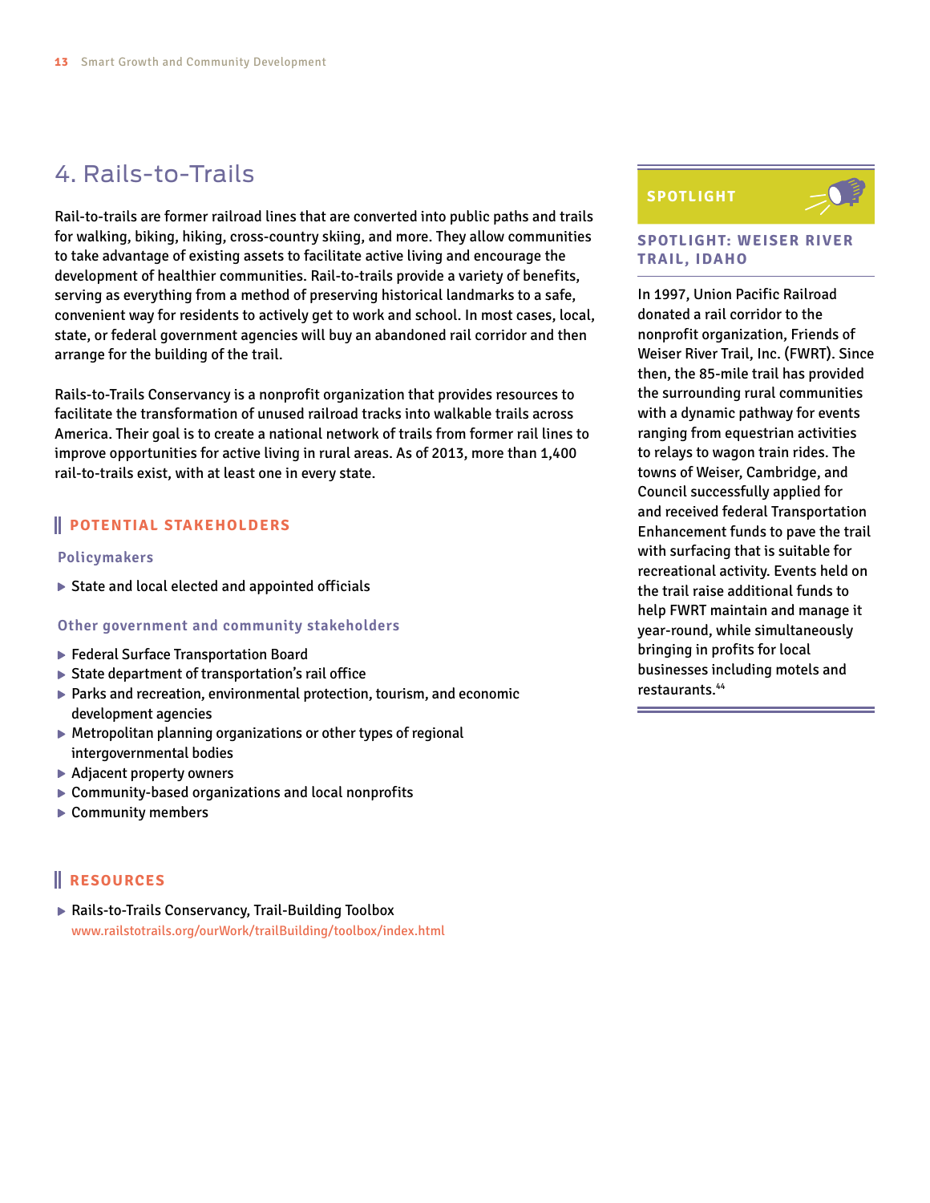## 4. Rails-to-Trails

Rail-to-trails are former railroad lines that are converted into public paths and trails for walking, biking, hiking, cross-country skiing, and more. They allow communities to take advantage of existing assets to facilitate active living and encourage the development of healthier communities. Rail-to-trails provide a variety of benefits, serving as everything from a method of preserving historical landmarks to a safe, convenient way for residents to actively get to work and school. In most cases, local, state, or federal government agencies will buy an abandoned rail corridor and then arrange for the building of the trail.

Rails-to-Trails Conservancy is a nonprofit organization that provides resources to facilitate the transformation of unused railroad tracks into walkable trails across America. Their goal is to create a national network of trails from former rail lines to improve opportunities for active living in rural areas. As of 2013, more than 1,400 rail-to-trails exist, with at least one in every state.

### POTENTIAL STAKEHOLDERS

#### Policymakers

- State and local elected and appointed officials

#### Other government and community stakeholders

- Federal Surface Transportation Board
- State department of transportation's rail office
- Parks and recreation, environmental protection, tourism, and economic development agencies
- Metropolitan planning organizations or other types of regional intergovernmental bodies
- Adjacent property owners
- Community-based organizations and local nonprofits
- Community members

### RESOURCES

- Rails-to-Trails Conservancy, Trail-Building Toolbox
  www.railstotrails.org/ourWork/trailBuilding/toolbox/index.html

**SPOTLIGHT**

### SPOTLIGHT: WEISER RIVER TRAIL, IDAHO

In 1997, Union Pacific Railroad donated a rail corridor to the nonprofit organization, Friends of Weiser River Trail, Inc. (FWRT). Since then, the 85-mile trail has provided the surrounding rural communities with a dynamic pathway for events ranging from equestrian activities to relays to wagon train rides. The towns of Weiser, Cambridge, and Council successfully applied for and received federal Transportation Enhancement funds to pave the trail with surfacing that is suitable for recreational activity. Events held on the trail raise additional funds to help FWRT maintain and manage it year-round, while simultaneously bringing in profits for local businesses including motels and restaurants.[44]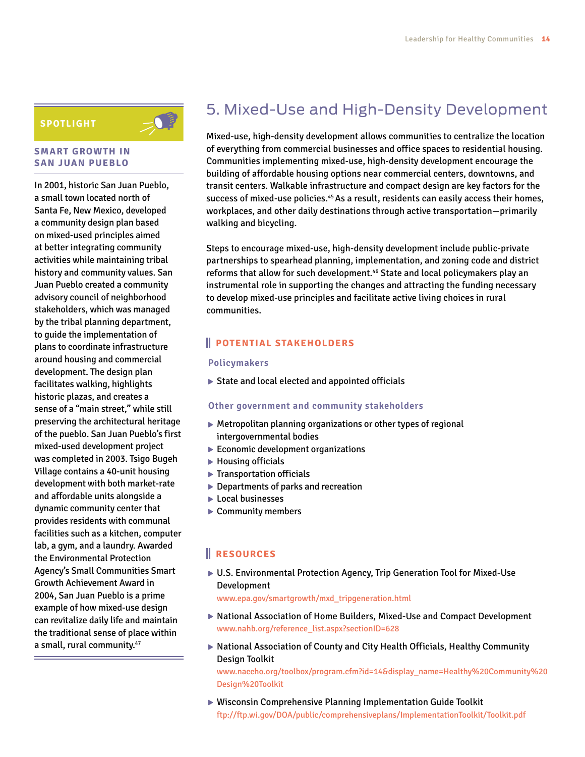## 5. Mixed-Use and High-Density Development

Mixed-use, high-density development allows communities to centralize the location of everything from commercial businesses and office spaces to residential housing. Communities implementing mixed-use, high-density development encourage the building of affordable housing options near commercial centers, downtowns, and transit centers. Walkable infrastructure and compact design are key factors for the success of mixed-use policies.[45] As a result, residents can easily access their homes, workplaces, and other daily destinations through active transportation—primarily walking and bicycling.

Steps to encourage mixed-use, high-density development include public-private partnerships to spearhead planning, implementation, and zoning code and district reforms that allow for such development.[46] State and local policymakers play an instrumental role in supporting the changes and attracting the funding necessary to develop mixed-use principles and facilitate active living choices in rural communities.

### POTENTIAL STAKEHOLDERS

#### Policymakers

- State and local elected and appointed officials

#### Other government and community stakeholders

- Metropolitan planning organizations or other types of regional intergovernmental bodies
- Economic development organizations
- Housing officials
- Transportation officials
- Departments of parks and recreation
- Local businesses
- Community members

### RESOURCES

- U.S. Environmental Protection Agency, Trip Generation Tool for Mixed-Use Development
  www.epa.gov/smartgrowth/mxd_tripgeneration.html
- National Association of Home Builders, Mixed-Use and Compact Development
  www.nahb.org/reference_list.aspx?sectionID=628
- National Association of County and City Health Officials, Healthy Community Design Toolkit
  www.naccho.org/toolbox/program.cfm?id=14&display_name=Healthy%20Community%20Design%20Toolkit
- Wisconsin Comprehensive Planning Implementation Guide Toolkit
  ftp://ftp.wi.gov/DOA/public/comprehensiveplans/ImplementationToolkit/Toolkit.pdf

### SPOTLIGHT

#### SMART GROWTH IN SAN JUAN PUEBLO

In 2001, historic San Juan Pueblo, a small town located north of Santa Fe, New Mexico, developed a community design plan based on mixed-used principles aimed at better integrating community activities while maintaining tribal history and community values. San Juan Pueblo created a community advisory council of neighborhood stakeholders, which was managed by the tribal planning department, to guide the implementation of plans to coordinate infrastructure around housing and commercial development. The design plan facilitates walking, highlights historic plazas, and creates a sense of a "main street," while still preserving the architectural heritage of the pueblo. San Juan Pueblo's first mixed-used development project was completed in 2003. Tsigo Bugeh Village contains a 40-unit housing development with both market-rate and affordable units alongside a dynamic community center that provides residents with communal facilities such as a kitchen, computer lab, a gym, and a laundry. Awarded the Environmental Protection Agency's Small Communities Smart Growth Achievement Award in 2004, San Juan Pueblo is a prime example of how mixed-use design can revitalize daily life and maintain the traditional sense of place within a small, rural community.[47]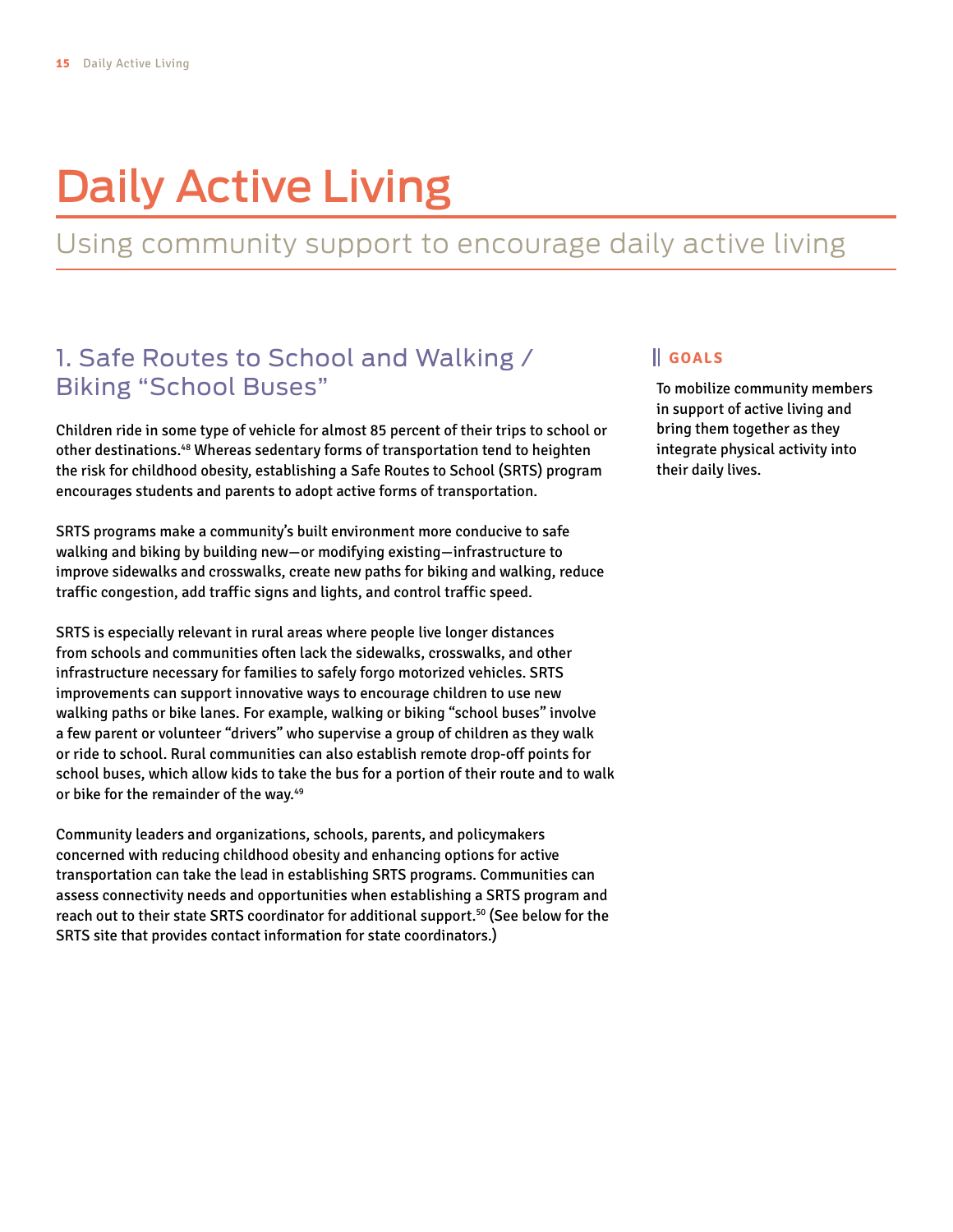# Daily Active Living

## Using community support to encourage daily active living

### 1. Safe Routes to School and Walking / Biking "School Buses"

Children ride in some type of vehicle for almost 85 percent of their trips to school or other destinations.[48] Whereas sedentary forms of transportation tend to heighten the risk for childhood obesity, establishing a Safe Routes to School (SRTS) program encourages students and parents to adopt active forms of transportation.

SRTS programs make a community's built environment more conducive to safe walking and biking by building new—or modifying existing—infrastructure to improve sidewalks and crosswalks, create new paths for biking and walking, reduce traffic congestion, add traffic signs and lights, and control traffic speed.

SRTS is especially relevant in rural areas where people live longer distances from schools and communities often lack the sidewalks, crosswalks, and other infrastructure necessary for families to safely forgo motorized vehicles. SRTS improvements can support innovative ways to encourage children to use new walking paths or bike lanes. For example, walking or biking "school buses" involve a few parent or volunteer "drivers" who supervise a group of children as they walk or ride to school. Rural communities can also establish remote drop-off points for school buses, which allow kids to take the bus for a portion of their route and to walk or bike for the remainder of the way.[49]

Community leaders and organizations, schools, parents, and policymakers concerned with reducing childhood obesity and enhancing options for active transportation can take the lead in establishing SRTS programs. Communities can assess connectivity needs and opportunities when establishing a SRTS program and reach out to their state SRTS coordinator for additional support.[50] (See below for the SRTS site that provides contact information for state coordinators.)

**GOALS**

To mobilize community members in support of active living and bring them together as they integrate physical activity into their daily lives.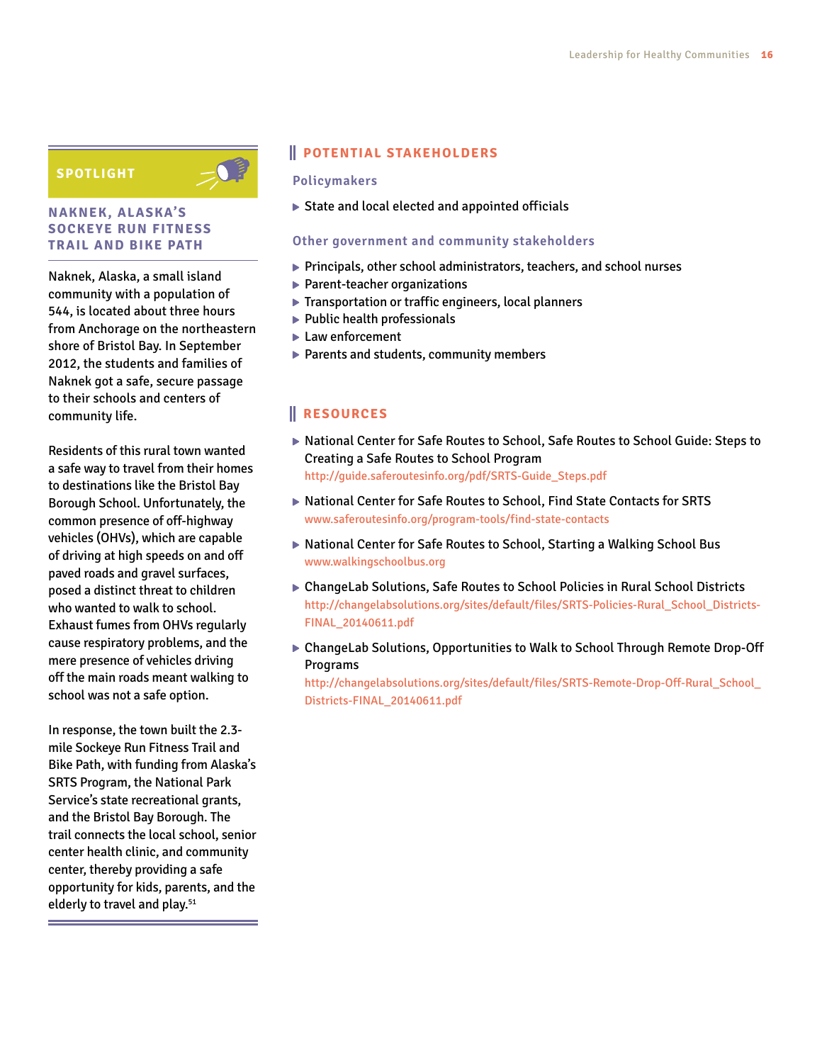## SPOTLIGHT

### NAKNEK, ALASKA'S SOCKEYE RUN FITNESS TRAIL AND BIKE PATH

Naknek, Alaska, a small island community with a population of 544, is located about three hours from Anchorage on the northeastern shore of Bristol Bay. In September 2012, the students and families of Naknek got a safe, secure passage to their schools and centers of community life.

Residents of this rural town wanted a safe way to travel from their homes to destinations like the Bristol Bay Borough School. Unfortunately, the common presence of off-highway vehicles (OHVs), which are capable of driving at high speeds on and off paved roads and gravel surfaces, posed a distinct threat to children who wanted to walk to school. Exhaust fumes from OHVs regularly cause respiratory problems, and the mere presence of vehicles driving off the main roads meant walking to school was not a safe option.

In response, the town built the 2.3-mile Sockeye Run Fitness Trail and Bike Path, with funding from Alaska's SRTS Program, the National Park Service's state recreational grants, and the Bristol Bay Borough. The trail connects the local school, senior center health clinic, and community center, thereby providing a safe opportunity for kids, parents, and the elderly to travel and play.[51]

## POTENTIAL STAKEHOLDERS

### Policymakers

- State and local elected and appointed officials

### Other government and community stakeholders

- Principals, other school administrators, teachers, and school nurses
- Parent-teacher organizations
- Transportation or traffic engineers, local planners
- Public health professionals
- Law enforcement
- Parents and students, community members

## RESOURCES

- National Center for Safe Routes to School, Safe Routes to School Guide: Steps to Creating a Safe Routes to School Program
  http://guide.saferoutesinfo.org/pdf/SRTS-Guide_Steps.pdf
- National Center for Safe Routes to School, Find State Contacts for SRTS
  www.saferoutesinfo.org/program-tools/find-state-contacts
- National Center for Safe Routes to School, Starting a Walking School Bus
  www.walkingschoolbus.org
- ChangeLab Solutions, Safe Routes to School Policies in Rural School Districts
  http://changelabsolutions.org/sites/default/files/SRTS-Policies-Rural_School_Districts-FINAL_20140611.pdf
- ChangeLab Solutions, Opportunities to Walk to School Through Remote Drop-Off Programs
  http://changelabsolutions.org/sites/default/files/SRTS-Remote-Drop-Off-Rural_School_Districts-FINAL_20140611.pdf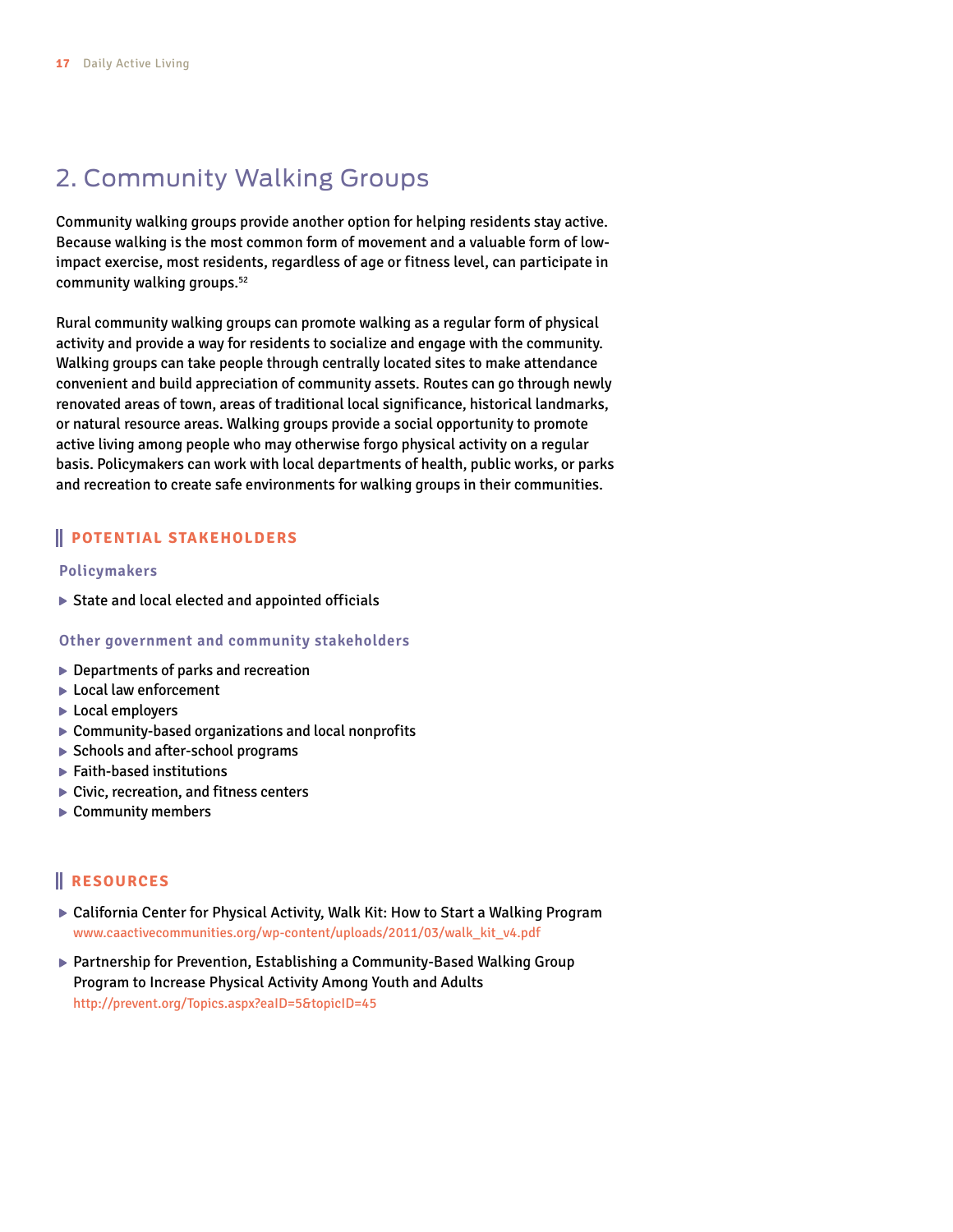## 2. Community Walking Groups

Community walking groups provide another option for helping residents stay active. Because walking is the most common form of movement and a valuable form of low-impact exercise, most residents, regardless of age or fitness level, can participate in community walking groups.[52]

Rural community walking groups can promote walking as a regular form of physical activity and provide a way for residents to socialize and engage with the community. Walking groups can take people through centrally located sites to make attendance convenient and build appreciation of community assets. Routes can go through newly renovated areas of town, areas of traditional local significance, historical landmarks, or natural resource areas. Walking groups provide a social opportunity to promote active living among people who may otherwise forgo physical activity on a regular basis. Policymakers can work with local departments of health, public works, or parks and recreation to create safe environments for walking groups in their communities.

### POTENTIAL STAKEHOLDERS

#### Policymakers

- State and local elected and appointed officials

#### Other government and community stakeholders

- Departments of parks and recreation
- Local law enforcement
- Local employers
- Community-based organizations and local nonprofits
- Schools and after-school programs
- Faith-based institutions
- Civic, recreation, and fitness centers
- Community members

### RESOURCES

- California Center for Physical Activity, Walk Kit: How to Start a Walking Program
  www.caactivecommunities.org/wp-content/uploads/2011/03/walk_kit_v4.pdf
- Partnership for Prevention, Establishing a Community-Based Walking Group Program to Increase Physical Activity Among Youth and Adults
  http://prevent.org/Topics.aspx?eaID=5&topicID=45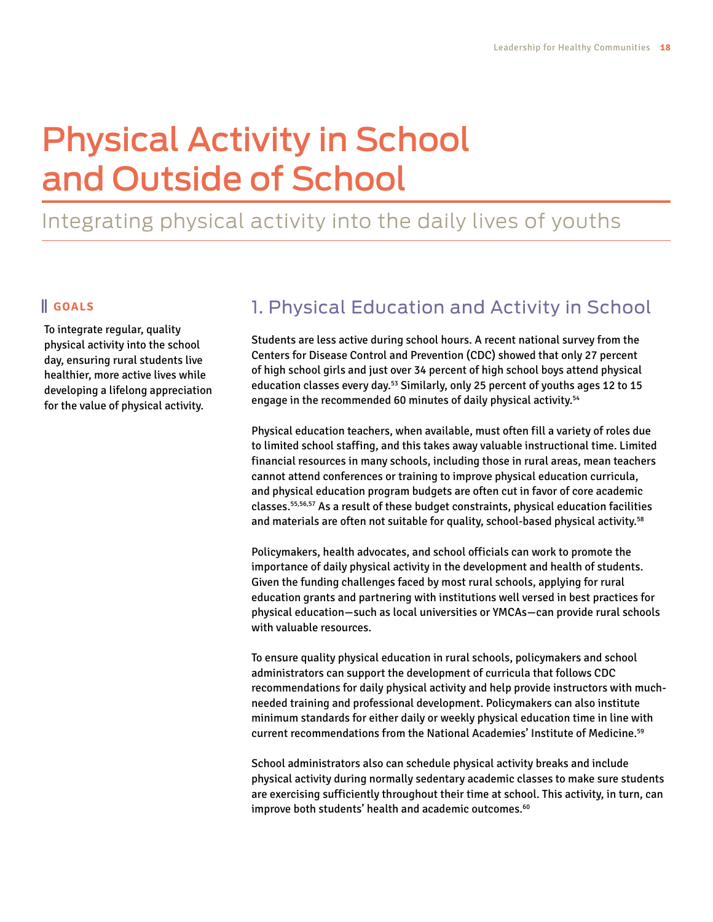# Physical Activity in School and Outside of School

Integrating physical activity into the daily lives of youths

## GOALS

To integrate regular, quality physical activity into the school day, ensuring rural students live healthier, more active lives while developing a lifelong appreciation for the value of physical activity.

## 1. Physical Education and Activity in School

Students are less active during school hours. A recent national survey from the Centers for Disease Control and Prevention (CDC) showed that only 27 percent of high school girls and just over 34 percent of high school boys attend physical education classes every day.[53] Similarly, only 25 percent of youths ages 12 to 15 engage in the recommended 60 minutes of daily physical activity.[54]

Physical education teachers, when available, must often fill a variety of roles due to limited school staffing, and this takes away valuable instructional time. Limited financial resources in many schools, including those in rural areas, mean teachers cannot attend conferences or training to improve physical education curricula, and physical education program budgets are often cut in favor of core academic classes.[55,56,57] As a result of these budget constraints, physical education facilities and materials are often not suitable for quality, school-based physical activity.[58]

Policymakers, health advocates, and school officials can work to promote the importance of daily physical activity in the development and health of students. Given the funding challenges faced by most rural schools, applying for rural education grants and partnering with institutions well versed in best practices for physical education—such as local universities or YMCAs—can provide rural schools with valuable resources.

To ensure quality physical education in rural schools, policymakers and school administrators can support the development of curricula that follows CDC recommendations for daily physical activity and help provide instructors with much-needed training and professional development. Policymakers can also institute minimum standards for either daily or weekly physical education time in line with current recommendations from the National Academies' Institute of Medicine.[59]

School administrators also can schedule physical activity breaks and include physical activity during normally sedentary academic classes to make sure students are exercising sufficiently throughout their time at school. This activity, in turn, can improve both students' health and academic outcomes.[60]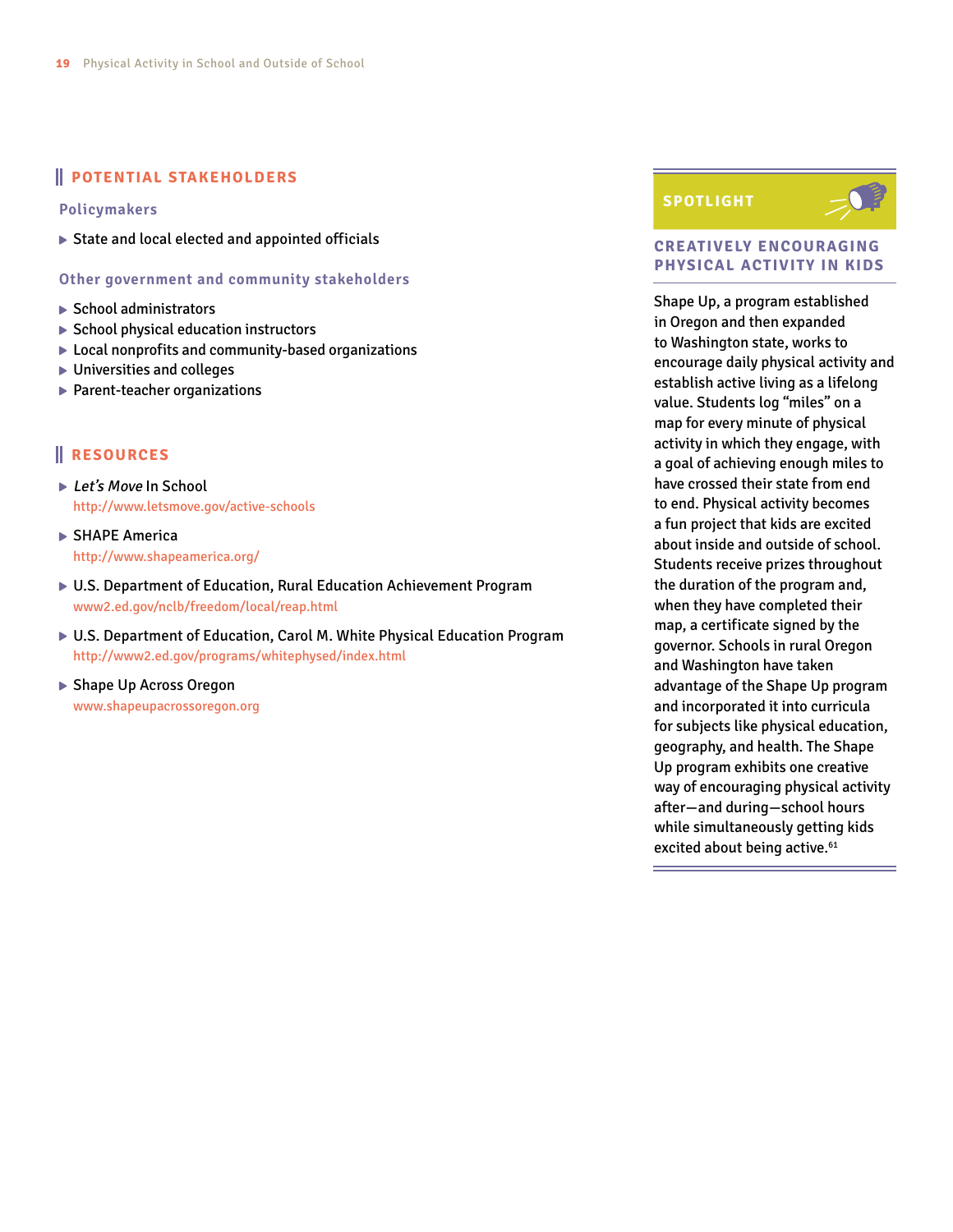## POTENTIAL STAKEHOLDERS

### Policymakers

- State and local elected and appointed officials

### Other government and community stakeholders

- School administrators
- School physical education instructors
- Local nonprofits and community-based organizations
- Universities and colleges
- Parent-teacher organizations

## RESOURCES

- *Let's Move* In School
  http://www.letsmove.gov/active-schools
- SHAPE America
  http://www.shapeamerica.org/
- U.S. Department of Education, Rural Education Achievement Program
  www2.ed.gov/nclb/freedom/local/reap.html
- U.S. Department of Education, Carol M. White Physical Education Program
  http://www2.ed.gov/programs/whitephysed/index.html
- Shape Up Across Oregon
  www.shapeupacrossoregon.org

## SPOTLIGHT

### CREATIVELY ENCOURAGING PHYSICAL ACTIVITY IN KIDS

Shape Up, a program established in Oregon and then expanded to Washington state, works to encourage daily physical activity and establish active living as a lifelong value. Students log "miles" on a map for every minute of physical activity in which they engage, with a goal of achieving enough miles to have crossed their state from end to end. Physical activity becomes a fun project that kids are excited about inside and outside of school. Students receive prizes throughout the duration of the program and, when they have completed their map, a certificate signed by the governor. Schools in rural Oregon and Washington have taken advantage of the Shape Up program and incorporated it into curricula for subjects like physical education, geography, and health. The Shape Up program exhibits one creative way of encouraging physical activity after—and during—school hours while simultaneously getting kids excited about being active.[61]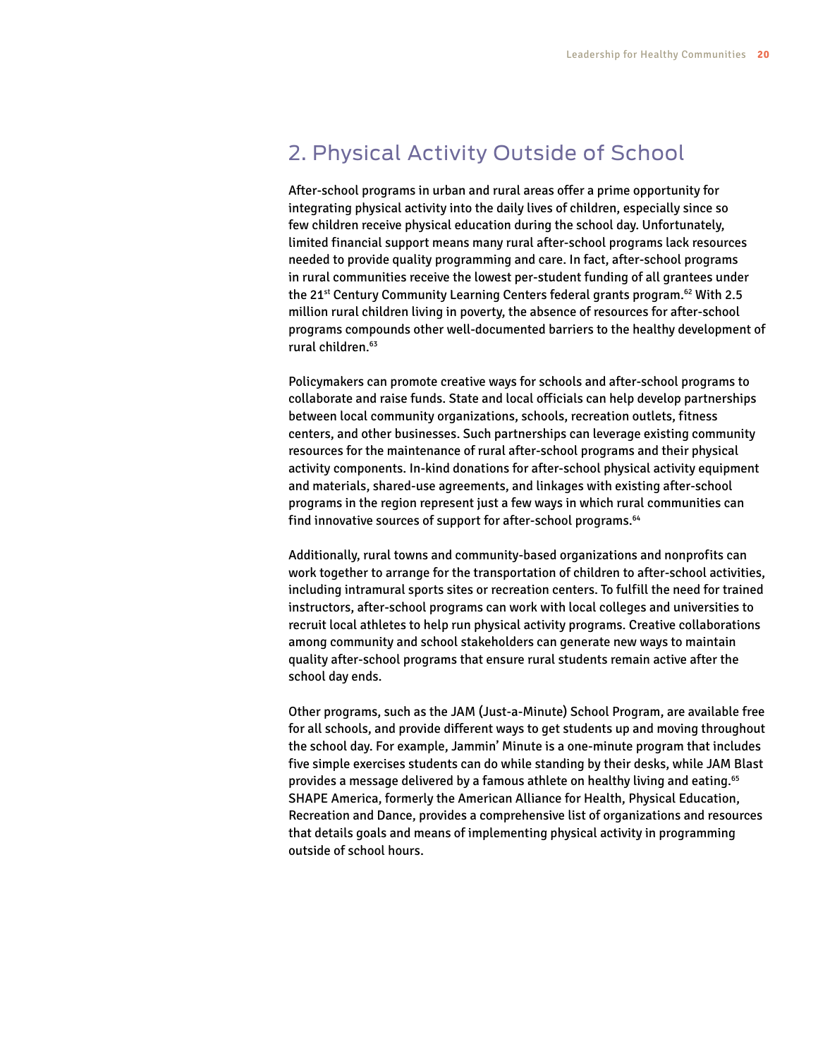## 2. Physical Activity Outside of School

After-school programs in urban and rural areas offer a prime opportunity for integrating physical activity into the daily lives of children, especially since so few children receive physical education during the school day. Unfortunately, limited financial support means many rural after-school programs lack resources needed to provide quality programming and care. In fact, after-school programs in rural communities receive the lowest per-student funding of all grantees under the 21st Century Community Learning Centers federal grants program.[62] With 2.5 million rural children living in poverty, the absence of resources for after-school programs compounds other well-documented barriers to the healthy development of rural children.[63]

Policymakers can promote creative ways for schools and after-school programs to collaborate and raise funds. State and local officials can help develop partnerships between local community organizations, schools, recreation outlets, fitness centers, and other businesses. Such partnerships can leverage existing community resources for the maintenance of rural after-school programs and their physical activity components. In-kind donations for after-school physical activity equipment and materials, shared-use agreements, and linkages with existing after-school programs in the region represent just a few ways in which rural communities can find innovative sources of support for after-school programs.[64]

Additionally, rural towns and community-based organizations and nonprofits can work together to arrange for the transportation of children to after-school activities, including intramural sports sites or recreation centers. To fulfill the need for trained instructors, after-school programs can work with local colleges and universities to recruit local athletes to help run physical activity programs. Creative collaborations among community and school stakeholders can generate new ways to maintain quality after-school programs that ensure rural students remain active after the school day ends.

Other programs, such as the JAM (Just-a-Minute) School Program, are available free for all schools, and provide different ways to get students up and moving throughout the school day. For example, Jammin' Minute is a one-minute program that includes five simple exercises students can do while standing by their desks, while JAM Blast provides a message delivered by a famous athlete on healthy living and eating.[65] SHAPE America, formerly the American Alliance for Health, Physical Education, Recreation and Dance, provides a comprehensive list of organizations and resources that details goals and means of implementing physical activity in programming outside of school hours.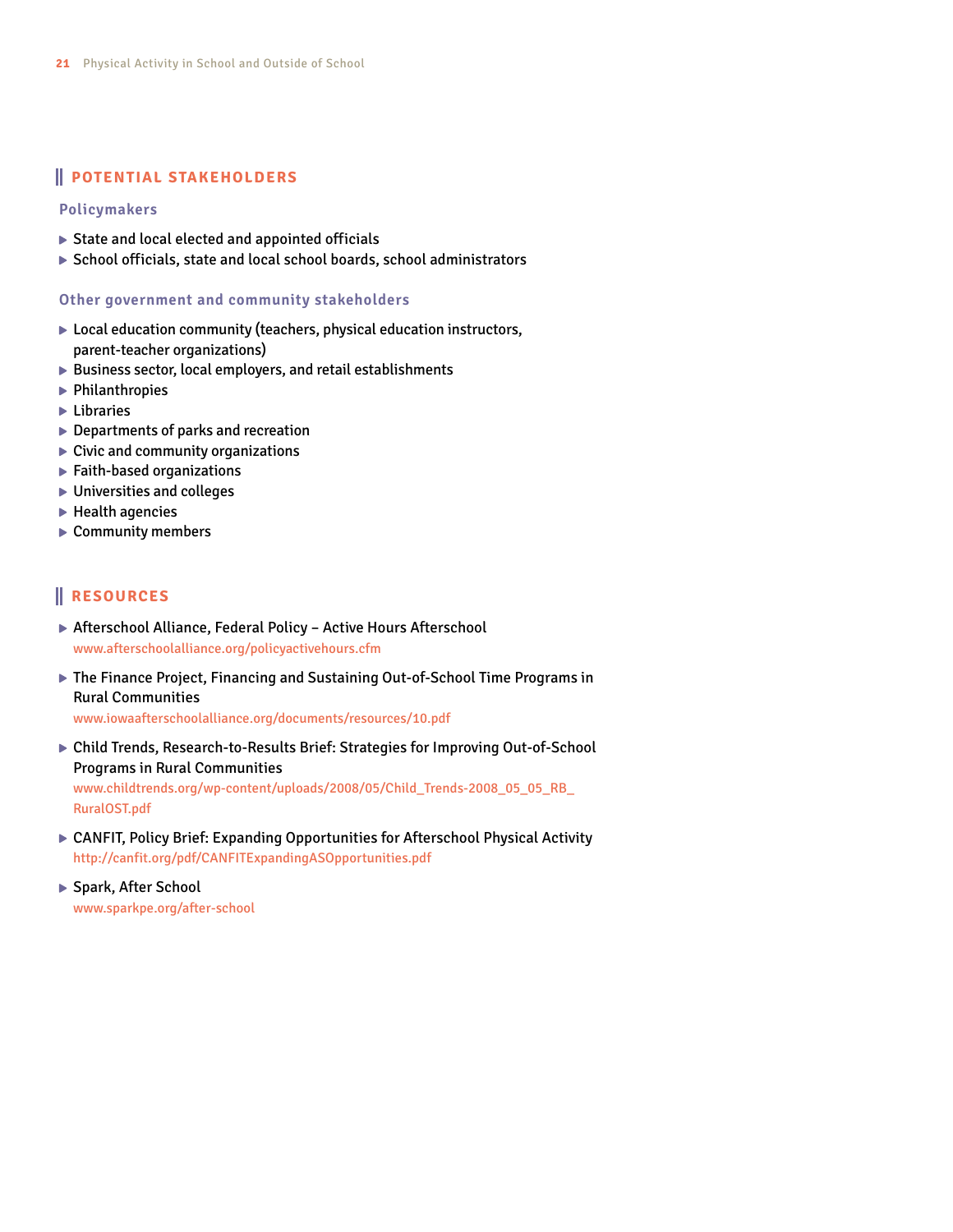## POTENTIAL STAKEHOLDERS

### Policymakers

- State and local elected and appointed officials
- School officials, state and local school boards, school administrators

### Other government and community stakeholders

- Local education community (teachers, physical education instructors, parent-teacher organizations)
- Business sector, local employers, and retail establishments
- Philanthropies
- Libraries
- Departments of parks and recreation
- Civic and community organizations
- Faith-based organizations
- Universities and colleges
- Health agencies
- Community members

## RESOURCES

- Afterschool Alliance, Federal Policy – Active Hours Afterschool
  www.afterschoolalliance.org/policyactivehours.cfm
- The Finance Project, Financing and Sustaining Out-of-School Time Programs in Rural Communities
  www.iowaafterschoolalliance.org/documents/resources/10.pdf
- Child Trends, Research-to-Results Brief: Strategies for Improving Out-of-School Programs in Rural Communities
  www.childtrends.org/wp-content/uploads/2008/05/Child_Trends-2008_05_05_RB_RuralOST.pdf
- CANFIT, Policy Brief: Expanding Opportunities for Afterschool Physical Activity
  http://canfit.org/pdf/CANFITExpandingASOpportunities.pdf
- Spark, After School
  www.sparkpe.org/after-school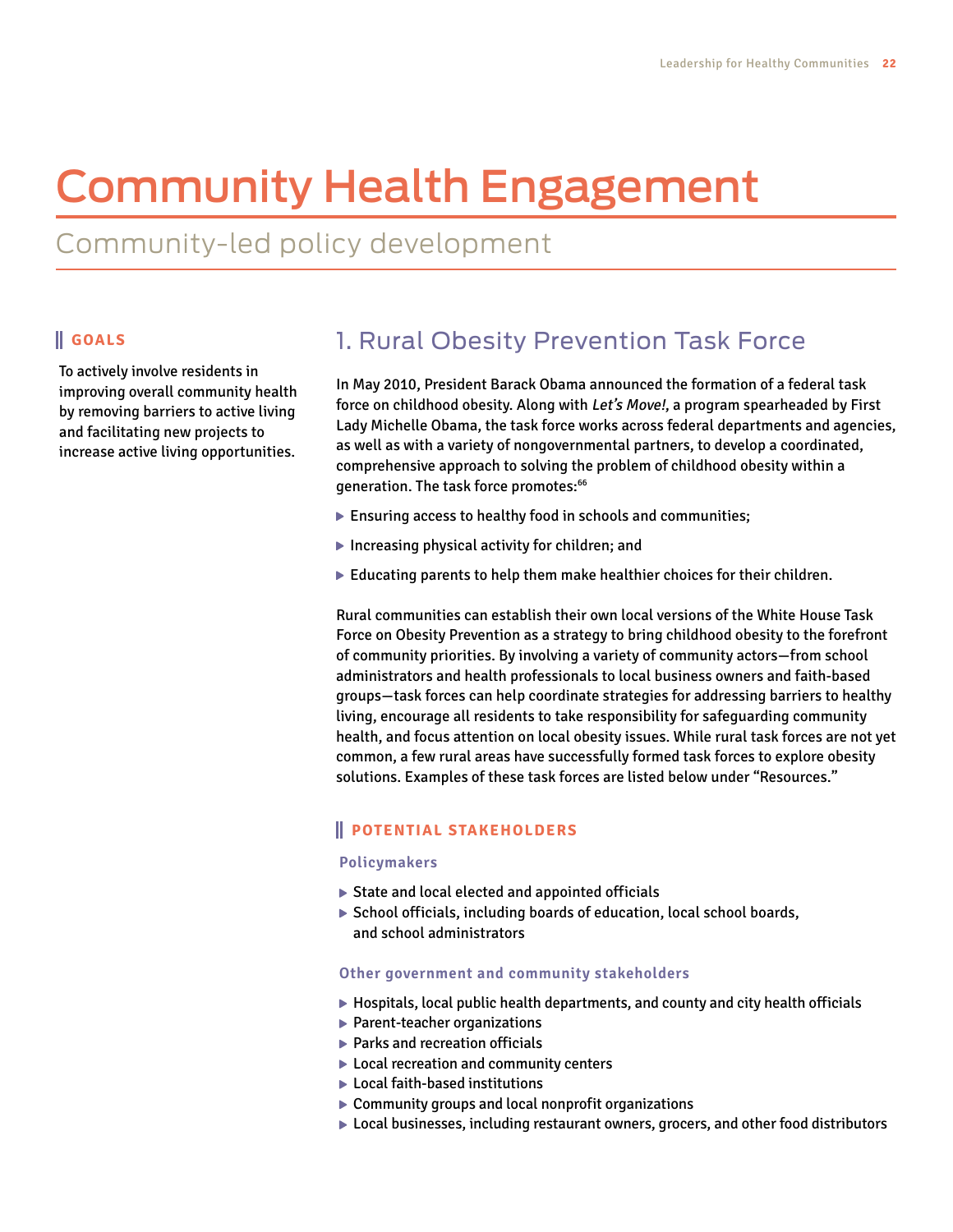# Community Health Engagement

## Community-led policy development

### GOALS

To actively involve residents in improving overall community health by removing barriers to active living and facilitating new projects to increase active living opportunities.

## 1. Rural Obesity Prevention Task Force

In May 2010, President Barack Obama announced the formation of a federal task force on childhood obesity. Along with *Let's Move!*, a program spearheaded by First Lady Michelle Obama, the task force works across federal departments and agencies, as well as with a variety of nongovernmental partners, to develop a coordinated, comprehensive approach to solving the problem of childhood obesity within a generation. The task force promotes:[66]

- Ensuring access to healthy food in schools and communities;
- Increasing physical activity for children; and
- Educating parents to help them make healthier choices for their children.

Rural communities can establish their own local versions of the White House Task Force on Obesity Prevention as a strategy to bring childhood obesity to the forefront of community priorities. By involving a variety of community actors—from school administrators and health professionals to local business owners and faith-based groups—task forces can help coordinate strategies for addressing barriers to healthy living, encourage all residents to take responsibility for safeguarding community health, and focus attention on local obesity issues. While rural task forces are not yet common, a few rural areas have successfully formed task forces to explore obesity solutions. Examples of these task forces are listed below under "Resources."

### POTENTIAL STAKEHOLDERS

**Policymakers**

- State and local elected and appointed officials
- School officials, including boards of education, local school boards, and school administrators

**Other government and community stakeholders**

- Hospitals, local public health departments, and county and city health officials
- Parent-teacher organizations
- Parks and recreation officials
- Local recreation and community centers
- Local faith-based institutions
- Community groups and local nonprofit organizations
- Local businesses, including restaurant owners, grocers, and other food distributors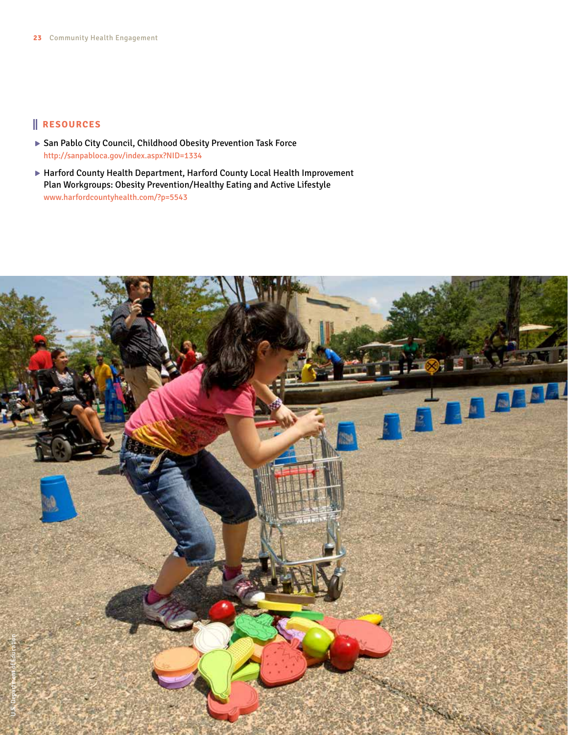## RESOURCES

- San Pablo City Council, Childhood Obesity Prevention Task Force
  http://sanpabloca.gov/index.aspx?NID=1334
- Harford County Health Department, Harford County Local Health Improvement Plan Workgroups: Obesity Prevention/Healthy Eating and Active Lifestyle
  www.harfordcountyhealth.com/?p=5543

U.S. Department of Education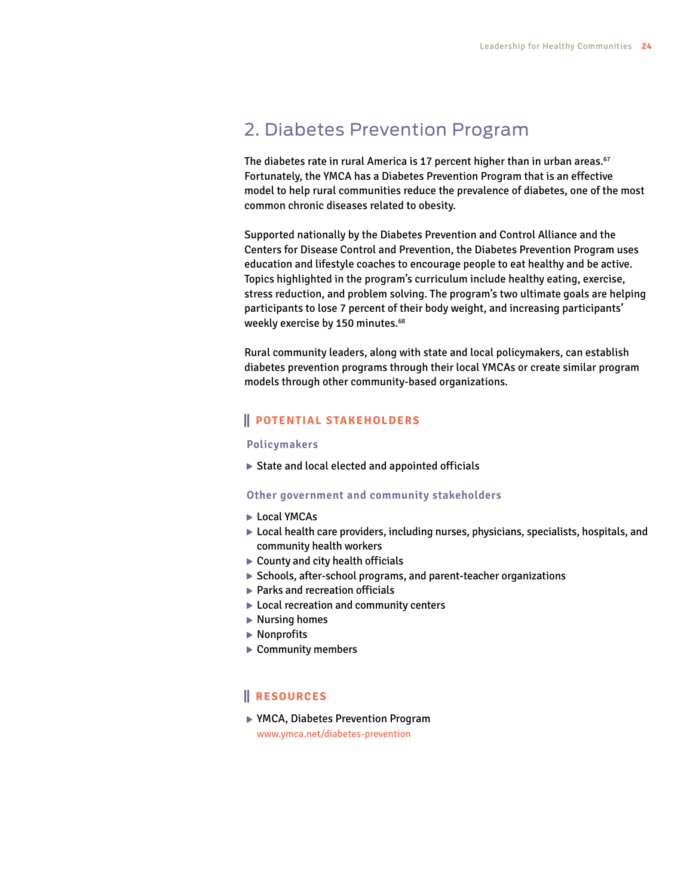## 2. Diabetes Prevention Program

The diabetes rate in rural America is 17 percent higher than in urban areas.[67] Fortunately, the YMCA has a Diabetes Prevention Program that is an effective model to help rural communities reduce the prevalence of diabetes, one of the most common chronic diseases related to obesity.

Supported nationally by the Diabetes Prevention and Control Alliance and the Centers for Disease Control and Prevention, the Diabetes Prevention Program uses education and lifestyle coaches to encourage people to eat healthy and be active. Topics highlighted in the program's curriculum include healthy eating, exercise, stress reduction, and problem solving. The program's two ultimate goals are helping participants to lose 7 percent of their body weight, and increasing participants' weekly exercise by 150 minutes.[68]

Rural community leaders, along with state and local policymakers, can establish diabetes prevention programs through their local YMCAs or create similar program models through other community-based organizations.

### POTENTIAL STAKEHOLDERS

**Policymakers**

- State and local elected and appointed officials

**Other government and community stakeholders**

- Local YMCAs
- Local health care providers, including nurses, physicians, specialists, hospitals, and community health workers
- County and city health officials
- Schools, after-school programs, and parent-teacher organizations
- Parks and recreation officials
- Local recreation and community centers
- Nursing homes
- Nonprofits
- Community members

### RESOURCES

- YMCA, Diabetes Prevention Program
  www.ymca.net/diabetes-prevention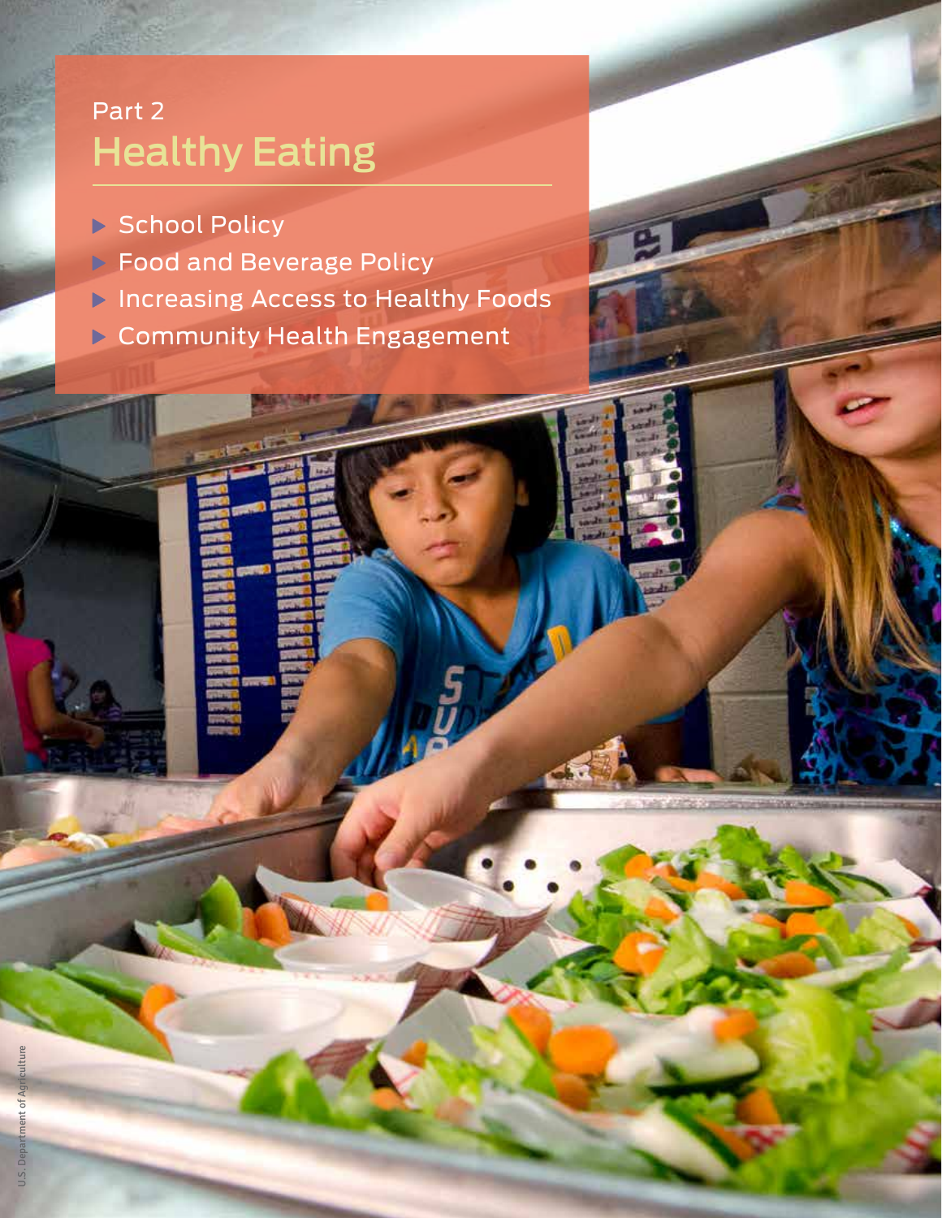Part 2

# Healthy Eating

- School Policy
- Food and Beverage Policy
- Increasing Access to Healthy Foods
- Community Health Engagement

U.S. Department of Agriculture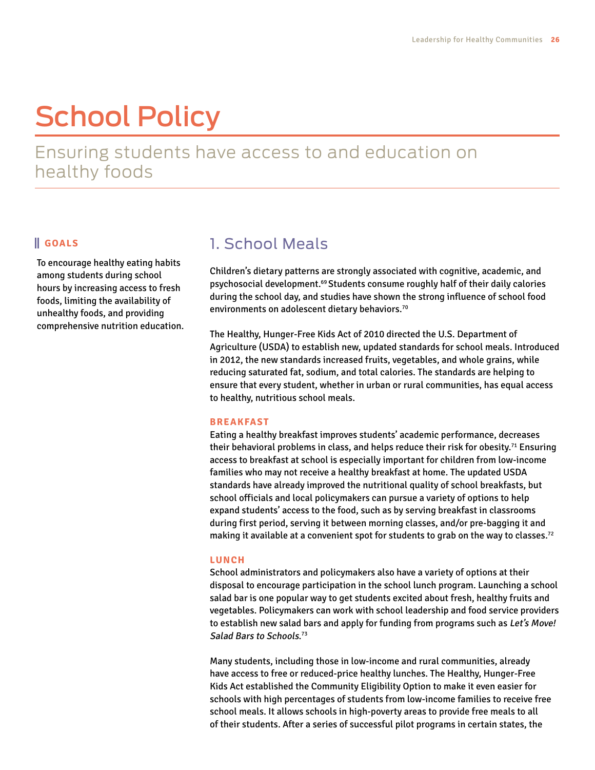# School Policy

## Ensuring students have access to and education on healthy foods

### GOALS

To encourage healthy eating habits among students during school hours by increasing access to fresh foods, limiting the availability of unhealthy foods, and providing comprehensive nutrition education.

## 1. School Meals

Children's dietary patterns are strongly associated with cognitive, academic, and psychosocial development.[69] Students consume roughly half of their daily calories during the school day, and studies have shown the strong influence of school food environments on adolescent dietary behaviors.[70]

The Healthy, Hunger-Free Kids Act of 2010 directed the U.S. Department of Agriculture (USDA) to establish new, updated standards for school meals. Introduced in 2012, the new standards increased fruits, vegetables, and whole grains, while reducing saturated fat, sodium, and total calories. The standards are helping to ensure that every student, whether in urban or rural communities, has equal access to healthy, nutritious school meals.

### BREAKFAST

Eating a healthy breakfast improves students' academic performance, decreases their behavioral problems in class, and helps reduce their risk for obesity.[71] Ensuring access to breakfast at school is especially important for children from low-income families who may not receive a healthy breakfast at home. The updated USDA standards have already improved the nutritional quality of school breakfasts, but school officials and local policymakers can pursue a variety of options to help expand students' access to the food, such as by serving breakfast in classrooms during first period, serving it between morning classes, and/or pre-bagging it and making it available at a convenient spot for students to grab on the way to classes.[72]

### LUNCH

School administrators and policymakers also have a variety of options at their disposal to encourage participation in the school lunch program. Launching a school salad bar is one popular way to get students excited about fresh, healthy fruits and vegetables. Policymakers can work with school leadership and food service providers to establish new salad bars and apply for funding from programs such as *Let's Move! Salad Bars to Schools*.[73]

Many students, including those in low-income and rural communities, already have access to free or reduced-price healthy lunches. The Healthy, Hunger-Free Kids Act established the Community Eligibility Option to make it even easier for schools with high percentages of students from low-income families to receive free school meals. It allows schools in high-poverty areas to provide free meals to all of their students. After a series of successful pilot programs in certain states, the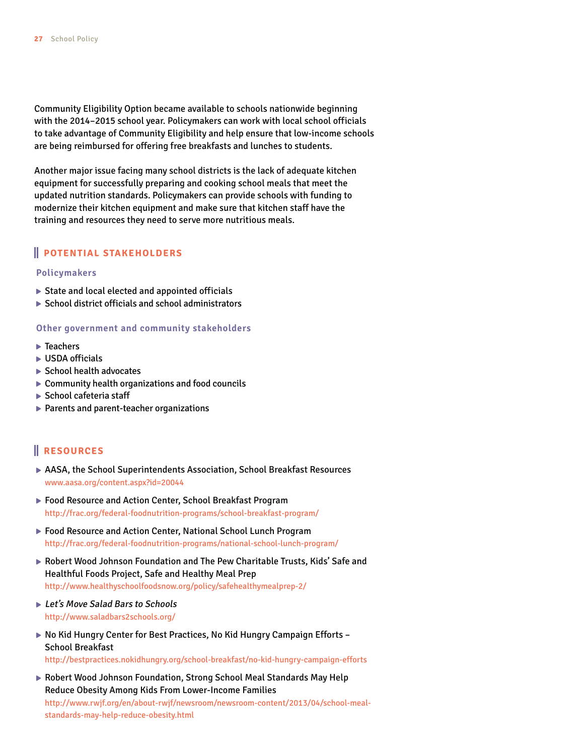Community Eligibility Option became available to schools nationwide beginning with the 2014–2015 school year. Policymakers can work with local school officials to take advantage of Community Eligibility and help ensure that low-income schools are being reimbursed for offering free breakfasts and lunches to students.

Another major issue facing many school districts is the lack of adequate kitchen equipment for successfully preparing and cooking school meals that meet the updated nutrition standards. Policymakers can provide schools with funding to modernize their kitchen equipment and make sure that kitchen staff have the training and resources they need to serve more nutritious meals.

## POTENTIAL STAKEHOLDERS

### Policymakers

- State and local elected and appointed officials
- School district officials and school administrators

### Other government and community stakeholders

- Teachers
- USDA officials
- School health advocates
- Community health organizations and food councils
- School cafeteria staff
- Parents and parent-teacher organizations

## RESOURCES

- AASA, the School Superintendents Association, School Breakfast Resources
  www.aasa.org/content.aspx?id=20044
- Food Resource and Action Center, School Breakfast Program
  http://frac.org/federal-foodnutrition-programs/school-breakfast-program/
- Food Resource and Action Center, National School Lunch Program
  http://frac.org/federal-foodnutrition-programs/national-school-lunch-program/
- Robert Wood Johnson Foundation and The Pew Charitable Trusts, Kids' Safe and Healthful Foods Project, Safe and Healthy Meal Prep
  http://www.healthyschoolfoodsnow.org/policy/safehealthymealprep-2/
- *Let's Move Salad Bars to Schools*
  http://www.saladbars2schools.org/
- No Kid Hungry Center for Best Practices, No Kid Hungry Campaign Efforts – School Breakfast
  http://bestpractices.nokidhungry.org/school-breakfast/no-kid-hungry-campaign-efforts
- Robert Wood Johnson Foundation, Strong School Meal Standards May Help Reduce Obesity Among Kids From Lower-Income Families
  http://www.rwjf.org/en/about-rwjf/newsroom/newsroom-content/2013/04/school-meal-standards-may-help-reduce-obesity.html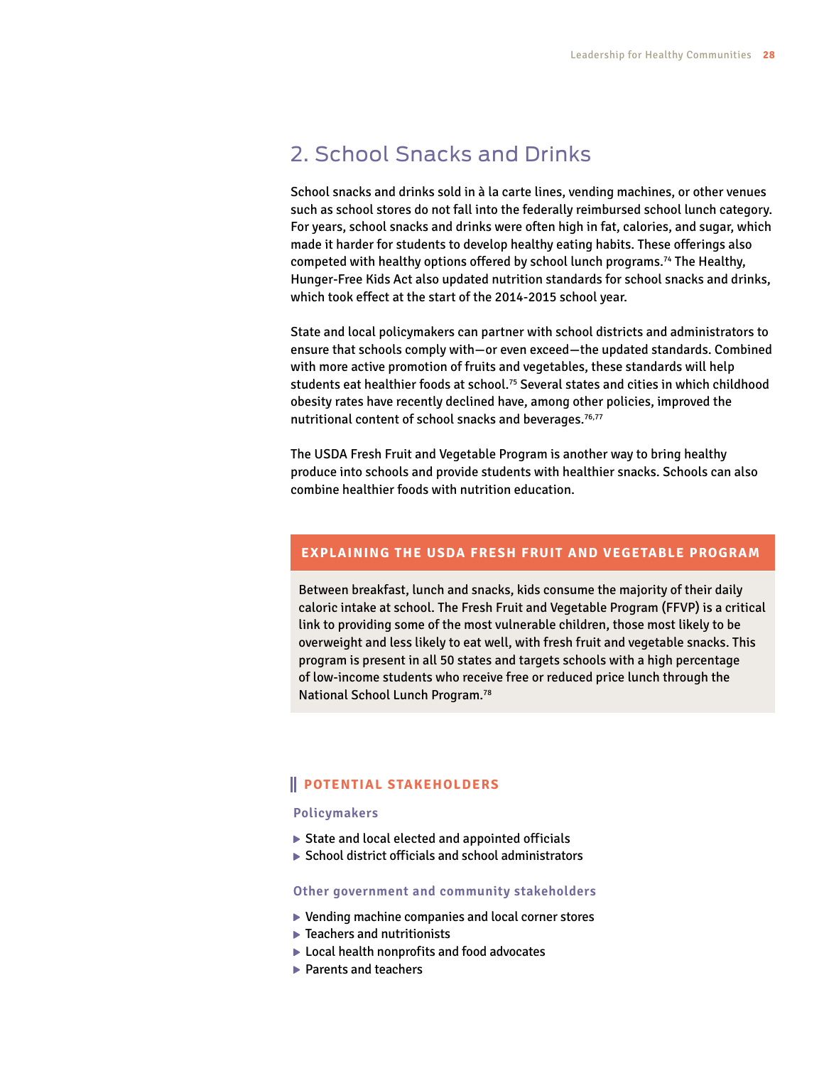## 2. School Snacks and Drinks

School snacks and drinks sold in à la carte lines, vending machines, or other venues such as school stores do not fall into the federally reimbursed school lunch category. For years, school snacks and drinks were often high in fat, calories, and sugar, which made it harder for students to develop healthy eating habits. These offerings also competed with healthy options offered by school lunch programs.[74] The Healthy, Hunger-Free Kids Act also updated nutrition standards for school snacks and drinks, which took effect at the start of the 2014-2015 school year.

State and local policymakers can partner with school districts and administrators to ensure that schools comply with—or even exceed—the updated standards. Combined with more active promotion of fruits and vegetables, these standards will help students eat healthier foods at school.[75] Several states and cities in which childhood obesity rates have recently declined have, among other policies, improved the nutritional content of school snacks and beverages.[76,77]

The USDA Fresh Fruit and Vegetable Program is another way to bring healthy produce into schools and provide students with healthier snacks. Schools can also combine healthier foods with nutrition education.

### EXPLAINING THE USDA FRESH FRUIT AND VEGETABLE PROGRAM

Between breakfast, lunch and snacks, kids consume the majority of their daily caloric intake at school. The Fresh Fruit and Vegetable Program (FFVP) is a critical link to providing some of the most vulnerable children, those most likely to be overweight and less likely to eat well, with fresh fruit and vegetable snacks. This program is present in all 50 states and targets schools with a high percentage of low-income students who receive free or reduced price lunch through the National School Lunch Program.[78]

### POTENTIAL STAKEHOLDERS

#### Policymakers

- State and local elected and appointed officials
- School district officials and school administrators

#### Other government and community stakeholders

- Vending machine companies and local corner stores
- Teachers and nutritionists
- Local health nonprofits and food advocates
- Parents and teachers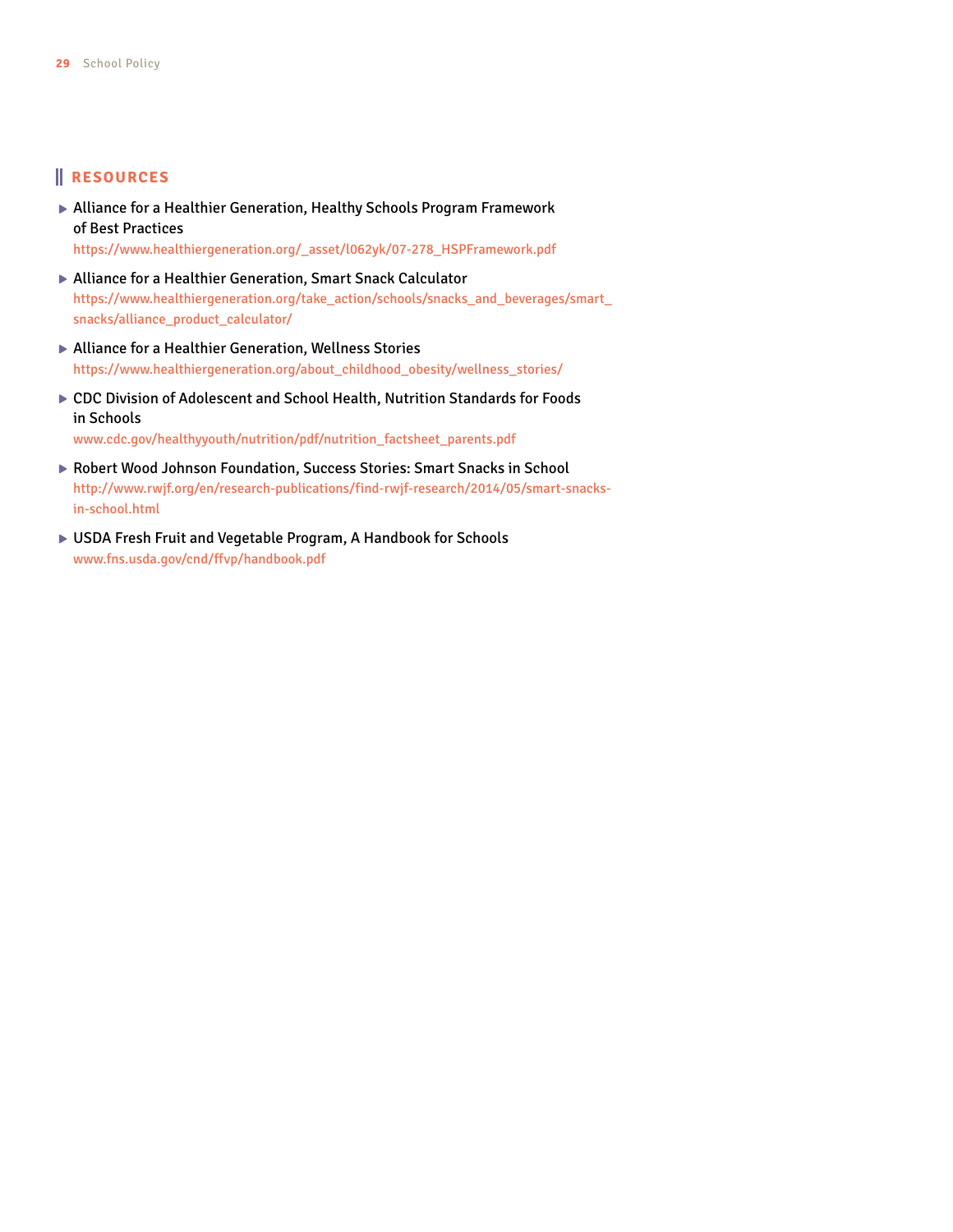## RESOURCES

- Alliance for a Healthier Generation, Healthy Schools Program Framework of Best Practices
  https://www.healthiergeneration.org/_asset/l062yk/07-278_HSPFramework.pdf
- Alliance for a Healthier Generation, Smart Snack Calculator
  https://www.healthiergeneration.org/take_action/schools/snacks_and_beverages/smart_snacks/alliance_product_calculator/
- Alliance for a Healthier Generation, Wellness Stories
  https://www.healthiergeneration.org/about_childhood_obesity/wellness_stories/
- CDC Division of Adolescent and School Health, Nutrition Standards for Foods in Schools
  www.cdc.gov/healthyyouth/nutrition/pdf/nutrition_factsheet_parents.pdf
- Robert Wood Johnson Foundation, Success Stories: Smart Snacks in School
  http://www.rwjf.org/en/research-publications/find-rwjf-research/2014/05/smart-snacks-in-school.html
- USDA Fresh Fruit and Vegetable Program, A Handbook for Schools
  www.fns.usda.gov/cnd/ffvp/handbook.pdf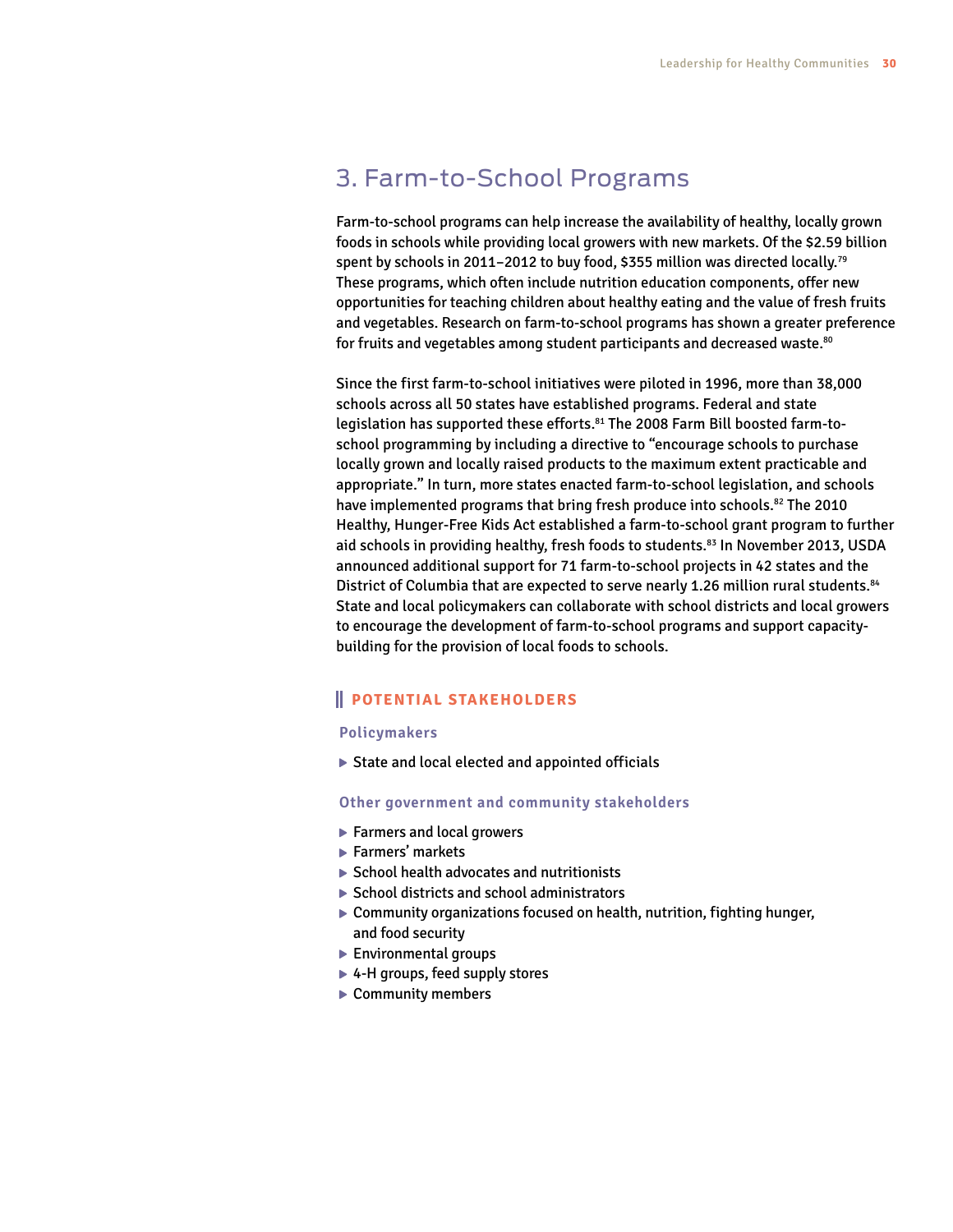## 3. Farm-to-School Programs

Farm-to-school programs can help increase the availability of healthy, locally grown foods in schools while providing local growers with new markets. Of the $2.59 billion spent by schools in 2011–2012 to buy food, $355 million was directed locally.[79] These programs, which often include nutrition education components, offer new opportunities for teaching children about healthy eating and the value of fresh fruits and vegetables. Research on farm-to-school programs has shown a greater preference for fruits and vegetables among student participants and decreased waste.[80]

Since the first farm-to-school initiatives were piloted in 1996, more than 38,000 schools across all 50 states have established programs. Federal and state legislation has supported these efforts.[81] The 2008 Farm Bill boosted farm-to-school programming by including a directive to "encourage schools to purchase locally grown and locally raised products to the maximum extent practicable and appropriate." In turn, more states enacted farm-to-school legislation, and schools have implemented programs that bring fresh produce into schools.[82] The 2010 Healthy, Hunger-Free Kids Act established a farm-to-school grant program to further aid schools in providing healthy, fresh foods to students.[83] In November 2013, USDA announced additional support for 71 farm-to-school projects in 42 states and the District of Columbia that are expected to serve nearly 1.26 million rural students.[84] State and local policymakers can collaborate with school districts and local growers to encourage the development of farm-to-school programs and support capacity-building for the provision of local foods to schools.

### POTENTIAL STAKEHOLDERS

#### Policymakers

- State and local elected and appointed officials

#### Other government and community stakeholders

- Farmers and local growers
- Farmers' markets
- School health advocates and nutritionists
- School districts and school administrators
- Community organizations focused on health, nutrition, fighting hunger, and food security
- Environmental groups
- 4-H groups, feed supply stores
- Community members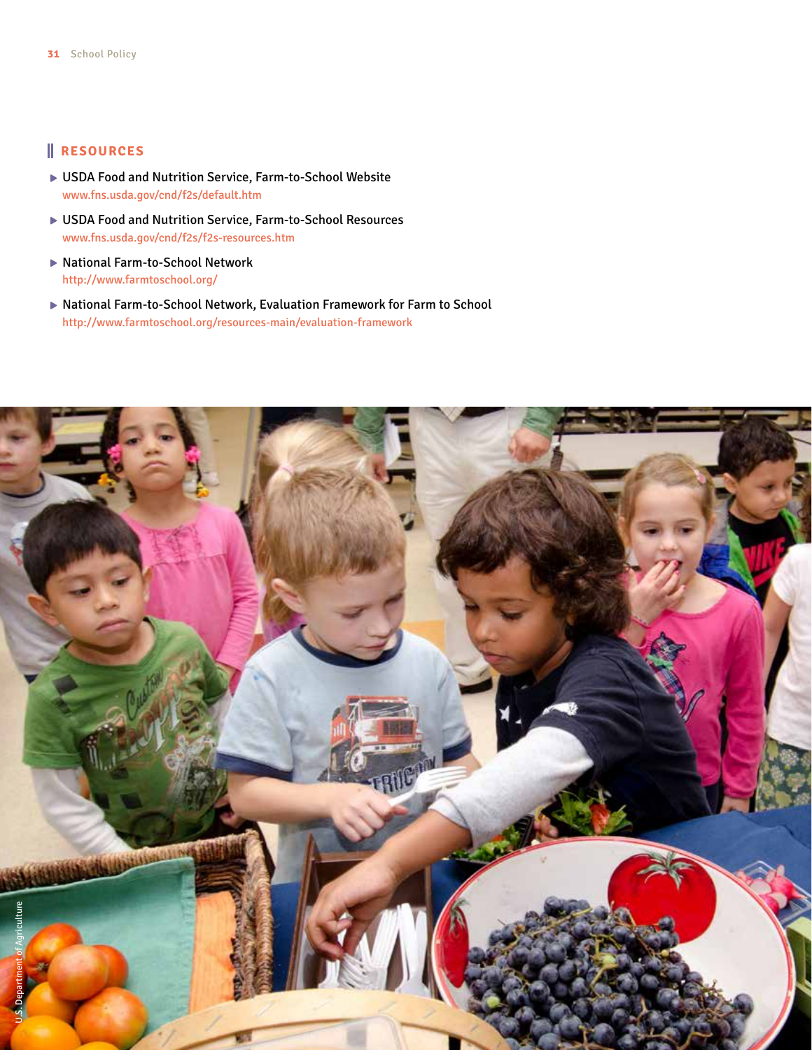## RESOURCES

- USDA Food and Nutrition Service, Farm-to-School Website
  www.fns.usda.gov/cnd/f2s/default.htm
- USDA Food and Nutrition Service, Farm-to-School Resources
  www.fns.usda.gov/cnd/f2s/f2s-resources.htm
- National Farm-to-School Network
  http://www.farmtoschool.org/
- National Farm-to-School Network, Evaluation Framework for Farm to School
  http://www.farmtoschool.org/resources-main/evaluation-framework

U.S. Department of Agriculture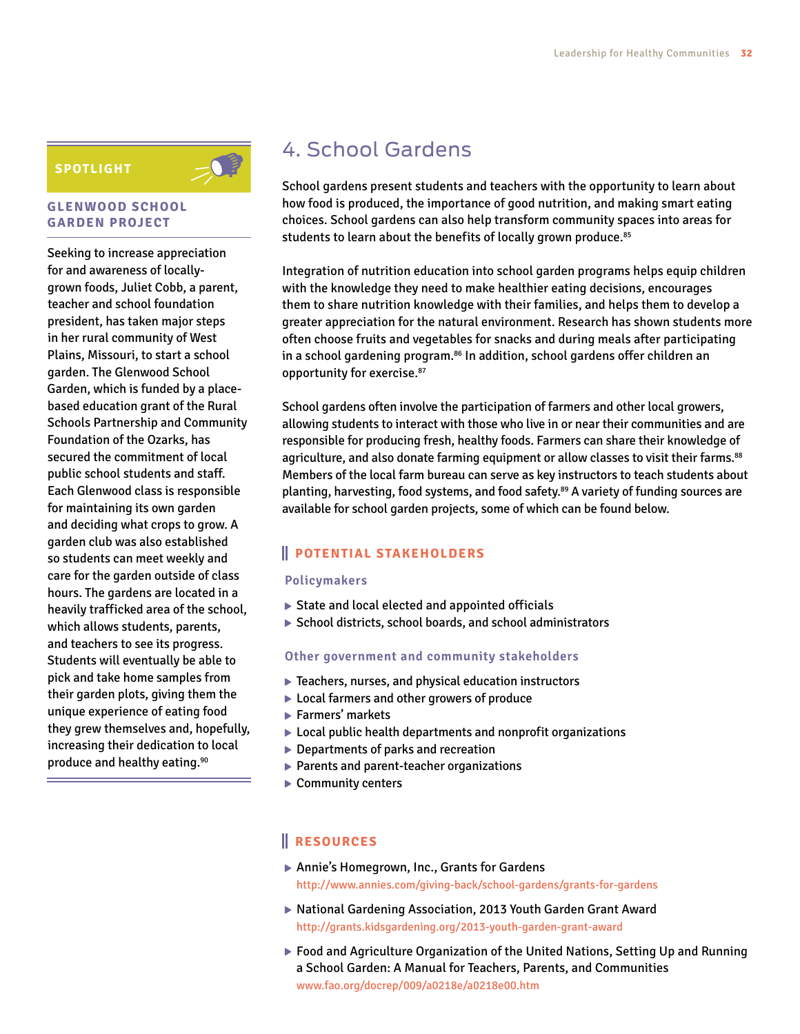## 4. School Gardens

School gardens present students and teachers with the opportunity to learn about how food is produced, the importance of good nutrition, and making smart eating choices. School gardens can also help transform community spaces into areas for students to learn about the benefits of locally grown produce.[85]

Integration of nutrition education into school garden programs helps equip children with the knowledge they need to make healthier eating decisions, encourages them to share nutrition knowledge with their families, and helps them to develop a greater appreciation for the natural environment. Research has shown students more often choose fruits and vegetables for snacks and during meals after participating in a school gardening program.[86] In addition, school gardens offer children an opportunity for exercise.[87]

School gardens often involve the participation of farmers and other local growers, allowing students to interact with those who live in or near their communities and are responsible for producing fresh, healthy foods. Farmers can share their knowledge of agriculture, and also donate farming equipment or allow classes to visit their farms.[88] Members of the local farm bureau can serve as key instructors to teach students about planting, harvesting, food systems, and food safety.[89] A variety of funding sources are available for school garden projects, some of which can be found below.

### POTENTIAL STAKEHOLDERS

#### Policymakers

- State and local elected and appointed officials
- School districts, school boards, and school administrators

#### Other government and community stakeholders

- Teachers, nurses, and physical education instructors
- Local farmers and other growers of produce
- Farmers' markets
- Local public health departments and nonprofit organizations
- Departments of parks and recreation
- Parents and parent-teacher organizations
- Community centers

### RESOURCES

- Annie's Homegrown, Inc., Grants for Gardens
  http://www.annies.com/giving-back/school-gardens/grants-for-gardens
- National Gardening Association, 2013 Youth Garden Grant Award
  http://grants.kidsgardening.org/2013-youth-garden-grant-award
- Food and Agriculture Organization of the United Nations, Setting Up and Running a School Garden: A Manual for Teachers, Parents, and Communities
  www.fao.org/docrep/009/a0218e/a0218e00.htm

---

**SPOTLIGHT**

### GLENWOOD SCHOOL GARDEN PROJECT

Seeking to increase appreciation for and awareness of locally-grown foods, Juliet Cobb, a parent, teacher and school foundation president, has taken major steps in her rural community of West Plains, Missouri, to start a school garden. The Glenwood School Garden, which is funded by a place-based education grant of the Rural Schools Partnership and Community Foundation of the Ozarks, has secured the commitment of local public school students and staff. Each Glenwood class is responsible for maintaining its own garden and deciding what crops to grow. A garden club was also established so students can meet weekly and care for the garden outside of class hours. The gardens are located in a heavily trafficked area of the school, which allows students, parents, and teachers to see its progress. Students will eventually be able to pick and take home samples from their garden plots, giving them the unique experience of eating food they grew themselves and, hopefully, increasing their dedication to local produce and healthy eating.[90]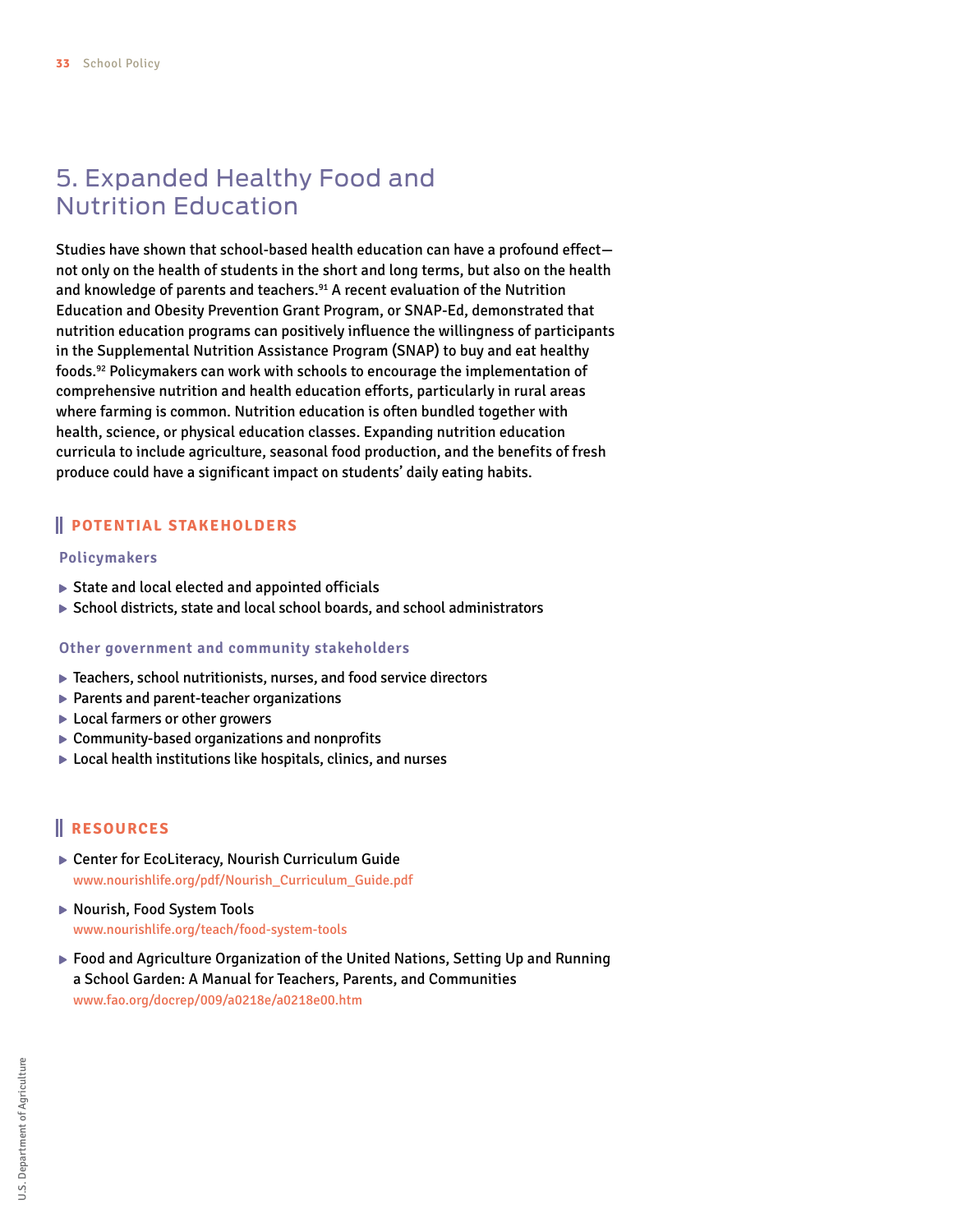## 5. Expanded Healthy Food and Nutrition Education

Studies have shown that school-based health education can have a profound effect—not only on the health of students in the short and long terms, but also on the health and knowledge of parents and teachers.[91] A recent evaluation of the Nutrition Education and Obesity Prevention Grant Program, or SNAP-Ed, demonstrated that nutrition education programs can positively influence the willingness of participants in the Supplemental Nutrition Assistance Program (SNAP) to buy and eat healthy foods.[92] Policymakers can work with schools to encourage the implementation of comprehensive nutrition and health education efforts, particularly in rural areas where farming is common. Nutrition education is often bundled together with health, science, or physical education classes. Expanding nutrition education curricula to include agriculture, seasonal food production, and the benefits of fresh produce could have a significant impact on students' daily eating habits.

### POTENTIAL STAKEHOLDERS

**Policymakers**

- State and local elected and appointed officials
- School districts, state and local school boards, and school administrators

**Other government and community stakeholders**

- Teachers, school nutritionists, nurses, and food service directors
- Parents and parent-teacher organizations
- Local farmers or other growers
- Community-based organizations and nonprofits
- Local health institutions like hospitals, clinics, and nurses

### RESOURCES

- Center for EcoLiteracy, Nourish Curriculum Guide
  www.nourishlife.org/pdf/Nourish_Curriculum_Guide.pdf
- Nourish, Food System Tools
  www.nourishlife.org/teach/food-system-tools
- Food and Agriculture Organization of the United Nations, Setting Up and Running a School Garden: A Manual for Teachers, Parents, and Communities
  www.fao.org/docrep/009/a0218e/a0218e00.htm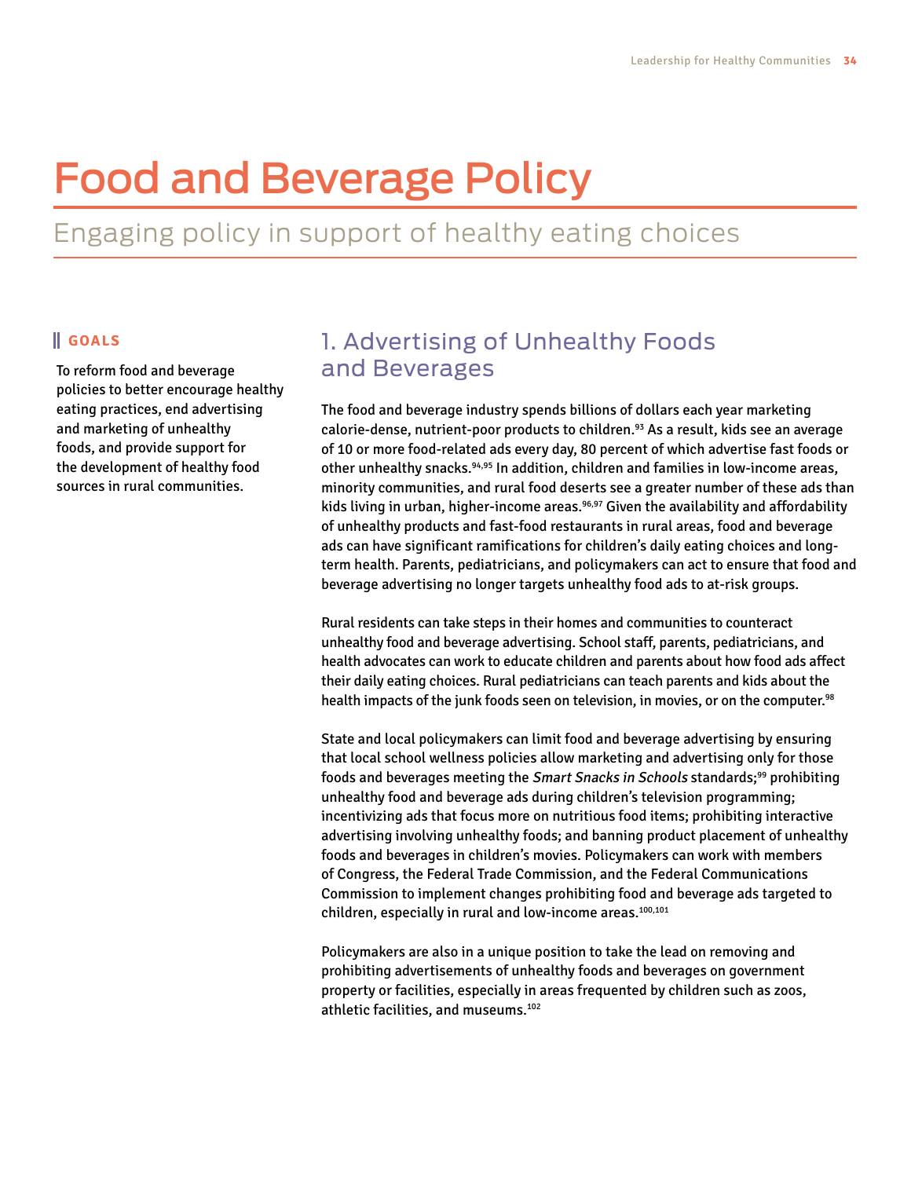# Food and Beverage Policy

## Engaging policy in support of healthy eating choices

**GOALS**

To reform food and beverage policies to better encourage healthy eating practices, end advertising and marketing of unhealthy foods, and provide support for the development of healthy food sources in rural communities.

### 1. Advertising of Unhealthy Foods and Beverages

The food and beverage industry spends billions of dollars each year marketing calorie-dense, nutrient-poor products to children.[93] As a result, kids see an average of 10 or more food-related ads every day, 80 percent of which advertise fast foods or other unhealthy snacks.[94,95] In addition, children and families in low-income areas, minority communities, and rural food deserts see a greater number of these ads than kids living in urban, higher-income areas.[96,97] Given the availability and affordability of unhealthy products and fast-food restaurants in rural areas, food and beverage ads can have significant ramifications for children's daily eating choices and long-term health. Parents, pediatricians, and policymakers can act to ensure that food and beverage advertising no longer targets unhealthy food ads to at-risk groups.

Rural residents can take steps in their homes and communities to counteract unhealthy food and beverage advertising. School staff, parents, pediatricians, and health advocates can work to educate children and parents about how food ads affect their daily eating choices. Rural pediatricians can teach parents and kids about the health impacts of the junk foods seen on television, in movies, or on the computer.[98]

State and local policymakers can limit food and beverage advertising by ensuring that local school wellness policies allow marketing and advertising only for those foods and beverages meeting the *Smart Snacks in Schools* standards;[99] prohibiting unhealthy food and beverage ads during children's television programming; incentivizing ads that focus more on nutritious food items; prohibiting interactive advertising involving unhealthy foods; and banning product placement of unhealthy foods and beverages in children's movies. Policymakers can work with members of Congress, the Federal Trade Commission, and the Federal Communications Commission to implement changes prohibiting food and beverage ads targeted to children, especially in rural and low-income areas.[100,101]

Policymakers are also in a unique position to take the lead on removing and prohibiting advertisements of unhealthy foods and beverages on government property or facilities, especially in areas frequented by children such as zoos, athletic facilities, and museums.[102]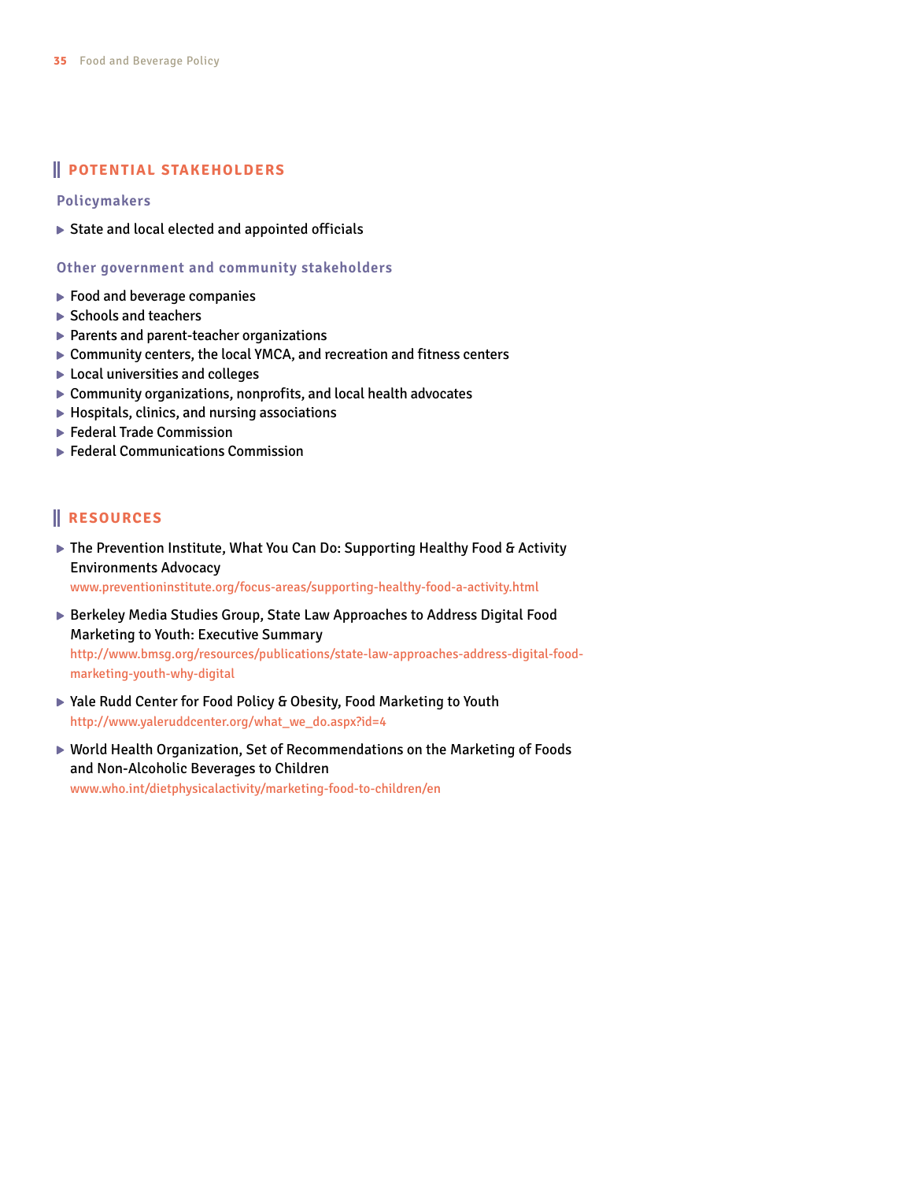## POTENTIAL STAKEHOLDERS

### Policymakers

- State and local elected and appointed officials

### Other government and community stakeholders

- Food and beverage companies
- Schools and teachers
- Parents and parent-teacher organizations
- Community centers, the local YMCA, and recreation and fitness centers
- Local universities and colleges
- Community organizations, nonprofits, and local health advocates
- Hospitals, clinics, and nursing associations
- Federal Trade Commission
- Federal Communications Commission

## RESOURCES

- The Prevention Institute, What You Can Do: Supporting Healthy Food & Activity Environments Advocacy
  www.preventioninstitute.org/focus-areas/supporting-healthy-food-a-activity.html
- Berkeley Media Studies Group, State Law Approaches to Address Digital Food Marketing to Youth: Executive Summary
  http://www.bmsg.org/resources/publications/state-law-approaches-address-digital-food-marketing-youth-why-digital
- Yale Rudd Center for Food Policy & Obesity, Food Marketing to Youth
  http://www.yaleruddcenter.org/what_we_do.aspx?id=4
- World Health Organization, Set of Recommendations on the Marketing of Foods and Non-Alcoholic Beverages to Children
  www.who.int/dietphysicalactivity/marketing-food-to-children/en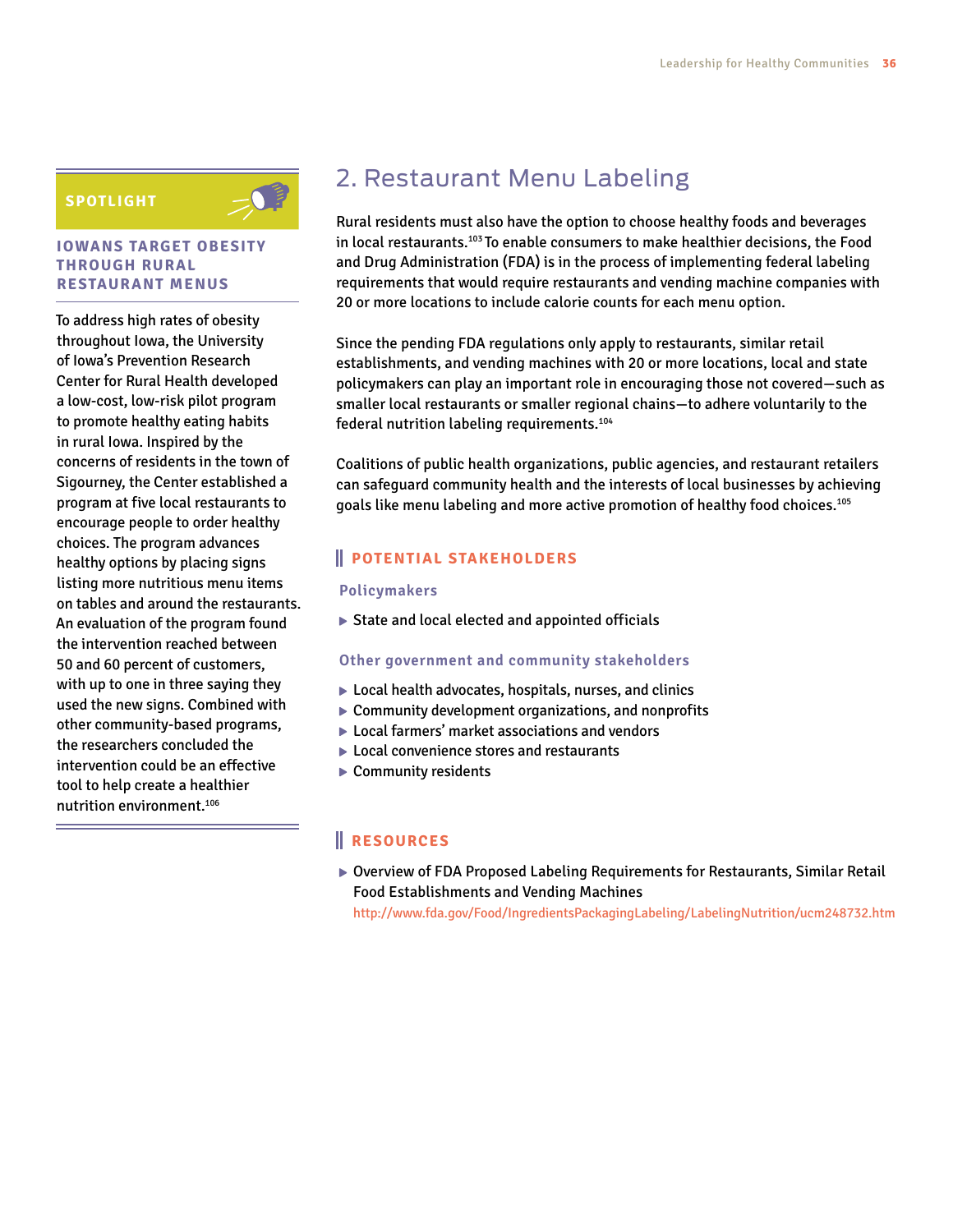## 2. Restaurant Menu Labeling

Rural residents must also have the option to choose healthy foods and beverages in local restaurants.[103] To enable consumers to make healthier decisions, the Food and Drug Administration (FDA) is in the process of implementing federal labeling requirements that would require restaurants and vending machine companies with 20 or more locations to include calorie counts for each menu option.

Since the pending FDA regulations only apply to restaurants, similar retail establishments, and vending machines with 20 or more locations, local and state policymakers can play an important role in encouraging those not covered—such as smaller local restaurants or smaller regional chains—to adhere voluntarily to the federal nutrition labeling requirements.[104]

Coalitions of public health organizations, public agencies, and restaurant retailers can safeguard community health and the interests of local businesses by achieving goals like menu labeling and more active promotion of healthy food choices.[105]

### POTENTIAL STAKEHOLDERS

#### Policymakers

- State and local elected and appointed officials

#### Other government and community stakeholders

- Local health advocates, hospitals, nurses, and clinics
- Community development organizations, and nonprofits
- Local farmers' market associations and vendors
- Local convenience stores and restaurants
- Community residents

### RESOURCES

- Overview of FDA Proposed Labeling Requirements for Restaurants, Similar Retail Food Establishments and Vending Machines
  http://www.fda.gov/Food/IngredientsPackagingLabeling/LabelingNutrition/ucm248732.htm

---

**SPOTLIGHT**

### IOWANS TARGET OBESITY THROUGH RURAL RESTAURANT MENUS

To address high rates of obesity throughout Iowa, the University of Iowa's Prevention Research Center for Rural Health developed a low-cost, low-risk pilot program to promote healthy eating habits in rural Iowa. Inspired by the concerns of residents in the town of Sigourney, the Center established a program at five local restaurants to encourage people to order healthy choices. The program advances healthy options by placing signs listing more nutritious menu items on tables and around the restaurants. An evaluation of the program found the intervention reached between 50 and 60 percent of customers, with up to one in three saying they used the new signs. Combined with other community-based programs, the researchers concluded the intervention could be an effective tool to help create a healthier nutrition environment.[106]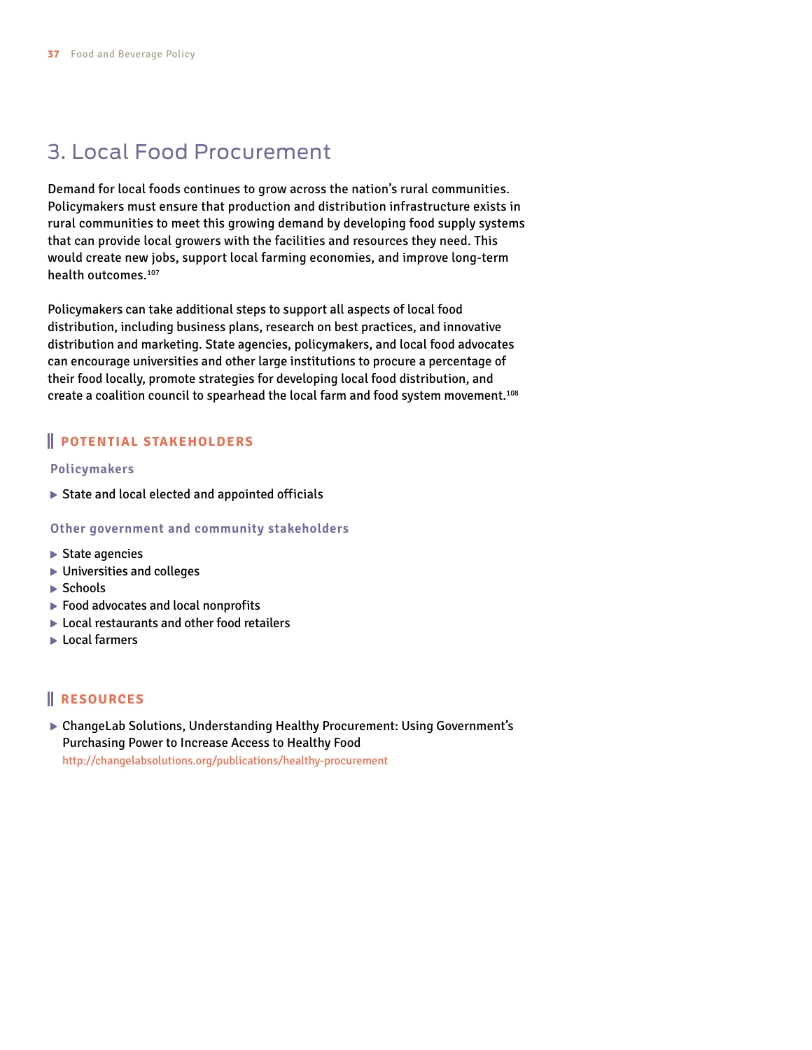# 3. Local Food Procurement

Demand for local foods continues to grow across the nation's rural communities. Policymakers must ensure that production and distribution infrastructure exists in rural communities to meet this growing demand by developing food supply systems that can provide local growers with the facilities and resources they need. This would create new jobs, support local farming economies, and improve long-term health outcomes.[107]

Policymakers can take additional steps to support all aspects of local food distribution, including business plans, research on best practices, and innovative distribution and marketing. State agencies, policymakers, and local food advocates can encourage universities and other large institutions to procure a percentage of their food locally, promote strategies for developing local food distribution, and create a coalition council to spearhead the local farm and food system movement.[108]

## POTENTIAL STAKEHOLDERS

### Policymakers

- State and local elected and appointed officials

### Other government and community stakeholders

- State agencies
- Universities and colleges
- Schools
- Food advocates and local nonprofits
- Local restaurants and other food retailers
- Local farmers

## RESOURCES

- ChangeLab Solutions, Understanding Healthy Procurement: Using Government's Purchasing Power to Increase Access to Healthy Food
  http://changelabsolutions.org/publications/healthy-procurement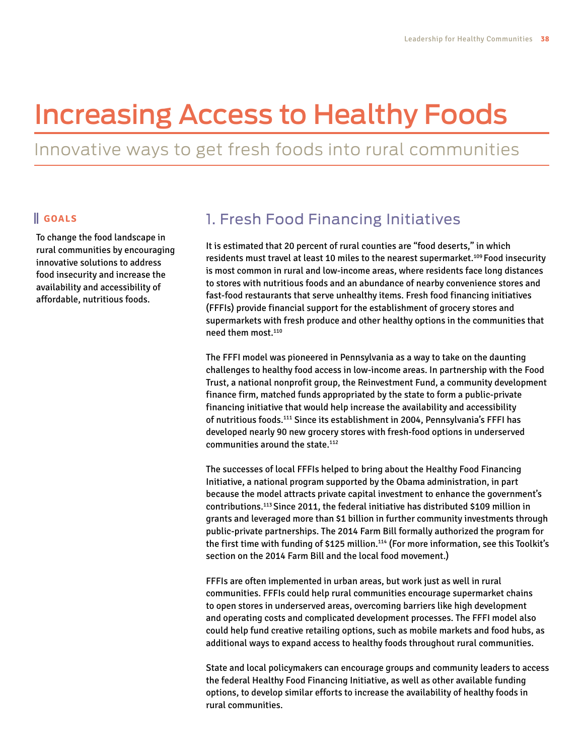# Increasing Access to Healthy Foods

## Innovative ways to get fresh foods into rural communities

**GOALS**

To change the food landscape in rural communities by encouraging innovative solutions to address food insecurity and increase the availability and accessibility of affordable, nutritious foods.

### 1. Fresh Food Financing Initiatives

It is estimated that 20 percent of rural counties are "food deserts," in which residents must travel at least 10 miles to the nearest supermarket.[109] Food insecurity is most common in rural and low-income areas, where residents face long distances to stores with nutritious foods and an abundance of nearby convenience stores and fast-food restaurants that serve unhealthy items. Fresh food financing initiatives (FFFIs) provide financial support for the establishment of grocery stores and supermarkets with fresh produce and other healthy options in the communities that need them most.[110]

The FFFI model was pioneered in Pennsylvania as a way to take on the daunting challenges to healthy food access in low-income areas. In partnership with the Food Trust, a national nonprofit group, the Reinvestment Fund, a community development finance firm, matched funds appropriated by the state to form a public-private financing initiative that would help increase the availability and accessibility of nutritious foods.[111] Since its establishment in 2004, Pennsylvania's FFFI has developed nearly 90 new grocery stores with fresh-food options in underserved communities around the state.[112]

The successes of local FFFIs helped to bring about the Healthy Food Financing Initiative, a national program supported by the Obama administration, in part because the model attracts private capital investment to enhance the government's contributions.[113] Since 2011, the federal initiative has distributed $109 million in grants and leveraged more than $1 billion in further community investments through public-private partnerships. The 2014 Farm Bill formally authorized the program for the first time with funding of $125 million.[114] (For more information, see this Toolkit's section on the 2014 Farm Bill and the local food movement.)

FFFIs are often implemented in urban areas, but work just as well in rural communities. FFFIs could help rural communities encourage supermarket chains to open stores in underserved areas, overcoming barriers like high development and operating costs and complicated development processes. The FFFI model also could help fund creative retailing options, such as mobile markets and food hubs, as additional ways to expand access to healthy foods throughout rural communities.

State and local policymakers can encourage groups and community leaders to access the federal Healthy Food Financing Initiative, as well as other available funding options, to develop similar efforts to increase the availability of healthy foods in rural communities.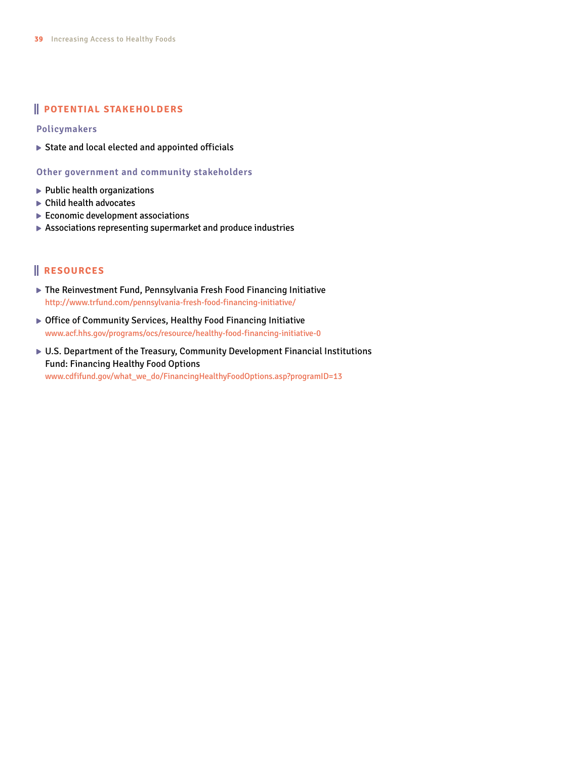## POTENTIAL STAKEHOLDERS

### Policymakers

- State and local elected and appointed officials

### Other government and community stakeholders

- Public health organizations
- Child health advocates
- Economic development associations
- Associations representing supermarket and produce industries

## RESOURCES

- The Reinvestment Fund, Pennsylvania Fresh Food Financing Initiative
  http://www.trfund.com/pennsylvania-fresh-food-financing-initiative/
- Office of Community Services, Healthy Food Financing Initiative
  www.acf.hhs.gov/programs/ocs/resource/healthy-food-financing-initiative-0
- U.S. Department of the Treasury, Community Development Financial Institutions Fund: Financing Healthy Food Options
  www.cdfifund.gov/what_we_do/FinancingHealthyFoodOptions.asp?programID=13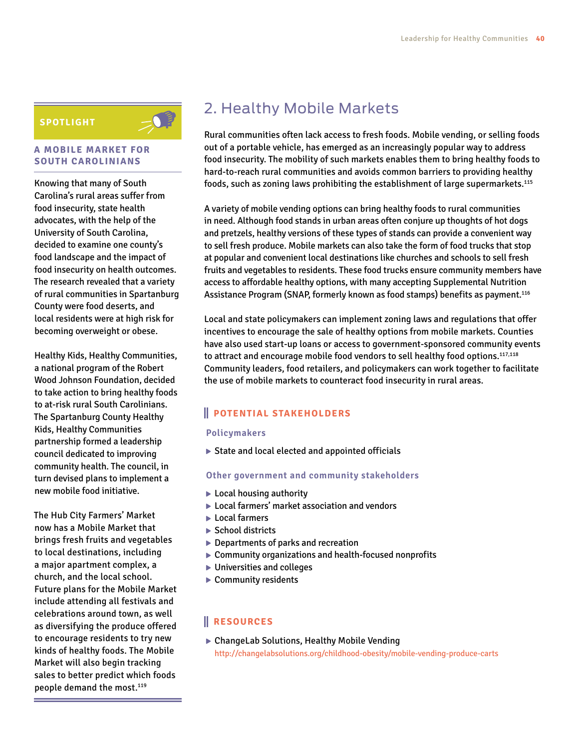## 2. Healthy Mobile Markets

Rural communities often lack access to fresh foods. Mobile vending, or selling foods out of a portable vehicle, has emerged as an increasingly popular way to address food insecurity. The mobility of such markets enables them to bring healthy foods to hard-to-reach rural communities and avoids common barriers to providing healthy foods, such as zoning laws prohibiting the establishment of large supermarkets.[115]

A variety of mobile vending options can bring healthy foods to rural communities in need. Although food stands in urban areas often conjure up thoughts of hot dogs and pretzels, healthy versions of these types of stands can provide a convenient way to sell fresh produce. Mobile markets can also take the form of food trucks that stop at popular and convenient local destinations like churches and schools to sell fresh fruits and vegetables to residents. These food trucks ensure community members have access to affordable healthy options, with many accepting Supplemental Nutrition Assistance Program (SNAP, formerly known as food stamps) benefits as payment.[116]

Local and state policymakers can implement zoning laws and regulations that offer incentives to encourage the sale of healthy options from mobile markets. Counties have also used start-up loans or access to government-sponsored community events to attract and encourage mobile food vendors to sell healthy food options.[117,118] Community leaders, food retailers, and policymakers can work together to facilitate the use of mobile markets to counteract food insecurity in rural areas.

### POTENTIAL STAKEHOLDERS

#### Policymakers

- State and local elected and appointed officials

#### Other government and community stakeholders

- Local housing authority
- Local farmers' market association and vendors
- Local farmers
- School districts
- Departments of parks and recreation
- Community organizations and health-focused nonprofits
- Universities and colleges
- Community residents

### RESOURCES

- ChangeLab Solutions, Healthy Mobile Vending
  http://changelabsolutions.org/childhood-obesity/mobile-vending-produce-carts

---

**SPOTLIGHT**

### A MOBILE MARKET FOR SOUTH CAROLINIANS

Knowing that many of South Carolina's rural areas suffer from food insecurity, state health advocates, with the help of the University of South Carolina, decided to examine one county's food landscape and the impact of food insecurity on health outcomes. The research revealed that a variety of rural communities in Spartanburg County were food deserts, and local residents were at high risk for becoming overweight or obese.

Healthy Kids, Healthy Communities, a national program of the Robert Wood Johnson Foundation, decided to take action to bring healthy foods to at-risk rural South Carolinians. The Spartanburg County Healthy Kids, Healthy Communities partnership formed a leadership council dedicated to improving community health. The council, in turn devised plans to implement a new mobile food initiative.

The Hub City Farmers' Market now has a Mobile Market that brings fresh fruits and vegetables to local destinations, including a major apartment complex, a church, and the local school. Future plans for the Mobile Market include attending all festivals and celebrations around town, as well as diversifying the produce offered to encourage residents to try new kinds of healthy foods. The Mobile Market will also begin tracking sales to better predict which foods people demand the most.[119]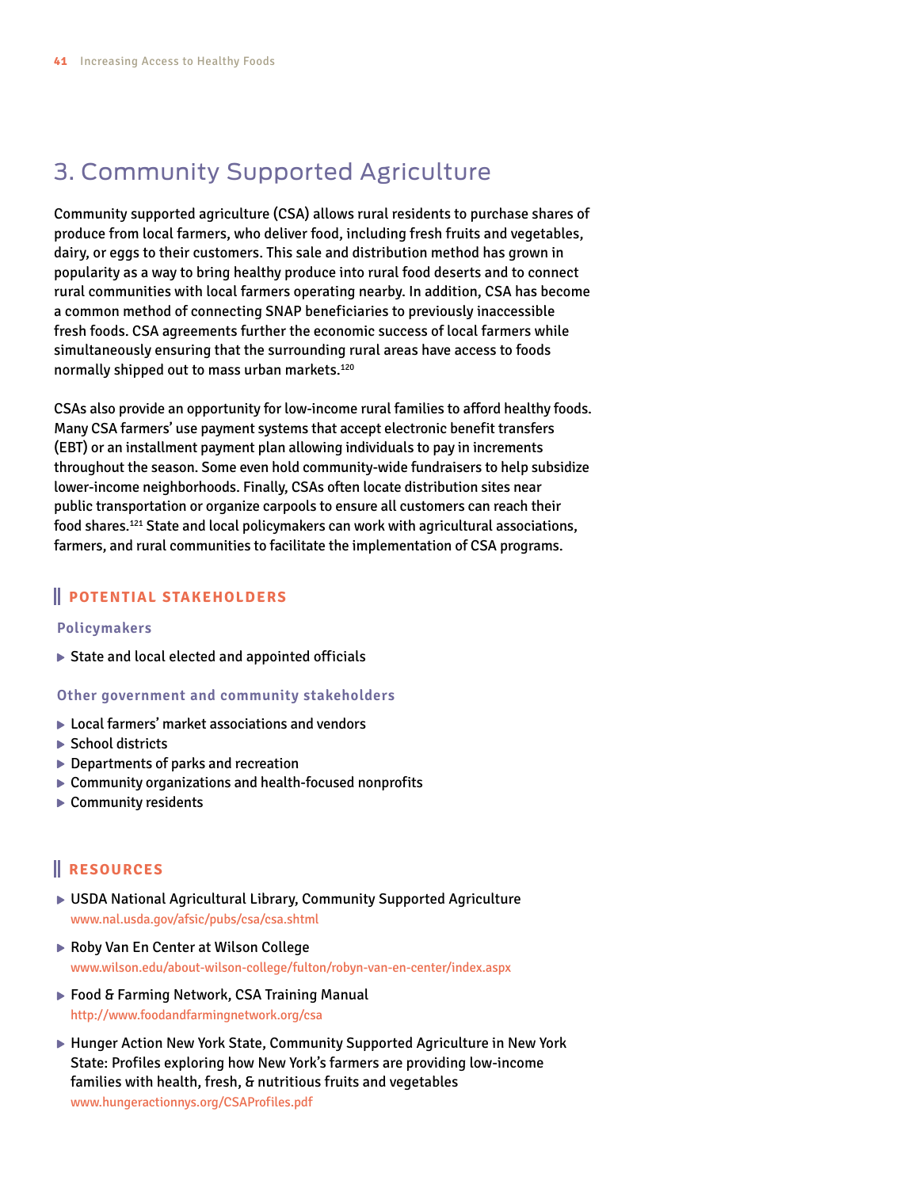## 3. Community Supported Agriculture

Community supported agriculture (CSA) allows rural residents to purchase shares of produce from local farmers, who deliver food, including fresh fruits and vegetables, dairy, or eggs to their customers. This sale and distribution method has grown in popularity as a way to bring healthy produce into rural food deserts and to connect rural communities with local farmers operating nearby. In addition, CSA has become a common method of connecting SNAP beneficiaries to previously inaccessible fresh foods. CSA agreements further the economic success of local farmers while simultaneously ensuring that the surrounding rural areas have access to foods normally shipped out to mass urban markets.[120]

CSAs also provide an opportunity for low-income rural families to afford healthy foods. Many CSA farmers' use payment systems that accept electronic benefit transfers (EBT) or an installment payment plan allowing individuals to pay in increments throughout the season. Some even hold community-wide fundraisers to help subsidize lower-income neighborhoods. Finally, CSAs often locate distribution sites near public transportation or organize carpools to ensure all customers can reach their food shares.[121] State and local policymakers can work with agricultural associations, farmers, and rural communities to facilitate the implementation of CSA programs.

### POTENTIAL STAKEHOLDERS

#### Policymakers

- State and local elected and appointed officials

#### Other government and community stakeholders

- Local farmers' market associations and vendors
- School districts
- Departments of parks and recreation
- Community organizations and health-focused nonprofits
- Community residents

### RESOURCES

- USDA National Agricultural Library, Community Supported Agriculture
  www.nal.usda.gov/afsic/pubs/csa/csa.shtml
- Roby Van En Center at Wilson College
  www.wilson.edu/about-wilson-college/fulton/robyn-van-en-center/index.aspx
- Food & Farming Network, CSA Training Manual
  http://www.foodandfarmingnetwork.org/csa
- Hunger Action New York State, Community Supported Agriculture in New York State: Profiles exploring how New York's farmers are providing low-income families with health, fresh, & nutritious fruits and vegetables
  www.hungeractionnys.org/CSAProfiles.pdf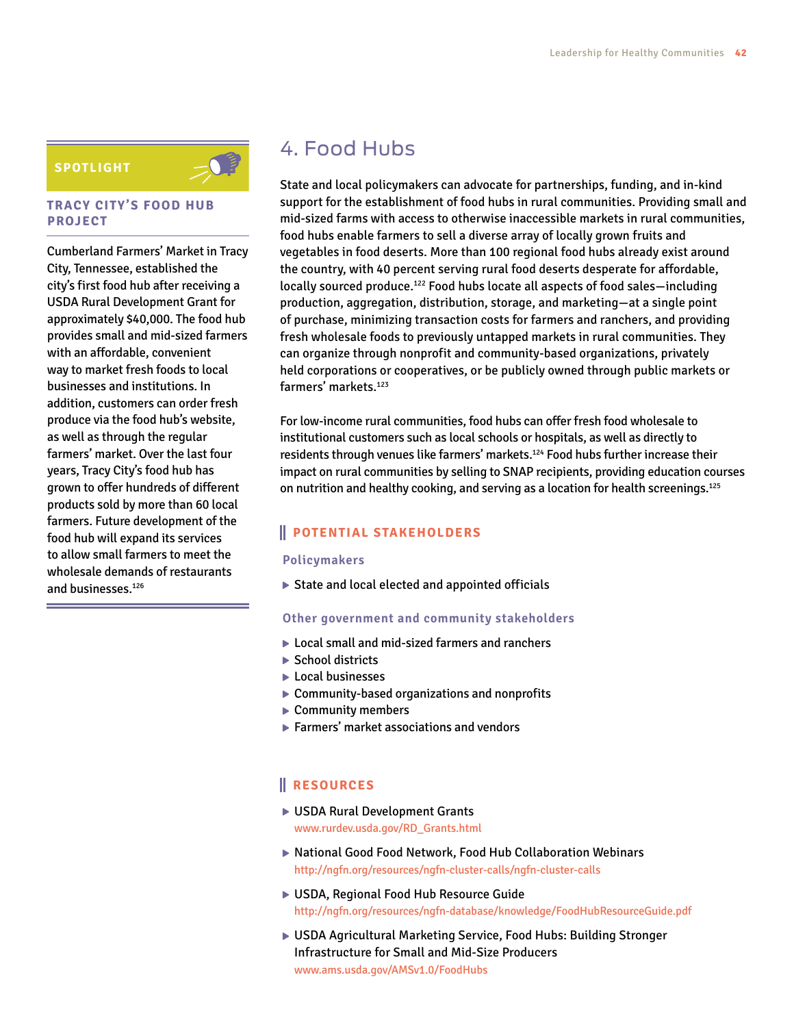## 4. Food Hubs

State and local policymakers can advocate for partnerships, funding, and in-kind support for the establishment of food hubs in rural communities. Providing small and mid-sized farms with access to otherwise inaccessible markets in rural communities, food hubs enable farmers to sell a diverse array of locally grown fruits and vegetables in food deserts. More than 100 regional food hubs already exist around the country, with 40 percent serving rural food deserts desperate for affordable, locally sourced produce.[122] Food hubs locate all aspects of food sales—including production, aggregation, distribution, storage, and marketing—at a single point of purchase, minimizing transaction costs for farmers and ranchers, and providing fresh wholesale foods to previously untapped markets in rural communities. They can organize through nonprofit and community-based organizations, privately held corporations or cooperatives, or be publicly owned through public markets or farmers' markets.[123]

For low-income rural communities, food hubs can offer fresh food wholesale to institutional customers such as local schools or hospitals, as well as directly to residents through venues like farmers' markets.[124] Food hubs further increase their impact on rural communities by selling to SNAP recipients, providing education courses on nutrition and healthy cooking, and serving as a location for health screenings.[125]

### SPOTLIGHT

#### TRACY CITY'S FOOD HUB PROJECT

Cumberland Farmers' Market in Tracy City, Tennessee, established the city's first food hub after receiving a USDA Rural Development Grant for approximately $40,000. The food hub provides small and mid-sized farmers with an affordable, convenient way to market fresh foods to local businesses and institutions. In addition, customers can order fresh produce via the food hub's website, as well as through the regular farmers' market. Over the last four years, Tracy City's food hub has grown to offer hundreds of different products sold by more than 60 local farmers. Future development of the food hub will expand its services to allow small farmers to meet the wholesale demands of restaurants and businesses.[126]

### POTENTIAL STAKEHOLDERS

#### Policymakers

- State and local elected and appointed officials

#### Other government and community stakeholders

- Local small and mid-sized farmers and ranchers
- School districts
- Local businesses
- Community-based organizations and nonprofits
- Community members
- Farmers' market associations and vendors

### RESOURCES

- USDA Rural Development Grants
  www.rurdev.usda.gov/RD_Grants.html
- National Good Food Network, Food Hub Collaboration Webinars
  http://ngfn.org/resources/ngfn-cluster-calls/ngfn-cluster-calls
- USDA, Regional Food Hub Resource Guide
  http://ngfn.org/resources/ngfn-database/knowledge/FoodHubResourceGuide.pdf
- USDA Agricultural Marketing Service, Food Hubs: Building Stronger Infrastructure for Small and Mid-Size Producers
  www.ams.usda.gov/AMSv1.0/FoodHubs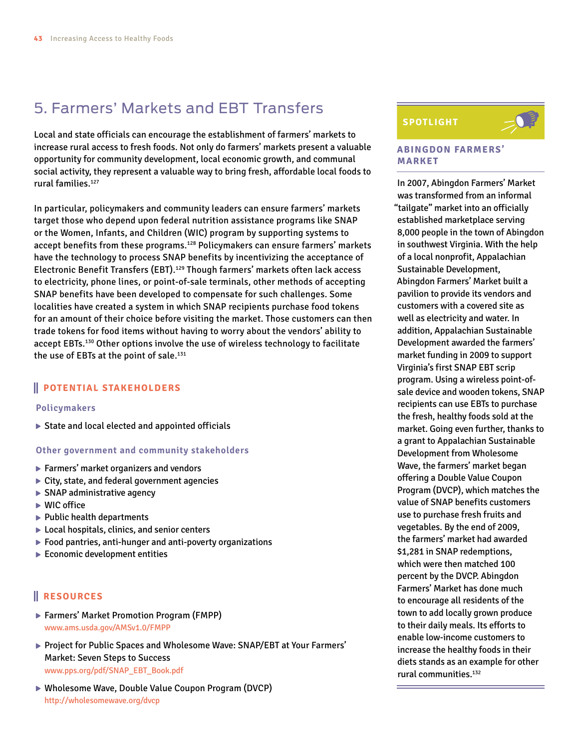## 5. Farmers' Markets and EBT Transfers

Local and state officials can encourage the establishment of farmers' markets to increase rural access to fresh foods. Not only do farmers' markets present a valuable opportunity for community development, local economic growth, and communal social activity, they represent a valuable way to bring fresh, affordable local foods to rural families.[127]

In particular, policymakers and community leaders can ensure farmers' markets target those who depend upon federal nutrition assistance programs like SNAP or the Women, Infants, and Children (WIC) program by supporting systems to accept benefits from these programs.[128] Policymakers can ensure farmers' markets have the technology to process SNAP benefits by incentivizing the acceptance of Electronic Benefit Transfers (EBT).[129] Though farmers' markets often lack access to electricity, phone lines, or point-of-sale terminals, other methods of accepting SNAP benefits have been developed to compensate for such challenges. Some localities have created a system in which SNAP recipients purchase food tokens for an amount of their choice before visiting the market. Those customers can then trade tokens for food items without having to worry about the vendors' ability to accept EBTs.[130] Other options involve the use of wireless technology to facilitate the use of EBTs at the point of sale.[131]

### POTENTIAL STAKEHOLDERS

#### Policymakers

- State and local elected and appointed officials

#### Other government and community stakeholders

- Farmers' market organizers and vendors
- City, state, and federal government agencies
- SNAP administrative agency
- WIC office
- Public health departments
- Local hospitals, clinics, and senior centers
- Food pantries, anti-hunger and anti-poverty organizations
- Economic development entities

### RESOURCES

- Farmers' Market Promotion Program (FMPP)
  www.ams.usda.gov/AMSv1.0/FMPP
- Project for Public Spaces and Wholesome Wave: SNAP/EBT at Your Farmers' Market: Seven Steps to Success
  www.pps.org/pdf/SNAP_EBT_Book.pdf
- Wholesome Wave, Double Value Coupon Program (DVCP)
  http://wholesomewave.org/dvcp

### SPOTLIGHT

#### ABINGDON FARMERS' MARKET

In 2007, Abingdon Farmers' Market was transformed from an informal "tailgate" market into an officially established marketplace serving 8,000 people in the town of Abingdon in southwest Virginia. With the help of a local nonprofit, Appalachian Sustainable Development, Abingdon Farmers' Market built a pavilion to provide its vendors and customers with a covered site as well as electricity and water. In addition, Appalachian Sustainable Development awarded the farmers' market funding in 2009 to support Virginia's first SNAP EBT scrip program. Using a wireless point-of-sale device and wooden tokens, SNAP recipients can use EBTs to purchase the fresh, healthy foods sold at the market. Going even further, thanks to a grant to Appalachian Sustainable Development from Wholesome Wave, the farmers' market began offering a Double Value Coupon Program (DVCP), which matches the value of SNAP benefits customers use to purchase fresh fruits and vegetables. By the end of 2009, the farmers' market had awarded $1,281 in SNAP redemptions, which were then matched 100 percent by the DVCP. Abingdon Farmers' Market has done much to encourage all residents of the town to add locally grown produce to their daily meals. Its efforts to enable low-income customers to increase the healthy foods in their diets stands as an example for other rural communities.[132]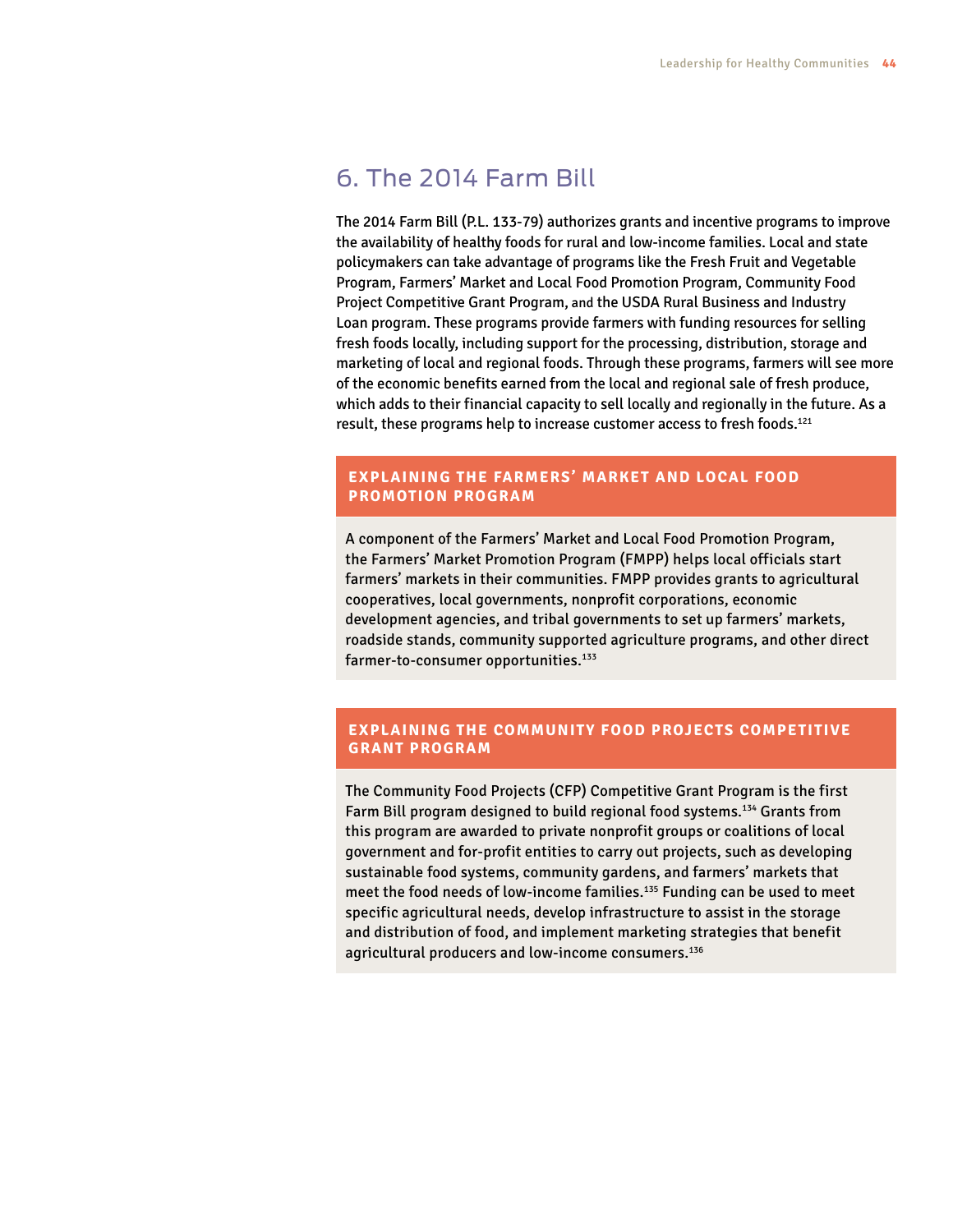## 6. The 2014 Farm Bill

The 2014 Farm Bill (P.L. 133-79) authorizes grants and incentive programs to improve the availability of healthy foods for rural and low-income families. Local and state policymakers can take advantage of programs like the Fresh Fruit and Vegetable Program, Farmers' Market and Local Food Promotion Program, Community Food Project Competitive Grant Program, and the USDA Rural Business and Industry Loan program. These programs provide farmers with funding resources for selling fresh foods locally, including support for the processing, distribution, storage and marketing of local and regional foods. Through these programs, farmers will see more of the economic benefits earned from the local and regional sale of fresh produce, which adds to their financial capacity to sell locally and regionally in the future. As a result, these programs help to increase customer access to fresh foods.[121]

### EXPLAINING THE FARMERS' MARKET AND LOCAL FOOD PROMOTION PROGRAM

A component of the Farmers' Market and Local Food Promotion Program, the Farmers' Market Promotion Program (FMPP) helps local officials start farmers' markets in their communities. FMPP provides grants to agricultural cooperatives, local governments, nonprofit corporations, economic development agencies, and tribal governments to set up farmers' markets, roadside stands, community supported agriculture programs, and other direct farmer-to-consumer opportunities.[133]

### EXPLAINING THE COMMUNITY FOOD PROJECTS COMPETITIVE GRANT PROGRAM

The Community Food Projects (CFP) Competitive Grant Program is the first Farm Bill program designed to build regional food systems.[134] Grants from this program are awarded to private nonprofit groups or coalitions of local government and for-profit entities to carry out projects, such as developing sustainable food systems, community gardens, and farmers' markets that meet the food needs of low-income families.[135] Funding can be used to meet specific agricultural needs, develop infrastructure to assist in the storage and distribution of food, and implement marketing strategies that benefit agricultural producers and low-income consumers.[136]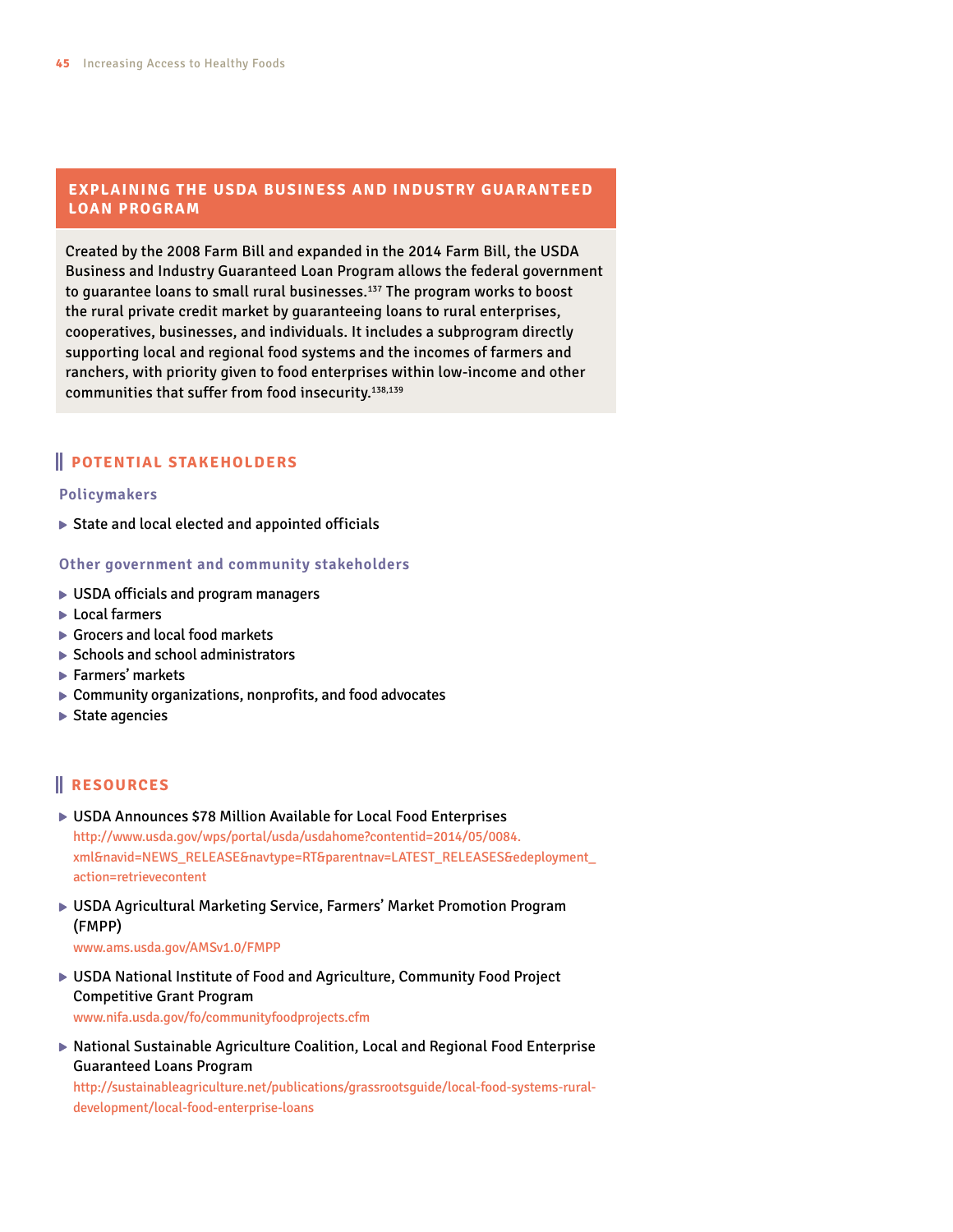## EXPLAINING THE USDA BUSINESS AND INDUSTRY GUARANTEED LOAN PROGRAM

Created by the 2008 Farm Bill and expanded in the 2014 Farm Bill, the USDA Business and Industry Guaranteed Loan Program allows the federal government to guarantee loans to small rural businesses.[137] The program works to boost the rural private credit market by guaranteeing loans to rural enterprises, cooperatives, businesses, and individuals. It includes a subprogram directly supporting local and regional food systems and the incomes of farmers and ranchers, with priority given to food enterprises within low-income and other communities that suffer from food insecurity.[138,139]

## POTENTIAL STAKEHOLDERS

### Policymakers

- State and local elected and appointed officials

### Other government and community stakeholders

- USDA officials and program managers
- Local farmers
- Grocers and local food markets
- Schools and school administrators
- Farmers' markets
- Community organizations, nonprofits, and food advocates
- State agencies

## RESOURCES

- USDA Announces $78 Million Available for Local Food Enterprises
  http://www.usda.gov/wps/portal/usda/usdahome?contentid=2014/05/0084.xml&navid=NEWS_RELEASE&navtype=RT&parentnav=LATEST_RELEASES&edeployment_action=retrievecontent
- USDA Agricultural Marketing Service, Farmers' Market Promotion Program (FMPP)
  www.ams.usda.gov/AMSv1.0/FMPP
- USDA National Institute of Food and Agriculture, Community Food Project Competitive Grant Program
  www.nifa.usda.gov/fo/communityfoodprojects.cfm
- National Sustainable Agriculture Coalition, Local and Regional Food Enterprise Guaranteed Loans Program
  http://sustainableagriculture.net/publications/grassrootsguide/local-food-systems-rural-development/local-food-enterprise-loans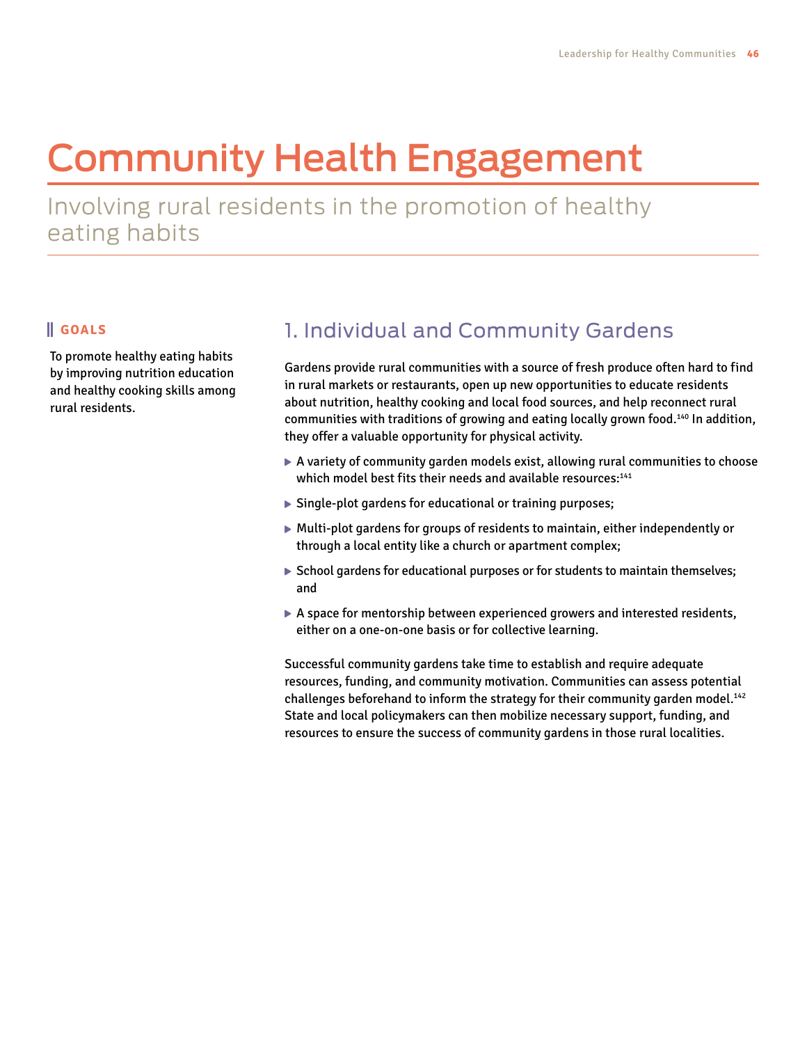# Community Health Engagement

## Involving rural residents in the promotion of healthy eating habits

### GOALS

To promote healthy eating habits by improving nutrition education and healthy cooking skills among rural residents.

## 1. Individual and Community Gardens

Gardens provide rural communities with a source of fresh produce often hard to find in rural markets or restaurants, open up new opportunities to educate residents about nutrition, healthy cooking and local food sources, and help reconnect rural communities with traditions of growing and eating locally grown food.[140] In addition, they offer a valuable opportunity for physical activity.

- A variety of community garden models exist, allowing rural communities to choose which model best fits their needs and available resources:[141]
- Single-plot gardens for educational or training purposes;
- Multi-plot gardens for groups of residents to maintain, either independently or through a local entity like a church or apartment complex;
- School gardens for educational purposes or for students to maintain themselves; and
- A space for mentorship between experienced growers and interested residents, either on a one-on-one basis or for collective learning.

Successful community gardens take time to establish and require adequate resources, funding, and community motivation. Communities can assess potential challenges beforehand to inform the strategy for their community garden model.[142] State and local policymakers can then mobilize necessary support, funding, and resources to ensure the success of community gardens in those rural localities.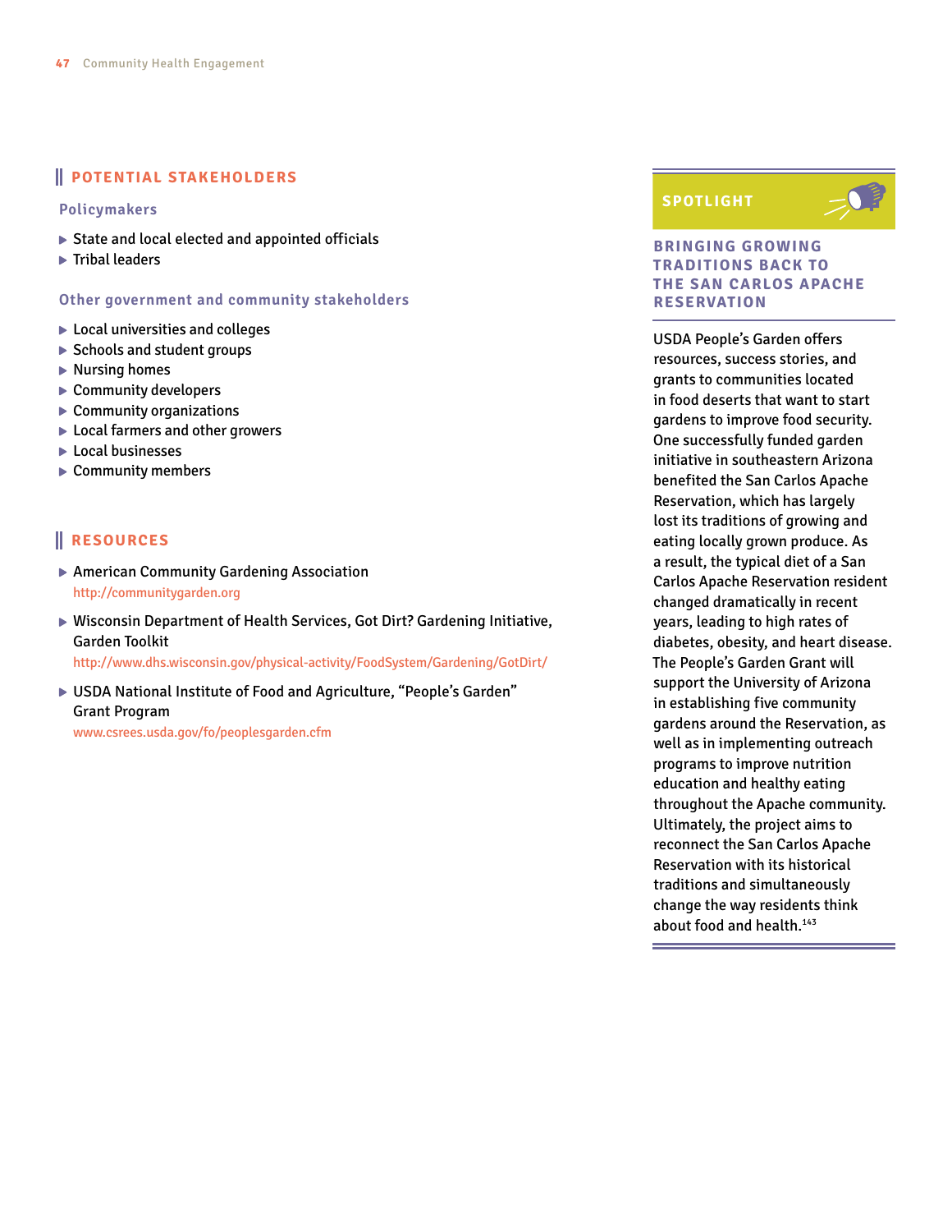## POTENTIAL STAKEHOLDERS

### Policymakers

- State and local elected and appointed officials
- Tribal leaders

### Other government and community stakeholders

- Local universities and colleges
- Schools and student groups
- Nursing homes
- Community developers
- Community organizations
- Local farmers and other growers
- Local businesses
- Community members

## RESOURCES

- American Community Gardening Association
  http://communitygarden.org
- Wisconsin Department of Health Services, Got Dirt? Gardening Initiative, Garden Toolkit
  http://www.dhs.wisconsin.gov/physical-activity/FoodSystem/Gardening/GotDirt/
- USDA National Institute of Food and Agriculture, "People's Garden" Grant Program
  www.csrees.usda.gov/fo/peoplesgarden.cfm

## SPOTLIGHT

### BRINGING GROWING TRADITIONS BACK TO THE SAN CARLOS APACHE RESERVATION

USDA People's Garden offers resources, success stories, and grants to communities located in food deserts that want to start gardens to improve food security. One successfully funded garden initiative in southeastern Arizona benefited the San Carlos Apache Reservation, which has largely lost its traditions of growing and eating locally grown produce. As a result, the typical diet of a San Carlos Apache Reservation resident changed dramatically in recent years, leading to high rates of diabetes, obesity, and heart disease. The People's Garden Grant will support the University of Arizona in establishing five community gardens around the Reservation, as well as in implementing outreach programs to improve nutrition education and healthy eating throughout the Apache community. Ultimately, the project aims to reconnect the San Carlos Apache Reservation with its historical traditions and simultaneously change the way residents think about food and health.[143]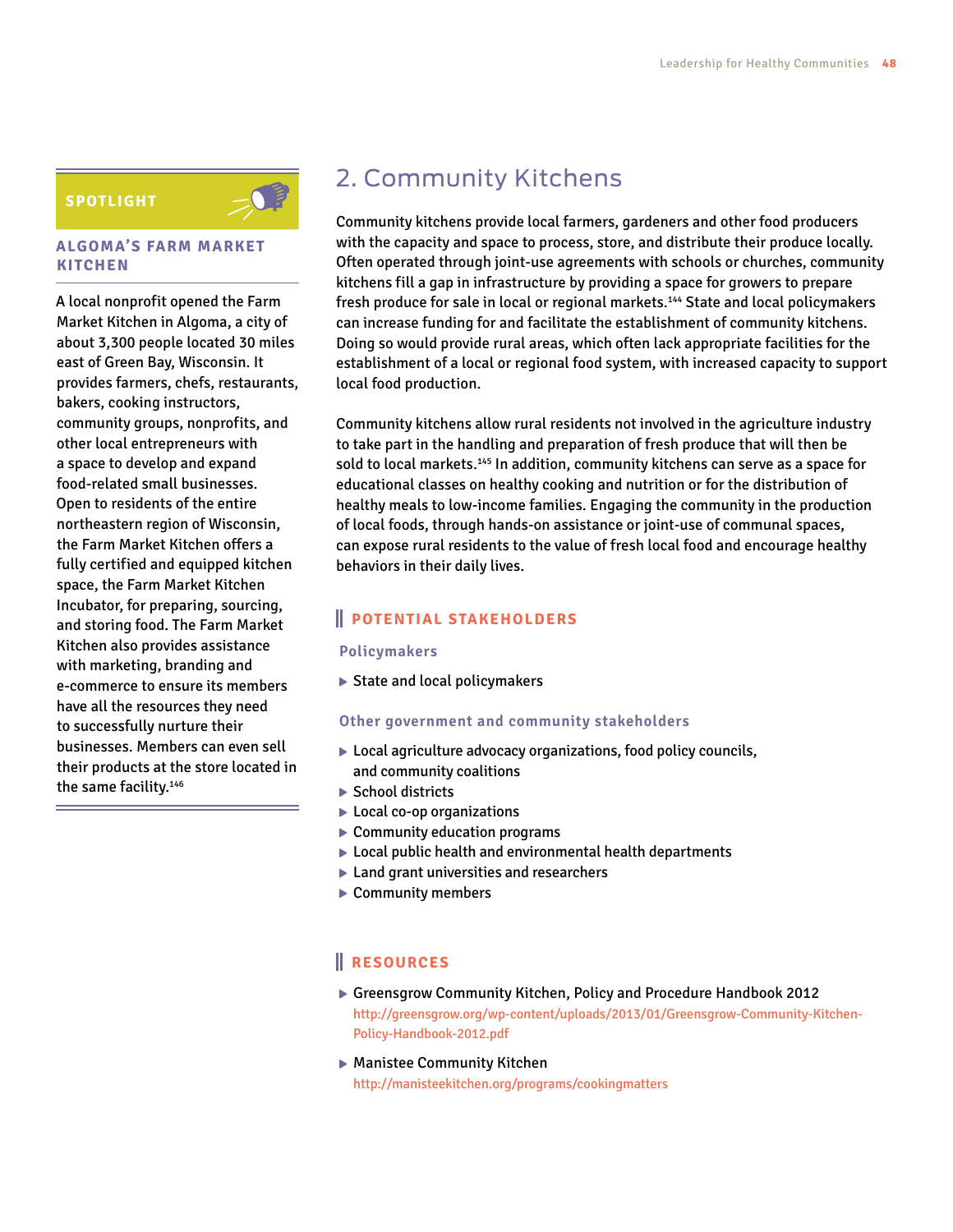## 2. Community Kitchens

Community kitchens provide local farmers, gardeners and other food producers with the capacity and space to process, store, and distribute their produce locally. Often operated through joint-use agreements with schools or churches, community kitchens fill a gap in infrastructure by providing a space for growers to prepare fresh produce for sale in local or regional markets.[144] State and local policymakers can increase funding for and facilitate the establishment of community kitchens. Doing so would provide rural areas, which often lack appropriate facilities for the establishment of a local or regional food system, with increased capacity to support local food production.

Community kitchens allow rural residents not involved in the agriculture industry to take part in the handling and preparation of fresh produce that will then be sold to local markets.[145] In addition, community kitchens can serve as a space for educational classes on healthy cooking and nutrition or for the distribution of healthy meals to low-income families. Engaging the community in the production of local foods, through hands-on assistance or joint-use of communal spaces, can expose rural residents to the value of fresh local food and encourage healthy behaviors in their daily lives.

### SPOTLIGHT

**ALGOMA'S FARM MARKET KITCHEN**

A local nonprofit opened the Farm Market Kitchen in Algoma, a city of about 3,300 people located 30 miles east of Green Bay, Wisconsin. It provides farmers, chefs, restaurants, bakers, cooking instructors, community groups, nonprofits, and other local entrepreneurs with a space to develop and expand food-related small businesses. Open to residents of the entire northeastern region of Wisconsin, the Farm Market Kitchen offers a fully certified and equipped kitchen space, the Farm Market Kitchen Incubator, for preparing, sourcing, and storing food. The Farm Market Kitchen also provides assistance with marketing, branding and e-commerce to ensure its members have all the resources they need to successfully nurture their businesses. Members can even sell their products at the store located in the same facility.[146]

### POTENTIAL STAKEHOLDERS

**Policymakers**

- State and local policymakers

**Other government and community stakeholders**

- Local agriculture advocacy organizations, food policy councils, and community coalitions
- School districts
- Local co-op organizations
- Community education programs
- Local public health and environmental health departments
- Land grant universities and researchers
- Community members

### RESOURCES

- Greensgrow Community Kitchen, Policy and Procedure Handbook 2012
  http://greensgrow.org/wp-content/uploads/2013/01/Greensgrow-Community-Kitchen-Policy-Handbook-2012.pdf
- Manistee Community Kitchen
  http://manisteekitchen.org/programs/cookingmatters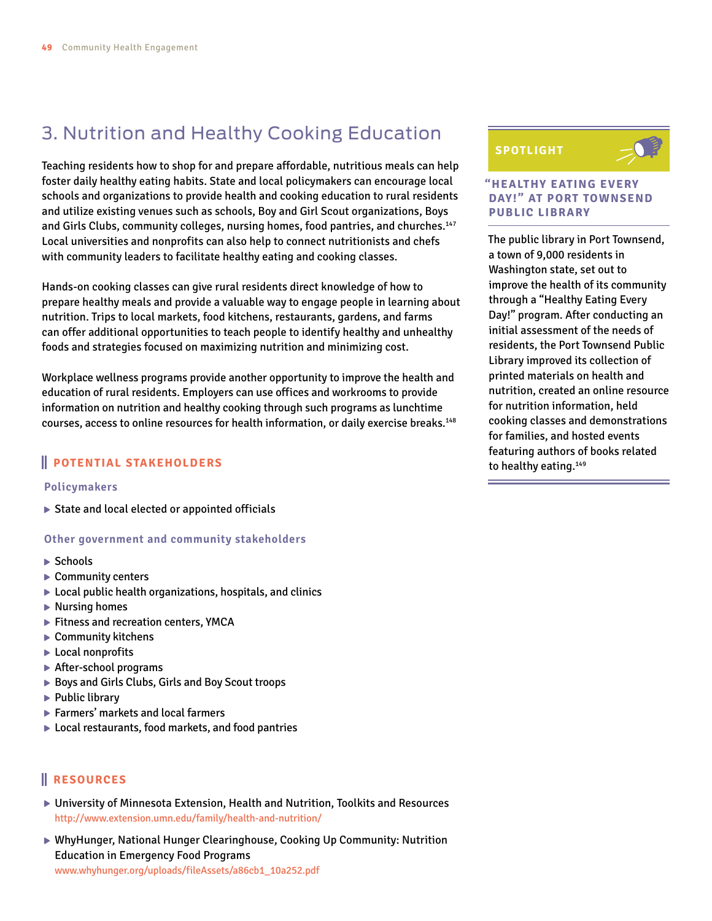## 3. Nutrition and Healthy Cooking Education

Teaching residents how to shop for and prepare affordable, nutritious meals can help foster daily healthy eating habits. State and local policymakers can encourage local schools and organizations to provide health and cooking education to rural residents and utilize existing venues such as schools, Boy and Girl Scout organizations, Boys and Girls Clubs, community colleges, nursing homes, food pantries, and churches.[147] Local universities and nonprofits can also help to connect nutritionists and chefs with community leaders to facilitate healthy eating and cooking classes.

Hands-on cooking classes can give rural residents direct knowledge of how to prepare healthy meals and provide a valuable way to engage people in learning about nutrition. Trips to local markets, food kitchens, restaurants, gardens, and farms can offer additional opportunities to teach people to identify healthy and unhealthy foods and strategies focused on maximizing nutrition and minimizing cost.

Workplace wellness programs provide another opportunity to improve the health and education of rural residents. Employers can use offices and workrooms to provide information on nutrition and healthy cooking through such programs as lunchtime courses, access to online resources for health information, or daily exercise breaks.[148]

### POTENTIAL STAKEHOLDERS

#### Policymakers

- State and local elected or appointed officials

#### Other government and community stakeholders

- Schools
- Community centers
- Local public health organizations, hospitals, and clinics
- Nursing homes
- Fitness and recreation centers, YMCA
- Community kitchens
- Local nonprofits
- After-school programs
- Boys and Girls Clubs, Girls and Boy Scout troops
- Public library
- Farmers' markets and local farmers
- Local restaurants, food markets, and food pantries

### RESOURCES

- University of Minnesota Extension, Health and Nutrition, Toolkits and Resources
  http://www.extension.umn.edu/family/health-and-nutrition/
- WhyHunger, National Hunger Clearinghouse, Cooking Up Community: Nutrition Education in Emergency Food Programs
  www.whyhunger.org/uploads/fileAssets/a86cb1_10a252.pdf

### SPOTLIGHT

#### "HEALTHY EATING EVERY DAY!" AT PORT TOWNSEND PUBLIC LIBRARY

The public library in Port Townsend, a town of 9,000 residents in Washington state, set out to improve the health of its community through a "Healthy Eating Every Day!" program. After conducting an initial assessment of the needs of residents, the Port Townsend Public Library improved its collection of printed materials on health and nutrition, created an online resource for nutrition information, held cooking classes and demonstrations for families, and hosted events featuring authors of books related to healthy eating.[149]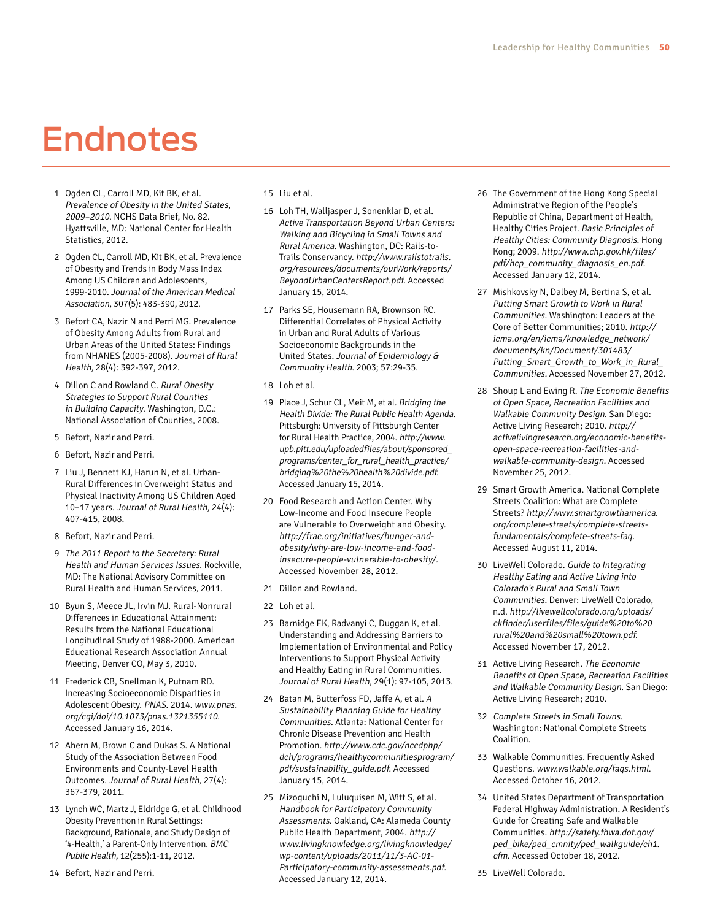# Endnotes

1. Ogden CL, Carroll MD, Kit BK, et al. *Prevalence of Obesity in the United States, 2009–2010.* NCHS Data Brief, No. 82. Hyattsville, MD: National Center for Health Statistics, 2012.

2. Ogden CL, Carroll MD, Kit BK, et al. Prevalence of Obesity and Trends in Body Mass Index Among US Children and Adolescents, 1999-2010. *Journal of the American Medical Association*, 307(5): 483-390, 2012.

3. Befort CA, Nazir N and Perri MG. Prevalence of Obesity Among Adults from Rural and Urban Areas of the United States: Findings from NHANES (2005-2008). *Journal of Rural Health*, 28(4): 392-397, 2012.

4. Dillon C and Rowland C. *Rural Obesity Strategies to Support Rural Counties in Building Capacity*. Washington, D.C.: National Association of Counties, 2008.

5. Befort, Nazir and Perri.

6. Befort, Nazir and Perri.

7. Liu J, Bennett KJ, Harun N, et al. Urban-Rural Differences in Overweight Status and Physical Inactivity Among US Children Aged 10–17 years. *Journal of Rural Health*, 24(4): 407-415, 2008.

8. Befort, Nazir and Perri.

9. *The 2011 Report to the Secretary: Rural Health and Human Services Issues.* Rockville, MD: The National Advisory Committee on Rural Health and Human Services, 2011.

10. Byun S, Meece JL, Irvin MJ. Rural-Nonrural Differences in Educational Attainment: Results from the National Educational Longitudinal Study of 1988-2000. American Educational Research Association Annual Meeting, Denver CO, May 3, 2010.

11. Frederick CB, Snellman K, Putnam RD. Increasing Socioeconomic Disparities in Adolescent Obesity. *PNAS*. 2014. *www.pnas.org/cgi/doi/10.1073/pnas.1321355110*. Accessed January 16, 2014.

12. Ahern M, Brown C and Dukas S. A National Study of the Association Between Food Environments and County-Level Health Outcomes. *Journal of Rural Health*, 27(4): 367-379, 2011.

13. Lynch WC, Martz J, Eldridge G, et al. Childhood Obesity Prevention in Rural Settings: Background, Rationale, and Study Design of '4-Health,' a Parent-Only Intervention. *BMC Public Health*, 12(255):1-11, 2012.

14. Befort, Nazir and Perri.

15. Liu et al.

16. Loh TH, Walljasper J, Sonenklar D, et al. *Active Transportation Beyond Urban Centers: Walking and Bicycling in Small Towns and Rural America*. Washington, DC: Rails-to-Trails Conservancy. *http://www.railstotrails.org/resources/documents/ourWork/reports/BeyondUrbanCentersReport.pdf.* Accessed January 15, 2014.

17. Parks SE, Housemann RA, Brownson RC. Differential Correlates of Physical Activity in Urban and Rural Adults of Various Socioeconomic Backgrounds in the United States. *Journal of Epidemiology & Community Health.* 2003; 57:29-35.

18. Loh et al.

19. Place J, Schur CL, Meit M, et al. *Bridging the Health Divide: The Rural Public Health Agenda*. Pittsburgh: University of Pittsburgh Center for Rural Health Practice, 2004. *http://www.upb.pitt.edu/uploadedfiles/about/sponsored_programs/center_for_rural_health_practice/bridging%20the%20health%20divide.pdf.* Accessed January 15, 2014.

20. Food Research and Action Center. Why Low-Income and Food Insecure People are Vulnerable to Overweight and Obesity. *http://frac.org/initiatives/hunger-and-obesity/why-are-low-income-and-food-insecure-people-vulnerable-to-obesity/.* Accessed November 28, 2012.

21. Dillon and Rowland.

22. Loh et al.

23. Barnidge EK, Radvanyi C, Duggan K, et al. Understanding and Addressing Barriers to Implementation of Environmental and Policy Interventions to Support Physical Activity and Healthy Eating in Rural Communities. *Journal of Rural Health*, 29(1): 97-105, 2013.

24. Batan M, Butterfoss FD, Jaffe A, et al. *A Sustainability Planning Guide for Healthy Communities*. Atlanta: National Center for Chronic Disease Prevention and Health Promotion. *http://www.cdc.gov/nccdphp/dch/programs/healthycommunitiesprogram/pdf/sustainability_guide.pdf.* Accessed January 15, 2014.

25. Mizoguchi N, Luluquisen M, Witt S, et al. *Handbook for Participatory Community Assessments.* Oakland, CA: Alameda County Public Health Department, 2004. *http://www.livingknowledge.org/livingknowledge/wp-content/uploads/2011/11/3-AC-01-Participatory-community-assessments.pdf.* Accessed January 12, 2014.

26. The Government of the Hong Kong Special Administrative Region of the People's Republic of China, Department of Health, Healthy Cities Project. *Basic Principles of Healthy Cities: Community Diagnosis.* Hong Kong; 2009. *http://www.chp.gov.hk/files/pdf/hcp_community_diagnosis_en.pdf.* Accessed January 12, 2014.

27. Mishkovsky N, Dalbey M, Bertina S, et al. *Putting Smart Growth to Work in Rural Communities*. Washington: Leaders at the Core of Better Communities; 2010. *http://icma.org/en/icma/knowledge_network/documents/kn/Document/301483/Putting_Smart_Growth_to_Work_in_Rural_Communities.* Accessed November 27, 2012.

28. Shoup L and Ewing R. *The Economic Benefits of Open Space, Recreation Facilities and Walkable Community Design.* San Diego: Active Living Research; 2010. *http://activelivingresearch.org/economic-benefits-open-space-recreation-facilities-and-walkable-community-design.* Accessed November 25, 2012.

29. Smart Growth America. National Complete Streets Coalition: What are Complete Streets? *http://www.smartgrowthamerica.org/complete-streets/complete-streets-fundamentals/complete-streets-faq.* Accessed August 11, 2014.

30. LiveWell Colorado. *Guide to Integrating Healthy Eating and Active Living into Colorado's Rural and Small Town Communities.* Denver: LiveWell Colorado, n.d. *http://livewellcolorado.org/uploads/ckfinder/userfiles/files/guide%20to%20rural%20and%20small%20town.pdf.* Accessed November 17, 2012.

31. Active Living Research. *The Economic Benefits of Open Space, Recreation Facilities and Walkable Community Design.* San Diego: Active Living Research; 2010.

32. *Complete Streets in Small Towns.* Washington: National Complete Streets Coalition.

33. Walkable Communities. Frequently Asked Questions. *www.walkable.org/faqs.html.* Accessed October 16, 2012.

34. United States Department of Transportation Federal Highway Administration. A Resident's Guide for Creating Safe and Walkable Communities. *http://safety.fhwa.dot.gov/ped_bike/ped_cmnity/ped_walkguide/ch1.cfm.* Accessed October 18, 2012.

35. LiveWell Colorado.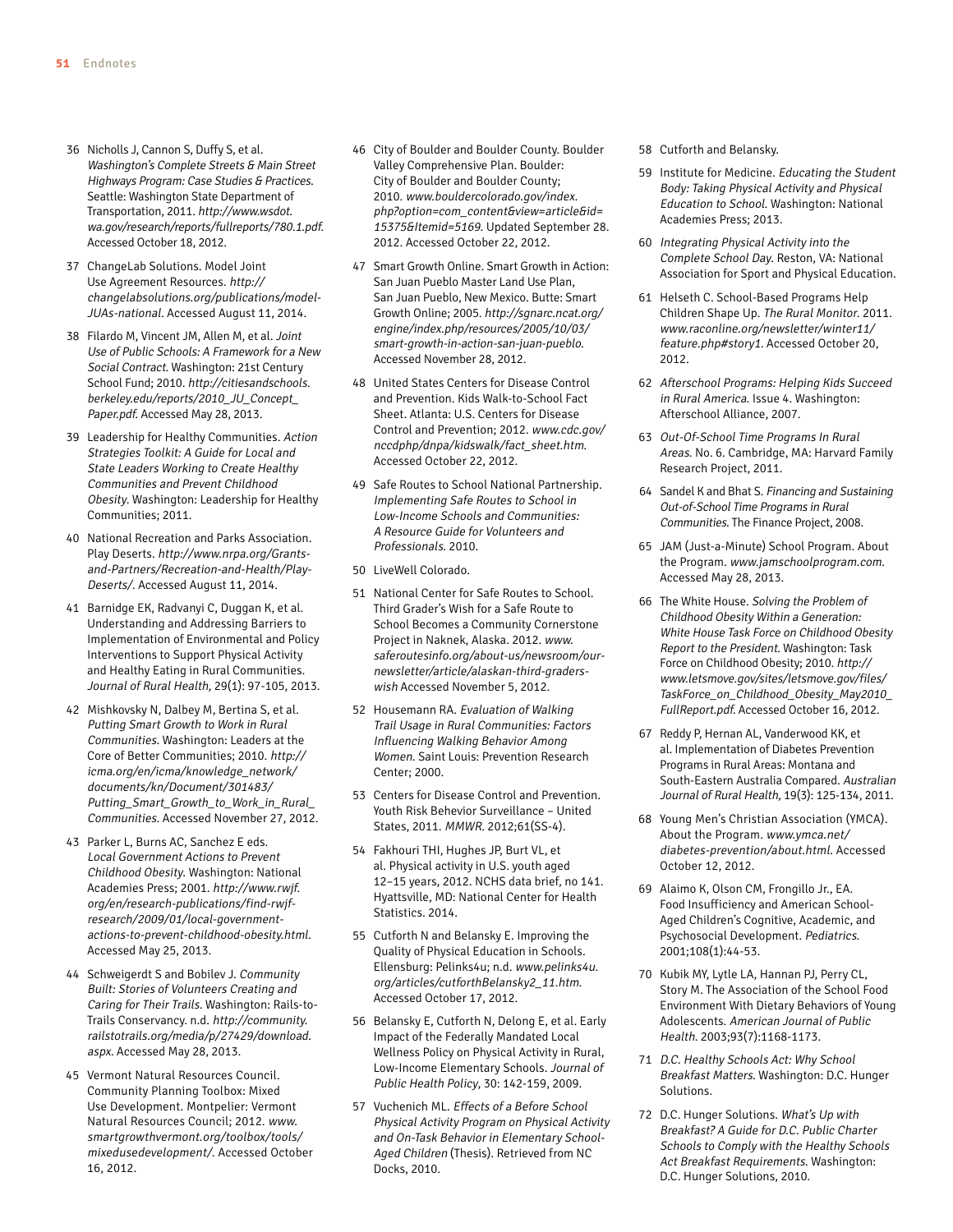36 Nicholls J, Cannon S, Duffy S, et al. *Washington's Complete Streets & Main Street Highways Program: Case Studies & Practices.* Seattle: Washington State Department of Transportation, 2011. *http://www.wsdot.wa.gov/research/reports/fullreports/780.1.pdf.* Accessed October 18, 2012.

37 ChangeLab Solutions. Model Joint Use Agreement Resources. *http://changelabsolutions.org/publications/model-JUAs-national.* Accessed August 11, 2014.

38 Filardo M, Vincent JM, Allen M, et al. *Joint Use of Public Schools: A Framework for a New Social Contract.* Washington: 21st Century School Fund; 2010. *http://citiesandschools.berkeley.edu/reports/2010_JU_Concept_Paper.pdf.* Accessed May 28, 2013.

39 Leadership for Healthy Communities. *Action Strategies Toolkit: A Guide for Local and State Leaders Working to Create Healthy Communities and Prevent Childhood Obesity.* Washington: Leadership for Healthy Communities; 2011.

40 National Recreation and Parks Association. Play Deserts. *http://www.nrpa.org/Grants-and-Partners/Recreation-and-Health/Play-Deserts/.* Accessed August 11, 2014.

41 Barnidge EK, Radvanyi C, Duggan K, et al. Understanding and Addressing Barriers to Implementation of Environmental and Policy Interventions to Support Physical Activity and Healthy Eating in Rural Communities. *Journal of Rural Health,* 29(1): 97-105, 2013.

42 Mishkovsky N, Dalbey M, Bertina S, et al. *Putting Smart Growth to Work in Rural Communities.* Washington: Leaders at the Core of Better Communities; 2010. *http://icma.org/en/icma/knowledge_network/documents/kn/Document/301483/Putting_Smart_Growth_to_Work_in_Rural_Communities.* Accessed November 27, 2012.

43 Parker L, Burns AC, Sanchez E eds. *Local Government Actions to Prevent Childhood Obesity.* Washington: National Academies Press; 2001. *http://www.rwjf.org/en/research-publications/find-rwjf-research/2009/01/local-government-actions-to-prevent-childhood-obesity.html.* Accessed May 25, 2013.

44 Schweigerdt S and Bobilev J. *Community Built: Stories of Volunteers Creating and Caring for Their Trails.* Washington: Rails-to-Trails Conservancy. n.d. *http://community.railstotrails.org/media/p/27429/download.aspx.* Accessed May 28, 2013.

45 Vermont Natural Resources Council. Community Planning Toolbox: Mixed Use Development. Montpelier: Vermont Natural Resources Council; 2012. *www.smartgrowthvermont.org/toolbox/tools/mixedusedevelopment/.* Accessed October 16, 2012.

46 City of Boulder and Boulder County. Boulder Valley Comprehensive Plan. Boulder: City of Boulder and Boulder County; 2010. *www.bouldercolorado.gov/index.php?option=com_content&view=article&id=15375&Itemid=5169.* Updated September 28. 2012. Accessed October 22, 2012.

47 Smart Growth Online. Smart Growth in Action: San Juan Pueblo Master Land Use Plan, San Juan Pueblo, New Mexico. Butte: Smart Growth Online; 2005. *http://sgnarc.ncat.org/engine/index.php/resources/2005/10/03/smart-growth-in-action-san-juan-pueblo.* Accessed November 28, 2012.

48 United States Centers for Disease Control and Prevention. Kids Walk-to-School Fact Sheet. Atlanta: U.S. Centers for Disease Control and Prevention; 2012. *www.cdc.gov/nccdphp/dnpa/kidswalk/fact_sheet.htm.* Accessed October 22, 2012.

49 Safe Routes to School National Partnership. *Implementing Safe Routes to School in Low-Income Schools and Communities: A Resource Guide for Volunteers and Professionals.* 2010.

50 LiveWell Colorado.

51 National Center for Safe Routes to School. Third Grader's Wish for a Safe Route to School Becomes a Community Cornerstone Project in Naknek, Alaska. 2012. *www.saferoutesinfo.org/about-us/newsroom/our-newsletter/article/alaskan-third-graders-wish* Accessed November 5, 2012.

52 Housemann RA. *Evaluation of Walking Trail Usage in Rural Communities: Factors Influencing Walking Behavior Among Women.* Saint Louis: Prevention Research Center; 2000.

53 Centers for Disease Control and Prevention. Youth Risk Behavior Surveillance – United States, 2011. *MMWR.* 2012;61(SS-4).

54 Fakhouri THI, Hughes JP, Burt VL, et al. Physical activity in U.S. youth aged 12–15 years, 2012. NCHS data brief, no 141. Hyattsville, MD: National Center for Health Statistics. 2014.

55 Cutforth N and Belansky E. Improving the Quality of Physical Education in Schools. Ellensburg: Pelinks4u; n.d. *www.pelinks4u.org/articles/cutforthBelansky2_11.htm.* Accessed October 17, 2012.

56 Belansky E, Cutforth N, Delong E, et al. Early Impact of the Federally Mandated Local Wellness Policy on Physical Activity in Rural, Low-Income Elementary Schools. *Journal of Public Health Policy,* 30: 142-159, 2009.

57 Vuchenich ML. *Effects of a Before School Physical Activity Program on Physical Activity and On-Task Behavior in Elementary School-Aged Children* (Thesis). Retrieved from NC Docks, 2010.

58 Cutforth and Belansky.

59 Institute for Medicine. *Educating the Student Body: Taking Physical Activity and Physical Education to School.* Washington: National Academies Press; 2013.

60 *Integrating Physical Activity into the Complete School Day.* Reston, VA: National Association for Sport and Physical Education.

61 Helseth C. School-Based Programs Help Children Shape Up. *The Rural Monitor.* 2011. *www.raconline.org/newsletter/winter11/feature.php#story1.* Accessed October 20, 2012.

62 *Afterschool Programs: Helping Kids Succeed in Rural America.* Issue 4. Washington: Afterschool Alliance, 2007.

63 *Out-Of-School Time Programs In Rural Areas.* No. 6. Cambridge, MA: Harvard Family Research Project, 2011.

64 Sandel K and Bhat S. *Financing and Sustaining Out-of-School Time Programs in Rural Communities.* The Finance Project, 2008.

65 JAM (Just-a-Minute) School Program. About the Program. *www.jamschoolprogram.com.* Accessed May 28, 2013.

66 The White House. *Solving the Problem of Childhood Obesity Within a Generation: White House Task Force on Childhood Obesity Report to the President.* Washington: Task Force on Childhood Obesity; 2010. *http://www.letsmove.gov/sites/letsmove.gov/files/TaskForce_on_Childhood_Obesity_May2010_FullReport.pdf.* Accessed October 16, 2012.

67 Reddy P, Hernan AL, Vanderwood KK, et al. Implementation of Diabetes Prevention Programs in Rural Areas: Montana and South-Eastern Australia Compared. *Australian Journal of Rural Health,* 19(3): 125-134, 2011.

68 Young Men's Christian Association (YMCA). About the Program. *www.ymca.net/diabetes-prevention/about.html.* Accessed October 12, 2012.

69 Alaimo K, Olson CM, Frongillo Jr., EA. Food Insufficiency and American School-Aged Children's Cognitive, Academic, and Psychosocial Development. *Pediatrics.* 2001;108(1):44-53.

70 Kubik MY, Lytle LA, Hannan PJ, Perry CL, Story M. The Association of the School Food Environment With Dietary Behaviors of Young Adolescents. *American Journal of Public Health.* 2003;93(7):1168-1173.

71 *D.C. Healthy Schools Act: Why School Breakfast Matters.* Washington: D.C. Hunger Solutions.

72 D.C. Hunger Solutions. *What's Up with Breakfast? A Guide for D.C. Public Charter Schools to Comply with the Healthy Schools Act Breakfast Requirements.* Washington: D.C. Hunger Solutions, 2010.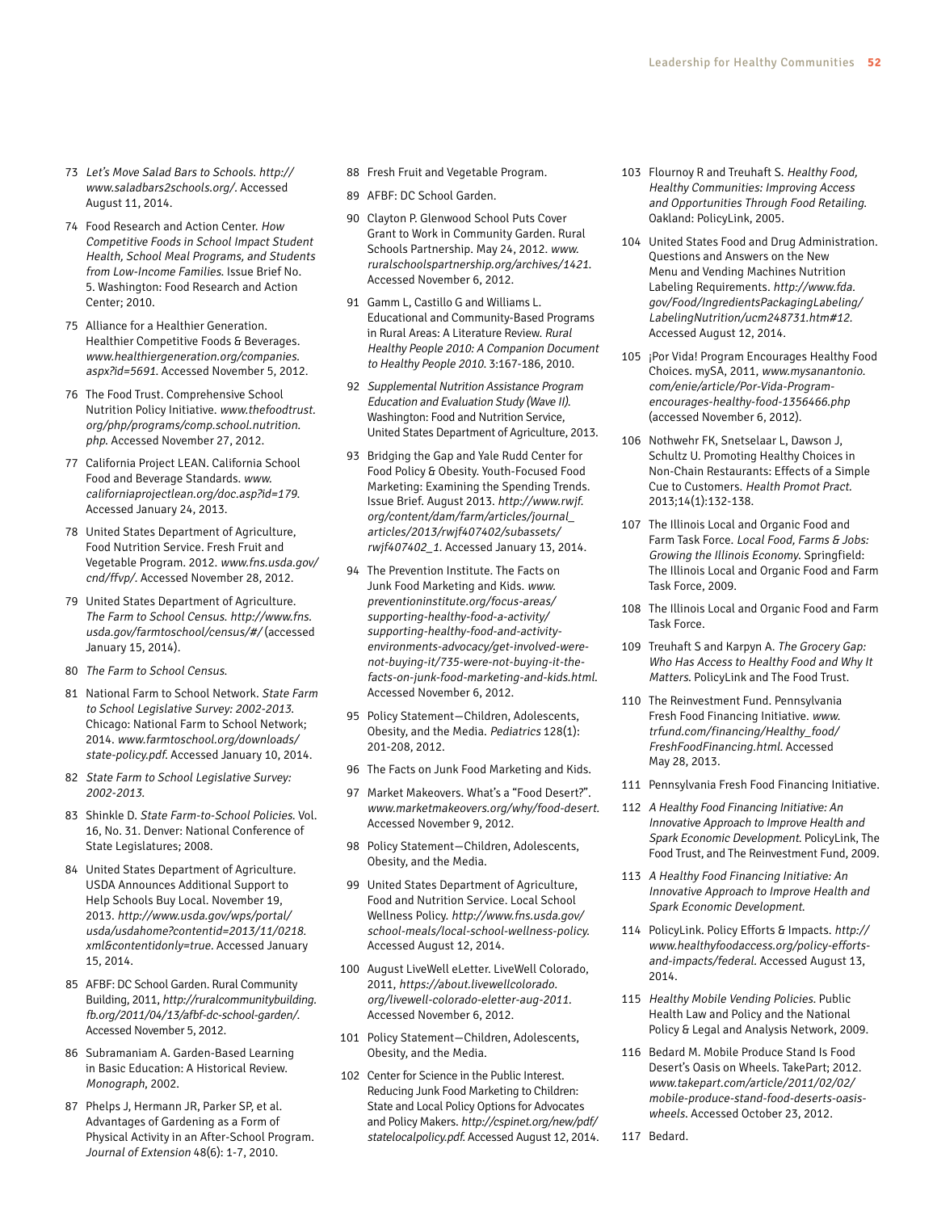73 *Let's Move Salad Bars to Schools. http://www.saladbars2schools.org/*. Accessed August 11, 2014.

74 Food Research and Action Center. *How Competitive Foods in School Impact Student Health, School Meal Programs, and Students from Low-Income Families.* Issue Brief No. 5. Washington: Food Research and Action Center; 2010.

75 Alliance for a Healthier Generation. Healthier Competitive Foods & Beverages. *www.healthiergeneration.org/companies.aspx?id=5691*. Accessed November 5, 2012.

76 The Food Trust. Comprehensive School Nutrition Policy Initiative. *www.thefoodtrust.org/php/programs/comp.school.nutrition.php*. Accessed November 27, 2012.

77 California Project LEAN. California School Food and Beverage Standards. *www.californiaprojectlean.org/doc.asp?id=179*. Accessed January 24, 2013.

78 United States Department of Agriculture, Food Nutrition Service. Fresh Fruit and Vegetable Program. 2012. *www.fns.usda.gov/cnd/ffvp/*. Accessed November 28, 2012.

79 United States Department of Agriculture. *The Farm to School Census. http://www.fns.usda.gov/farmtoschool/census/#/* (accessed January 15, 2014).

80 *The Farm to School Census.*

81 National Farm to School Network. *State Farm to School Legislative Survey: 2002-2013.* Chicago: National Farm to School Network; 2014. *www.farmtoschool.org/downloads/state-policy.pdf*. Accessed January 10, 2014.

82 *State Farm to School Legislative Survey: 2002-2013.*

83 Shinkle D. *State Farm-to-School Policies.* Vol. 16, No. 31. Denver: National Conference of State Legislatures; 2008.

84 United States Department of Agriculture. USDA Announces Additional Support to Help Schools Buy Local. November 19, 2013. *http://www.usda.gov/wps/portal/usda/usdahome?contentid=2013/11/0218.xml&contentidonly=true*. Accessed January 15, 2014.

85 AFBF: DC School Garden. Rural Community Building, 2011, *http://ruralcommunitybuilding.fb.org/2011/04/13/afbf-dc-school-garden/*. Accessed November 5, 2012.

86 Subramaniam A. Garden-Based Learning in Basic Education: A Historical Review. *Monograph*, 2002.

87 Phelps J, Hermann JR, Parker SP, et al. Advantages of Gardening as a Form of Physical Activity in an After-School Program. *Journal of Extension* 48(6): 1-7, 2010.

88 Fresh Fruit and Vegetable Program.

89 AFBF: DC School Garden.

90 Clayton P. Glenwood School Puts Cover Grant to Work in Community Garden. Rural Schools Partnership. May 24, 2012. *www.ruralschoolspartnership.org/archives/1421*. Accessed November 6, 2012.

91 Gamm L, Castillo G and Williams L. Educational and Community-Based Programs in Rural Areas: A Literature Review. *Rural Healthy People 2010: A Companion Document to Healthy People 2010.* 3:167-186, 2010.

92 *Supplemental Nutrition Assistance Program Education and Evaluation Study (Wave II).* Washington: Food and Nutrition Service, United States Department of Agriculture, 2013.

93 Bridging the Gap and Yale Rudd Center for Food Policy & Obesity. Youth-Focused Food Marketing: Examining the Spending Trends. Issue Brief. August 2013. *http://www.rwjf.org/content/dam/farm/articles/journal_articles/2013/rwjf407402/subassets/rwjf407402_1*. Accessed January 13, 2014.

94 The Prevention Institute. The Facts on Junk Food Marketing and Kids. *www.preventioninstitute.org/focus-areas/supporting-healthy-food-a-activity/supporting-healthy-food-and-activity-environments-advocacy/get-involved-were-not-buying-it/735-were-not-buying-it-the-facts-on-junk-food-marketing-and-kids.html*. Accessed November 6, 2012.

95 Policy Statement—Children, Adolescents, Obesity, and the Media. *Pediatrics* 128(1): 201-208, 2012.

96 The Facts on Junk Food Marketing and Kids.

97 Market Makeovers. What's a "Food Desert?". *www.marketmakeovers.org/why/food-desert*. Accessed November 9, 2012.

98 Policy Statement—Children, Adolescents, Obesity, and the Media.

99 United States Department of Agriculture, Food and Nutrition Service. Local School Wellness Policy. *http://www.fns.usda.gov/school-meals/local-school-wellness-policy*. Accessed August 12, 2014.

100 August LiveWell eLetter. LiveWell Colorado, 2011, *https://about.livewellcolorado.org/livewell-colorado-eletter-aug-2011*. Accessed November 6, 2012.

101 Policy Statement—Children, Adolescents, Obesity, and the Media.

102 Center for Science in the Public Interest. Reducing Junk Food Marketing to Children: State and Local Policy Options for Advocates and Policy Makers. *http://cspinet.org/new/pdf/statelocalpolicy.pdf*. Accessed August 12, 2014.

103 Flournoy R and Treuhaft S. *Healthy Food, Healthy Communities: Improving Access and Opportunities Through Food Retailing*. Oakland: PolicyLink, 2005.

104 United States Food and Drug Administration. Questions and Answers on the New Menu and Vending Machines Nutrition Labeling Requirements. *http://www.fda.gov/Food/IngredientsPackagingLabeling/LabelingNutrition/ucm248731.htm#12*. Accessed August 12, 2014.

105 ¡Por Vida! Program Encourages Healthy Food Choices. mySA, 2011, *www.mysanantonio.com/enie/article/Por-Vida-Program-encourages-healthy-food-1356466.php* (accessed November 6, 2012).

106 Nothwehr FK, Snetselaar L, Dawson J, Schultz U. Promoting Healthy Choices in Non-Chain Restaurants: Effects of a Simple Cue to Customers. *Health Promot Pract.* 2013;14(1):132-138.

107 The Illinois Local and Organic Food and Farm Task Force. *Local Food, Farms & Jobs: Growing the Illinois Economy*. Springfield: The Illinois Local and Organic Food and Farm Task Force, 2009.

108 The Illinois Local and Organic Food and Farm Task Force.

109 Treuhaft S and Karpyn A. *The Grocery Gap: Who Has Access to Healthy Food and Why It Matters.* PolicyLink and The Food Trust.

110 The Reinvestment Fund. Pennsylvania Fresh Food Financing Initiative. *www.trfund.com/financing/Healthy_food/FreshFoodFinancing.html*. Accessed May 28, 2013.

111 Pennsylvania Fresh Food Financing Initiative.

112 *A Healthy Food Financing Initiative: An Innovative Approach to Improve Health and Spark Economic Development.* PolicyLink, The Food Trust, and The Reinvestment Fund, 2009.

113 *A Healthy Food Financing Initiative: An Innovative Approach to Improve Health and Spark Economic Development.*

114 PolicyLink. Policy Efforts & Impacts. *http://www.healthyfoodaccess.org/policy-efforts-and-impacts/federal*. Accessed August 13, 2014.

115 *Healthy Mobile Vending Policies.* Public Health Law and Policy and the National Policy & Legal and Analysis Network, 2009.

116 Bedard M. Mobile Produce Stand Is Food Desert's Oasis on Wheels. TakePart; 2012. *www.takepart.com/article/2011/02/02/mobile-produce-stand-food-deserts-oasis-wheels*. Accessed October 23, 2012.

117 Bedard.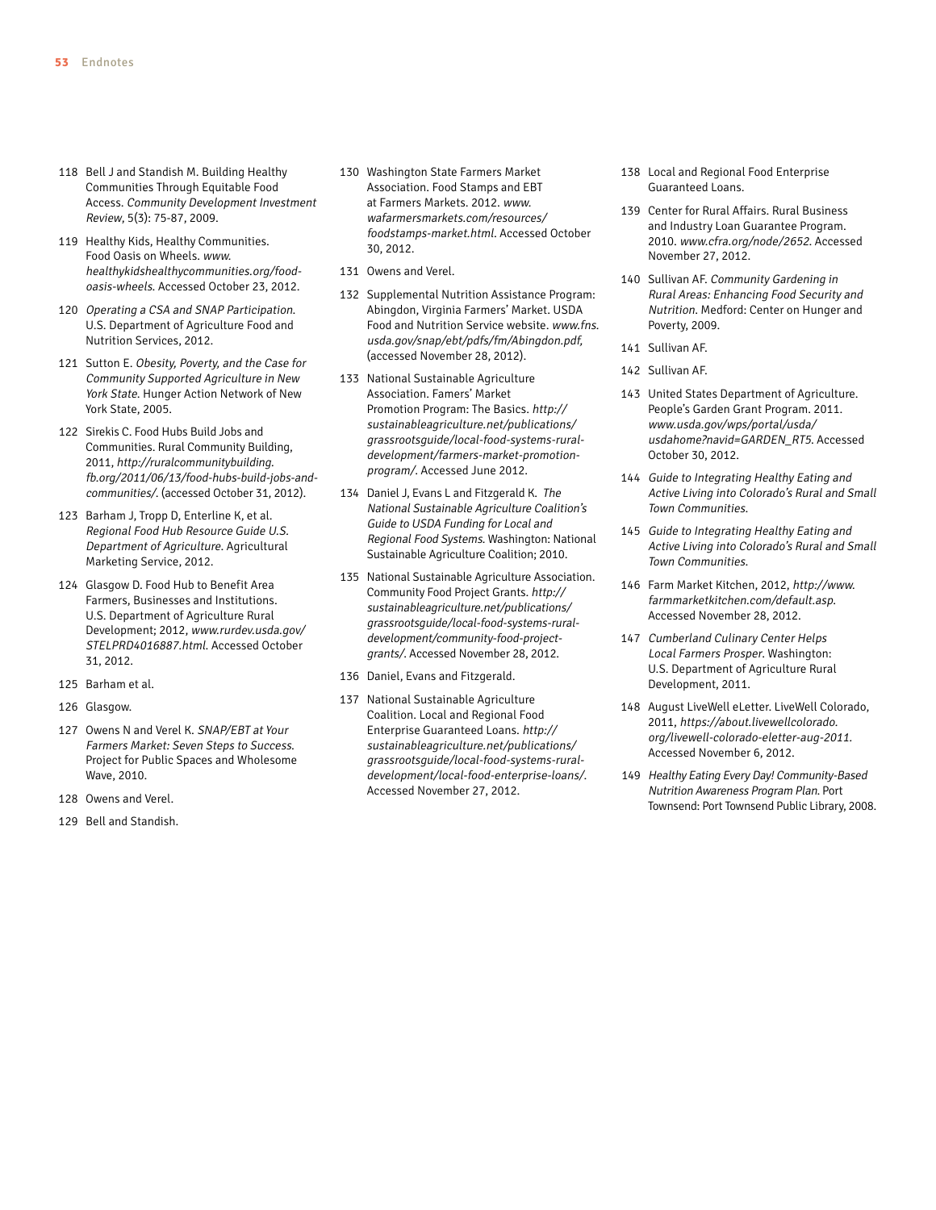118 Bell J and Standish M. Building Healthy Communities Through Equitable Food Access. *Community Development Investment Review*, 5(3): 75-87, 2009.

119 Healthy Kids, Healthy Communities. Food Oasis on Wheels. *www.healthykidshealthycommunities.org/food-oasis-wheels*. Accessed October 23, 2012.

120 *Operating a CSA and SNAP Participation*. U.S. Department of Agriculture Food and Nutrition Services, 2012.

121 Sutton E. *Obesity, Poverty, and the Case for Community Supported Agriculture in New York State*. Hunger Action Network of New York State, 2005.

122 Sirekis C. Food Hubs Build Jobs and Communities. Rural Community Building, 2011, *http://ruralcommunitybuilding.fb.org/2011/06/13/food-hubs-build-jobs-and-communities/*. (accessed October 31, 2012).

123 Barham J, Tropp D, Enterline K, et al. *Regional Food Hub Resource Guide U.S. Department of Agriculture*. Agricultural Marketing Service, 2012.

124 Glasgow D. Food Hub to Benefit Area Farmers, Businesses and Institutions. U.S. Department of Agriculture Rural Development; 2012, *www.rurdev.usda.gov/STELPRD4016887.html*. Accessed October 31, 2012.

125 Barham et al.

126 Glasgow.

127 Owens N and Verel K. *SNAP/EBT at Your Farmers Market: Seven Steps to Success*. Project for Public Spaces and Wholesome Wave, 2010.

128 Owens and Verel.

129 Bell and Standish.

130 Washington State Farmers Market Association. Food Stamps and EBT at Farmers Markets. 2012. *www.wafarmersmarkets.com/resources/foodstamps-market.html*. Accessed October 30, 2012.

131 Owens and Verel.

132 Supplemental Nutrition Assistance Program: Abingdon, Virginia Farmers' Market. USDA Food and Nutrition Service website. *www.fns.usda.gov/snap/ebt/pdfs/fm/Abingdon.pdf*, (accessed November 28, 2012).

133 National Sustainable Agriculture Association. Famers' Market Promotion Program: The Basics. *http://sustainableagriculture.net/publications/grassrootsguide/local-food-systems-rural-development/farmers-market-promotion-program/*. Accessed June 2012.

134 Daniel J, Evans L and Fitzgerald K. *The National Sustainable Agriculture Coalition's Guide to USDA Funding for Local and Regional Food Systems*. Washington: National Sustainable Agriculture Coalition; 2010.

135 National Sustainable Agriculture Association. Community Food Project Grants. *http://sustainableagriculture.net/publications/grassrootsguide/local-food-systems-rural-development/community-food-project-grants/*. Accessed November 28, 2012.

136 Daniel, Evans and Fitzgerald.

137 National Sustainable Agriculture Coalition. Local and Regional Food Enterprise Guaranteed Loans. *http://sustainableagriculture.net/publications/grassrootsguide/local-food-systems-rural-development/local-food-enterprise-loans/*. Accessed November 27, 2012.

138 Local and Regional Food Enterprise Guaranteed Loans.

139 Center for Rural Affairs. Rural Business and Industry Loan Guarantee Program. 2010. *www.cfra.org/node/2652*. Accessed November 27, 2012.

140 Sullivan AF. *Community Gardening in Rural Areas: Enhancing Food Security and Nutrition*. Medford: Center on Hunger and Poverty, 2009.

141 Sullivan AF.

142 Sullivan AF.

143 United States Department of Agriculture. People's Garden Grant Program. 2011. *www.usda.gov/wps/portal/usda/usdahome?navid=GARDEN_RT5*. Accessed October 30, 2012.

144 *Guide to Integrating Healthy Eating and Active Living into Colorado's Rural and Small Town Communities*.

145 *Guide to Integrating Healthy Eating and Active Living into Colorado's Rural and Small Town Communities*.

146 Farm Market Kitchen, 2012, *http://www.farmmarketkitchen.com/default.asp*. Accessed November 28, 2012.

147 *Cumberland Culinary Center Helps Local Farmers Prosper*. Washington: U.S. Department of Agriculture Rural Development, 2011.

148 August LiveWell eLetter. LiveWell Colorado, 2011, *https://about.livewellcolorado.org/livewell-colorado-eletter-aug-2011*. Accessed November 6, 2012.

149 *Healthy Eating Every Day! Community-Based Nutrition Awareness Program Plan*. Port Townsend: Port Townsend Public Library, 2008.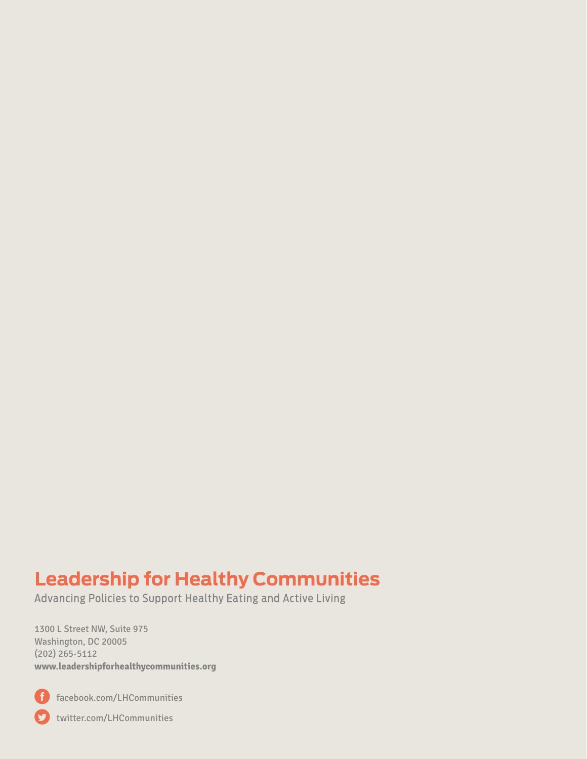# Leadership for Healthy Communities

Advancing Policies to Support Healthy Eating and Active Living

1300 L Street NW, Suite 975
Washington, DC 20005
(202) 265-5112
**www.leadershipforhealthycommunities.org**

facebook.com/LHCommunities

twitter.com/LHCommunities